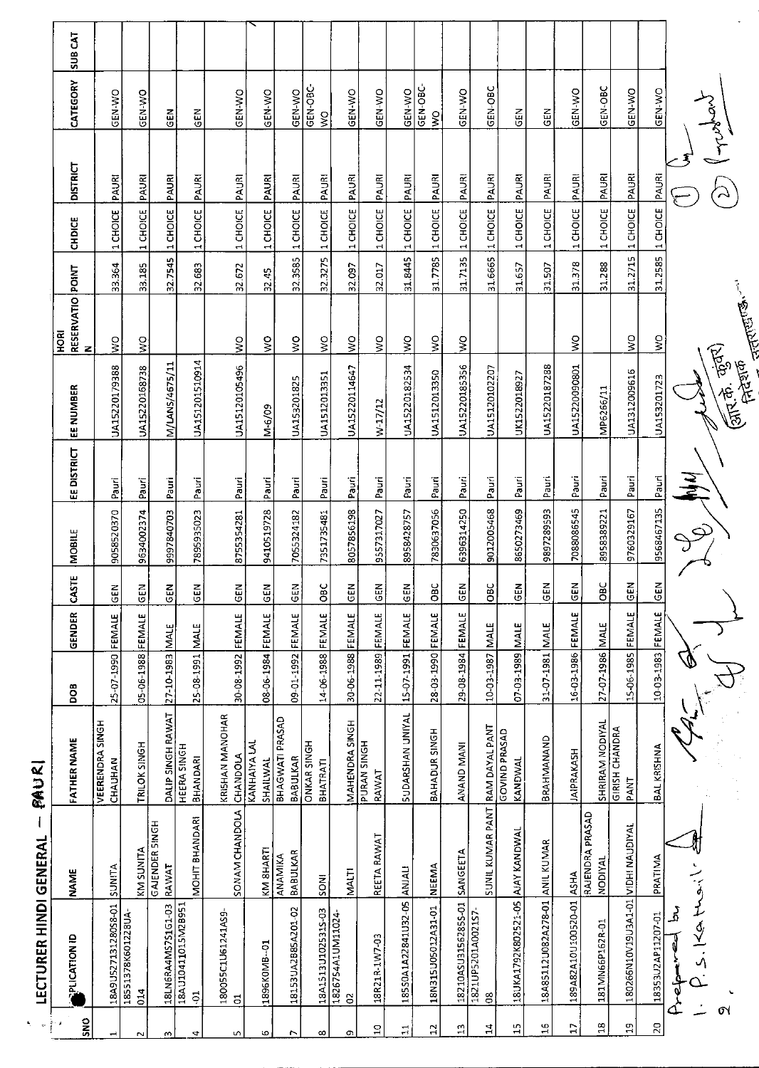## LECTURER HINDI GENERAL — PAURI

| SNO | APPLICATION ID | NAME | FATHER NAME | DOB | GENDER | CASTE | MOBILE | EE DISTRICT | EE NUMBER | HORI RESERVATION | POINT | CHOICE | DISTRICT | CATEGORY | SUB CAT |
|---|---|---|---|---|---|---|---|---|---|---|---|---|---|---|---|
| 1 | 18A9U52713128058-01 | SUNITA | VEERENDRA SINGH CHAUHAN | 25-07-1990 | FEMALE | GEN | 9058520370 | Pauri | UA152201/9388 | WO | 33.364 | 1 CHOICE | PAURI | GEN-WO | |
| 2 | 18551378K601228UA-014 | KM SUNITA | TRILOK SINGH | 05-06-1988 | FEMALE | GEN | 9634002374 | Pauri | UA15220168738 | WO | 33.185 | 1 CHOICE | PAURI | GEN-WO | |
| 3 | 18LN6RA4MS7S1G1-03 | GAJENDER SINGH RAWAT | DALIP SINGH RAWAT | 27-10-1983 | MALE | GEN | 9997840703 | Pauri | M/LANS/4675/11 | | 32.7545 | 1 CHOICE | PAURI | GEN | |
| 4 | 18AJ10411015M2B951-01 | MOHIT BHANDARI | HEERA SINGH BHANDARI | 25-08-1991 | MALE | GEN | 7895935023 | Pauri | UA151201510914 | | 32.683 | 1 CHOICE | PAURI | GEN | |
| 5 | 18005SC1U61241AS9-01 | SONAM CHANDOLA | KRISHAN MANOHAR CHANDOLA | 30-08-1992 | FEMALE | GEN | 8755354281 | Pauri | UA15120105496 | WO | 32.672 | 1 CHOICE | PAURI | GEN-WO | |
| 6 | 1896K0MB--01 | KM BHARTI | KANHAIYA LAL SHAILWAL | 08-06-1984 | FEMALE | GEN | 9410519728 | Pauri | M-6/09 | WO | 32.45 | 1 CHOICE | PAURI | GEN-WO | |
| 7 | 18153UA2B85A201-02 | ANAMIKA BABULKAR | BHAGWATI PRASAD BABULKAR | 09-01-1992 | FEMALE | GEN | 7055324182 | Pauri | UA153201825 | WO | 32.3585 | 1 CHOICE | PAURI | GEN-WO | |
| 8 | 18A1513U1025315-03 | SONI | ONKAR SINGH BHATRATI | 14-06-1988 | FEMALE | OBC | 7351735481 | Pauri | UA1512013351 | WO | 32.3275 | 1 CHOICE | PAURI | GEN-OBC-WO | |
| 9 | 1826754A1UM11024-02 | MALTI | MAHENDRA SINGH | 30-06-1988 | FEMALE | GEN | 8057856198 | Pauri | UA15220114647 | WO | 32.097 | 1 CHOICE | PAURI | GEN-WO | |
| 10 | 18R21R-1W7-03 | REETA RAWAT | PURAN SINGH RAWAT | 22-11-1989 | FEMALE | GEN | 9557317027 | Pauri | W-17/12 | WO | 32.017 | 1 CHOICE | PAURI | GEN-WO | |
| 11 | 18550A1A22841U32-05 | ANJALI | SUDARSHAN UNIYAL | 15-07-1991 | FEMALE | GEN | 8958428757 | Pauri | UA15220182534 | WO | 31.8445 | 1 CHOICE | PAURI | GEN-WO | |
| 12 | 18N315U05012A31-01 | NEEMA | BAHADUR SINGH | 28-03-1990 | FEMALE | OBC | 7830637056 | Pauri | UA1512013350 | WO | 31.7785 | 1 CHOICE | PAURI | GEN-OBC-WO | |
| 13 | 18210ASU3156285S-01 | SANGEETA | ANAND MANI | 29-08-1984 | FEMALE | GEN | 6396314250 | Pauri | UA15220185356 | WO | 31.7135 | 1 CHOICE | PAURI | GEN-WO | |
| 14 | 1821UP5201A0021S7-08 | SUNIL KUMAR PANT | RAM DAYAL PANT | 10-03-1987 | MALE | OBC | 9012005468 | Pauri | UA15120102207 | | 31.6665 | 1 CHOICE | PAURI | GEN-OBC | |
| 15 | 18UKA1792K80252-05 | AJAY KANDWAL | GOVIND PRASAD KANDWAL | 07-03-1989 | MALE | GEN | 8650273469 | Pauri | UK1522018927 | | 31.657 | 1 CHOICE | PAURI | GEN | |
| 16 | 18A85112U082A278-01 | ANIL KUMAR | BRAHMANAND | 31-07-1981 | MALE | GEN | 9897289593 | Pauri | UA15220187288 | | 31.507 | 1 CHOICE | PAURI | GEN | |
| 17 | 189A82A10U100520-01 | ASHA | JAIPRAKASH | 16-03-1986 | FEMALE | GEN | 7088086545 | Pauri | UA15220090801 | WO | 31.378 | 1 CHOICE | PAURI | GEN-WO | |
| 18 | 181MN66P162R-01 | RAJENDRA PRASAD NODIYAL | SHRIRAM NODIYAL | 27-07-1986 | MALE | OBC | 8958389221 | Pauri | MP6266/11 | | 31.288 | 1 CHOICE | PAURI | GEN-OBC | |
| 19 | 180266N10V19U3A1-01 | VIDHI NAUDIYAL | GIRISH CHANDRA PANT | 15-06-1985 | FEMALE | GEN | 9760329167 | Pauri | UA1312009616 | WO | 31.2715 | 1 CHOICE | PAURI | GEN-WO | |
| 20 | 18353U2AP11207-01 | PRATIMA | BAL KRISHNA | 10-03-1983 | FEMALE | GEN | 9568467135 | Pauri | UA153201723 | WO | 31.2585 | 1 CHOICE | PAURI | GEN-WO | |

Prepared by
1. P.S. Kathait
2.

(आर.के. कुंवर)
निदेशक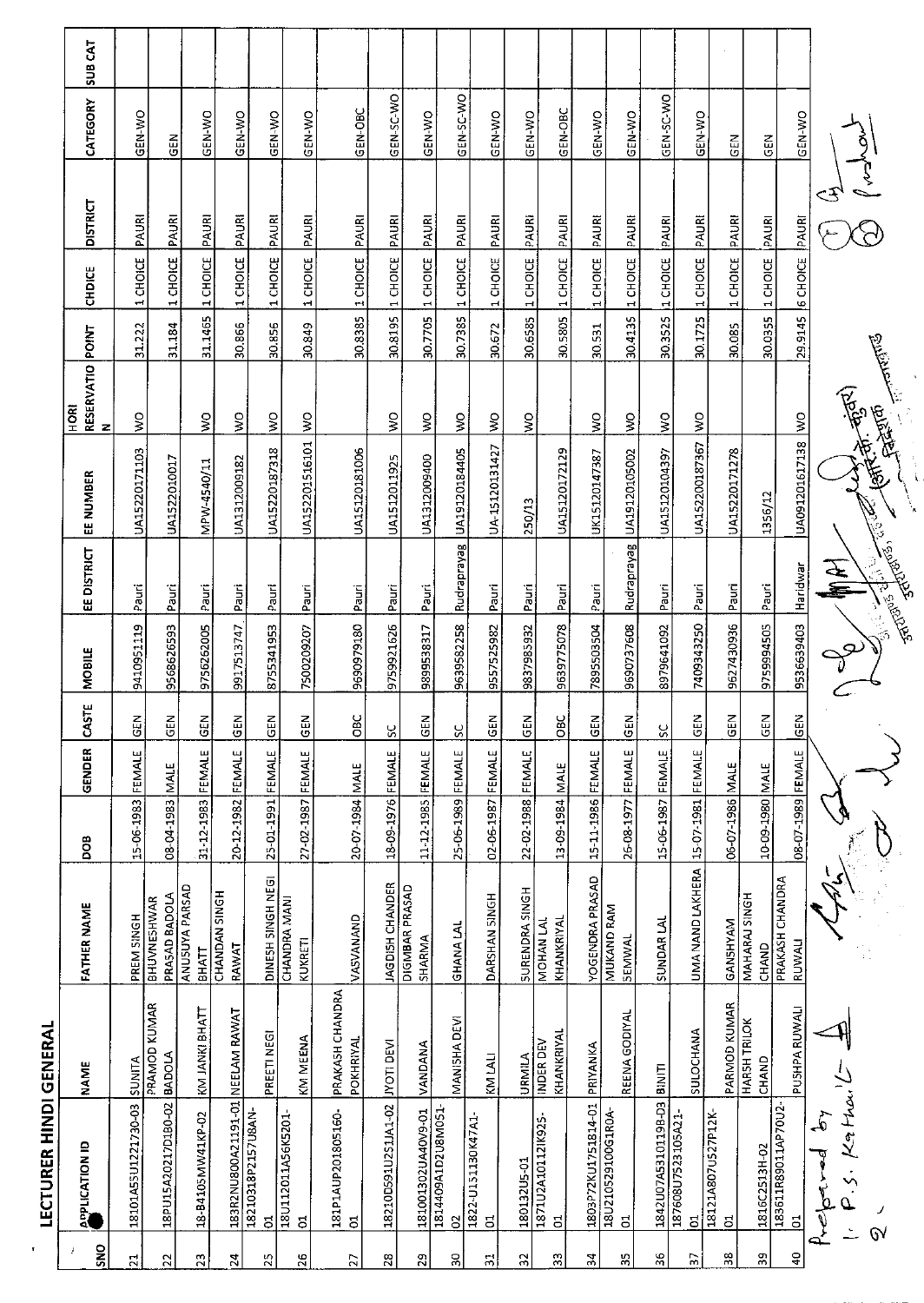## LECTURER HINDI GENERAL

| SNO | APPLICATION ID | NAME | FATHER NAME | DOB | GENDER | CASTE | MOBILE | EE DISTRICT | EE NUMBER | HORI RESERVATION | POINT | CHOICE | DISTRICT | CATEGORY | SUB CAT |
|---|---|---|---|---|---|---|---|---|---|---|---|---|---|---|---|
| 21 | 18101A5U1221730-03 | SUNITA | PREM SINGH | 15-06-1983 | FEMALE | GEN | 9410951119 | Pauri | UA15220171103 | WO | 31.222 | 1 CHOICE | PAURI | GEN-WO | |
| 22 | 18PU15A20217D1B0-02 | PRAMOD KUMAR BADOLA | BHUVNESHWAR PRASAD BADOLA | 08-04-1983 | MALE | GEN | 9568626593 | Pauri | UA1522010017 | | 31.184 | 1 CHOICE | PAURI | GEN | |
| 23 | 18-B4105MW41KP-02 | KM JANKI BHATT | ANUSUYA PARSAD BHATT | 31-12-1983 | FEMALE | GEN | 9756262005 | Pauri | MPW-4540/11 | WO | 31.1465 | 1 CHOICE | PAURI | GEN-WO | |
| 24 | 183R2NU800A21191-01 | NEELAM RAWAT | CHANDAN SINGH RAWAT | 20-12-1982 | FEMALE | GEN | 9917513747 | Pauri | UA1312009182 | WO | 30.866 | 1 CHOICE | PAURI | GEN-WO | |
| 25 | 18210318P2157U8AN-01 | PREETI NEGI | DINESH SINGH NEGI | 25-01-1991 | FEMALE | GEN | 8755341953 | Pauri | UA15220187318 | WO | 30.856 | 1 CHOICE | PAURI | GEN-WO | |
| 26 | 18U112011A56K5201-01 | KM MEENA | CHANDRA MANI KUKRETI | 27-02-1987 | FEMALE | GEN | 7500209207 | Pauri | UA15220151610​1 | WO | 30.849 | 1 CHOICE | PAURI | GEN-WO | |
| 27 | 181P1AUP201805160-01 | PRAKASH CHANDRA POKHRIYAL | VASVANAND | 20-07-1984 | MALE | OBC | 9690979180 | Pauri | UA15120181006 | | 30.8385 | 1 CHOICE | PAURI | GEN-OBC | |
| 28 | 18210D591U251JA1-02 | JYOTI DEVI | JAGDISH CHANDER | 18-09-1976 | FEMALE | SC | 9759921626 | Pauri | UA1512011925 | WO | 30.8195 | 1 CHOICE | PAURI | GEN-SC-WO | |
| 29 | 18100130​2UA40V9-01 | VANDANA | DIGMBAR PRASAD SHARMA | 11-12-1985 | FEMALE | GEN | 9899538317 | Pauri | UA1312009400 | WO | 30.7705 | 1 CHOICE | PAURI | GEN-WO | |
| 30 | 1814409A1D2U8M051-02 | MANISHA DEVI | GHANA LAL | 25-06-1989 | FEMALE | SC | 9639582258 | Rudraprayag | UA19120184405 | WO | 30.7385 | 1 CHOICE | PAURI | GEN-SC-WO | |
| 31 | 1822-U151130K47A1-01 | KM LALI | DARSHAN SINGH | 02-06-1987 | FEMALE | GEN | 9557525982 | Pauri | UA-15120131427 | WO | 30.672 | 1 CHOICE | PAURI | GEN-WO | |
| 32 | 180132U5-01 | URMILA | SURENDRA SINGH | 22-02-1988 | FEMALE | GEN | 9837985932 | Pauri | 250/13 | WO | 30.6585 | 1 CHOICE | PAURI | GEN-WO | |
| 33 | 1871U2A10112IK925-01 | INDER DEV KHANKRIYAL | MOHAN LAL KHANKRIYAL | 13-09-1984 | MALE | OBC | 9639775078 | Pauri | UA15120172129 | | 30.5805 | 1 CHOICE | PAURI | GEN-OBC | |
| 34 | 1803P72KU1751814-01 | PRIYANKA | YOGENDRA PRASAD | 15-11-1986 | FEMALE | GEN | 7895503504 | Pauri | UK15120147387 | WO | 30.531 | 1 CHOICE | PAURI | GEN-WO | |
| 35 | 18U2105291​00G1R0A-01 | REENA GODIYAL | MUKAND RAM SEMWAL | 26-08-1977 | FEMALE | GEN | 9690737608 | Rudraprayag | UA19120105002 | WO | 30.4135 | 1 CHOICE | PAURI | GEN-WO | |
| 36 | 1842U07A5310119B-03 | BINITI | SUNDAR LAL | 15-06-1987 | FEMALE | SC | 8979641092 | Pauri | UA15120104397 | WO | 30.3525 | 1 CHOICE | PAURI | GEN-SC-WO | |
| 37 | 187608U7523105A21-01 | SULOCHANA | UMA NAND LAKHERA | 15-07-1981 | FEMALE | GEN | 7409343250 | Pauri | UA15220187367 | WO | 30.1725 | 1 CHOICE | PAURI | GEN-WO | |
| 38 | 18121A807U527P12K-01 | PARMOD KUMAR | GANSHYAM | 06-07-1986 | MALE | GEN | 9627430936 | Pauri | UA15220171278 | | 30.085 | 1 CHOICE | PAURI | GEN | |
| 39 | 1816C2513H-02 | HARSH TRILOK CHAND | MAHARAJ SINGH CHAND | 10-09-1980 | MALE | GEN | 9759994505 | Pauri | 1356/12 | | 30.0355 | 1 CHOICE | PAURI | GEN | |
| 40 | 183611R89011AP70U2-01 | PUSHPA RUWALI | PRAKASH CHANDRA RUWALI | 08-07-1989 | FEMALE | GEN | 9536639403 | Haridwar | UA09120161713​8 | WO | 29.9145 | 6 CHOICE | PAURI | GEN-WO | |

Prepared by
1. P.S. Kathait
2.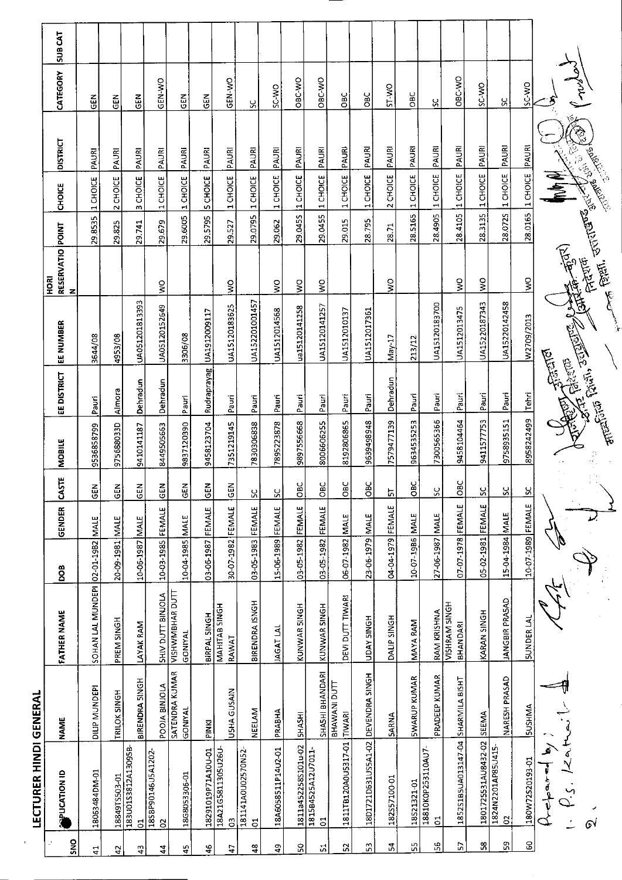## LECTURER HINDI GENERAL

| SNO | APPLICATION ID | NAME | FATHER NAME | DOB | GENDER | CASTE | MOBILE | EE DISTRICT | EE NUMBER | HORI RESERVATION | POINT | CHOICE | DISTRICT | CATEGORY | SUB CAT |
|---|---|---|---|---|---|---|---|---|---|---|---|---|---|---|---|
| 41 | 18063484DM-01 | DILIP MUNDEPI | SOHAN LAL MUNDEPI | 02-01-1982 | MALE | GEN | 9536858799 | Pauri | 3644/08 | | 29.8535 | 1 CHOICE | PAURI | GEN | |
| 42 | 18849TS503-01 | TRILOK SINGH | PREM SINGH | 20-09-1981 | MALE | GEN | 9756880330 | Almora | 4953/08 | | 29.825 | 2 CHOICE | PAURI | GEN | |
| 43 | 183U01S3812A13095B-01 | BIRENDRA SINGH | LAYAK RAM | 10-06-1987 | MALE | GEN | 9410141187 | Dehradun | UA05120181393 | | 29.741 | 3 CHOICE | PAURI | GEN | |
| 44 | 18SBP90146U5A1202-02 | POOJA BINJOLA | SHIV DUTT BINJOLA | 10-03-1985 | FEMALE | GEN | 8449505663 | Dehradun | UA05120152649 | WO | 29.679 | 1 CHOICE | PAURI | GEN-WO | |
| 45 | 18G8053306-01 | SATENDRA KUMAR GONIYAL | VISHWMBHAR DUTT GONIYAL | 10-04-1985 | MALE | GEN | 9837120390 | Pauri | 3306/08 | | 29.6005 | 1 CHOICE | PAURI | GEN | |
| 46 | 18291019P71A10U-01 | PINKI | BIRPAL SINGH | 03-06-1987 | FEMALE | GEN | 9458123704 | Rudraprayag | UA1912009117 | | 29.5795 | 5 CHOICE | PAURI | GEN | |
| 47 | 18A21G5811305U26U-03 | USHA GUSAIN | MAHITAB SINGH RAWAT | 30-07-1982 | FEMALE | GEN | 7351219145 | Pauri | UA15120183625 | WO | 29.527 | 1 CHOICE | PAURI | GEN-WO | |
| 48 | 181141A0U02570N52-01 | NEELAM | BIRENDRA ISNGH | 03-05-1983 | FEMALE | SC | 7830306838 | Pauri | UA15220101457 | | 29.0795 | 1 CHOICE | PAURI | SC | |
| 49 | 18A60S8511P14U2-01 | PRABHA | JAGAT LAL | 15-06-1989 | FEMALE | SC | 7895223878 | Pauri | UA1512014568 | WO | 29.062 | 1 CHOICE | PAURI | SC-WO | |
| 50 | 1811a452258S101u-02 | SHASHI | KUNWAR SINGH | 03-05-1982 | FEMALE | OBC | 9897556668 | Pauri | ua1512014I258 | WO | 29.0455 | 1 CHOICE | PAURI | OBC-WO | |
| 51 | 1815B452SA12U7011-01 | SHASHI BHANDARI | KUNWAR SINGH | 03-05-1982 | FEMALE | OBC | 8006606255 | Pauri | UA15120141257 | WO | 29.0455 | 1 CHOICE | PAURI | OBC-WO | |
| 52 | 1811TB120A0U5317-01 | BHAWANI DUTT TIWARI | DEVI DUTT TIWARI | 06-07-1982 | MALE | OBC | 8192806865 | Pauri | UA1512010137 | | 29.015 | 1 CHOICE | PAURI | OBC | |
| 53 | 18D1721D631U55A1-02 | DEVENDRA SINGH | UDAY SINGH | 23-06-1979 | MALE | OBC | 9639498948 | Pauri | UA1512017361 | | 28.795 | 1 CHOICE | PAURI | OBC | |
| 54 | 182S57100-01 | SARNA | DALIP SINGH | 04-04-1979 | FEMALE | ST | 7579477139 | Dehradun | May-17 | WO | 28.71 | 2 CHOICE | PAURI | ST-WO | |
| 55 | 18S21321-01 | SWARUP KUMAR | MAYA RAM | 10-07-1986 | MALE | OBC | 9634535253 | Pauri | 213/12 | | 28.5165 | 1 CHOICE | PAURI | OBC | |
| 56 | 18810K0P253110AU7-01 | PRADEEP KUMAR | RAM KRISHNA | 27-06-1987 | MALE | SC | 7300565366 | Pauri | UA15120183700 | | 28.4905 | 1 CHOICE | PAURI | SC | |
| 57 | 1852S1B5UA013147-04 | SHARMILA BISHT | VISHRAM SINGH BHANDARI | 07-07-1978 | FEMALE | OBC | 9458104464 | Pauri | UA1512013475 | WO | 28.4105 | 1 CHOICE | PAURI | OBC-WO | |
| 58 | 1801725S31AU8432-02 | SEEMA | KARAN SINGH | 05-02-1981 | FEMALE | SC | 9411577753 | Pauri | UA15220187343 | WO | 28.3135 | 1 CHOICE | PAURI | SC-WO | |
| 59 | 1824N2201AP85U415-02 | NARESH PRASAD | JANGBIR PRASAD | 15-04-1984 | MALE | SC | 9758935151 | Pauri | UA15220142458 | | 28.0725 | 1 CHOICE | PAURI | SC | |
| 60 | 180W72S20193-01 | SUSHMA | SUNDER LAL | 10-07-1989 | FEMALE | SC | 8958242499 | Tehri | W2709/2013 | WO | 28.0165 | 1 CHOICE | PAURI | SC-WO | |

Prepared by:
1. P.S. Kathait
2.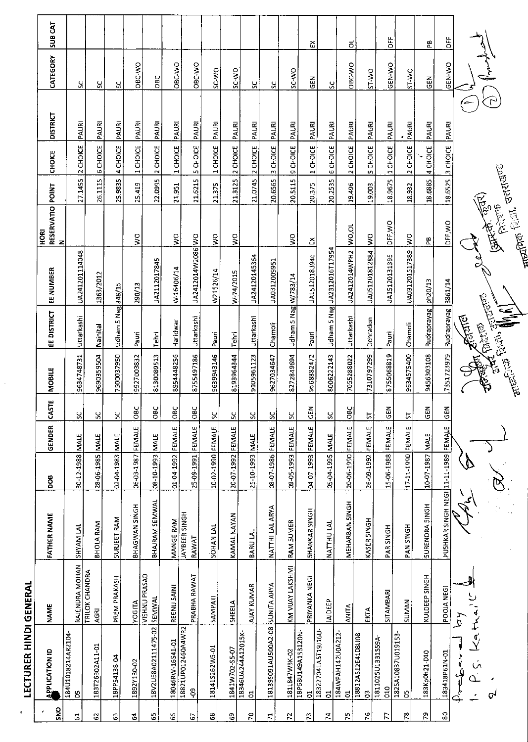## LECTURER HINDI GENERAL

| SNO | APPLICATION ID | NAME | FATHER NAME | DOB | GENDER | CASTE | MOBILE | EE DISTRICT | EE NUMBER | HORI RESERVATION | POINT | CHOICE | DISTRICT | CATEGORY | SUB CAT |
|---|---|---|---|---|---|---|---|---|---|---|---|---|---|---|---|
| 61 | 184U1018214AR2104-D5 | RAJENDRA MOHAN | SHYAM LAL | 30-12-1988 | MALE | SC | 9634748731 | Uttarkashi | UA241201114048 | | 27.1455 | 2 CHOICE | PAURI | SC | |
| 62 | 183T26302A11-01 | TRILOK CHANDRA AGRI | BHOLA RAM | 28-06-1985 | MALE | SC | 9690359504 | Nainital | 1363/2012 | | 26.1115 | 6 CHOICE | PAURI | SC | |
| 63 | 18PP54138-04 | PREM PRAKASH | SURJEET RAM | 02-04-1983 | MALE | SC | 7500037950 | Udham S Nag | 348/15 | | 25.9835 | 4 CHOICE | PAURI | SC | |
| 64 | 1892Y130-02 | YOGITA | BHAGWAN SINGH | 06-03-1987 | FEMALE | OBC | 9927003832 | Pauri | 290/13 | WO | 25.419 | 1 CHOICE | PAURI | OBC-WO | |
| 65 | 18V2U58A02111475-02 | VISHNU PRASAD SEMWAL | BHAJRAM SEMWAL | 08-10-1993 | MALE | OBC | 8130089513 | Tehri | UA2112017845 | | 22.0995 | 2 CHOICE | PAURI | OBC | |
| 66 | 18046RW-16541-01 | REENU SAINI | MANGE RAM | 01-04-1992 | FEMALE | OBC | 8954448256 | Haridwar | W-16406/14 | WO | 21.951 | 1 CHOICE | PAURI | OBC-WO | |
| 67 | 18821UP012460A4WR2-09 | PRABHA RAWAT | JAYBEER SINGH RAWAT | 25-09-1991 | FEMALE | OBC | 8755497186 | Uttarkashi | UA2412014W2086 | WO | 21.6215 | 5 CHOICE | PAURI | OBC-WO | |
| 68 | 18141S262W5-01 | SAMPATI | SOHAN LAL | 10-02-1990 | FEMALE | SC | 9639943146 | Pauri | W21526/14 | WO | 21.375 | 1 CHOICE | PAURI | SC-WO | |
| 69 | 1841W702-55-07 | SHEELA | KAMAL NAYAN | 20-07-1992 | FEMALE | SC | 8193964344 | Tehri | W-74/2015 | WO | 21.3125 | 2 CHOICE | PAURI | SC-WO | |
| 70 | 18346UA24A12015K-01 | AJAY KUMAR | BARU LAL | 25-10-1993 | MALE | SC | 9105961123 | Uttarkashi | UA24120145364 | | 21.0745 | 2 CHOICE | PAURI | SC | |
| 71 | 18139S091AU500A2-08 | SUNITA ARYA | NATTHI LAL ARYA | 08-07-1986 | FEMALE | SC | 9627034647 | Chamoli | UA0312009951 | | 20.6565 | 3 CHOICE | PAURI | SC | |
| 72 | 181L847W3K-02 | KM VIJAY LAKSHMI | RAM SUMER | 09-05-1993 | FEMALE | SC | 8272849694 | Udham S Nag | W/783/14 | WO | 20.5115 | 9 CHOICE | PAURI | SC-WO | |
| 73 | 18P68U149A153120N-01 | PRIYANKA NEGI | SHANKAR SINGH | 04-07-1993 | FEMALE | GEN | 9568882472 | Pauri | UA15120183946 | EX | 20.375 | 1 CHOICE | PAURI | GEN | EX |
| 74 | 183227041A5T19J1GU-01 | JAIDEEP | NATTHU LAL | 05-04-1995 | MALE | SC | 8006222143 | Udham S Nag | UA2312016T17954 | | 20.2535 | 6 CHOICE | PAURI | SC | |
| 75 | 184WPAH142U0A212-01 | ANITA | MEHARBAN SINGH | 20-06-1990 | FEMALE | OBC | 7055288022 | Uttarkashi | UA2412014WPH2 | WO,OL | 19.496 | 2 CHOICE | PAURI | OBC-WO | OL |
| 76 | 18812A512E41D8U08-03 | EKTA | KASER SINGH | 26-09-1992 | FEMALE | ST | 7310797299 | Dehradun | UA051201812884 | WO | 19.003 | 5 CHOICE | PAURI | ST-WO | |
| 77 | 1811025U1331559A-010 | SITAMBARI | PAR SINGH | 15-06-1988 | FEMALE | GEN | 8755068819 | Pauri | UA15120131395 | DFF,WO | 18.9675 | 1 CHOICE | PAURI | GEN-WO | DFF |
| 78 | 1825A10837U019153-05 | SUMAN | PAN SINGH | 17-11-1990 | FEMALE | ST | 9634575400 | Chamoli | UA031201517389 | WO | 18.932 | 2 CHOICE | PAURI | ST-WO | |
| 79 | 183Kp0h21-D10 | KULDEEP SINGH | SURENDRA SINGH | 10-07-1987 | MALE | GEN | 9456303108 | Rudraprayag | ph20/13 | PB | 18.6885 | 4 CHOICE | PAURI | GEN | PB |
| 80 | 183418P61N-01 | POOJA NEGI | PUSHKAR SINGH NEGI | 11-11-1989 | FEMALE | GEN | 7351723979 | Rudraprayag | 3861/14 | DFF,WO | 18.6525 | 3 CHOICE | PAURI | GEN-WO | DFF |

Prepared by
1. P.S. Kathait
2.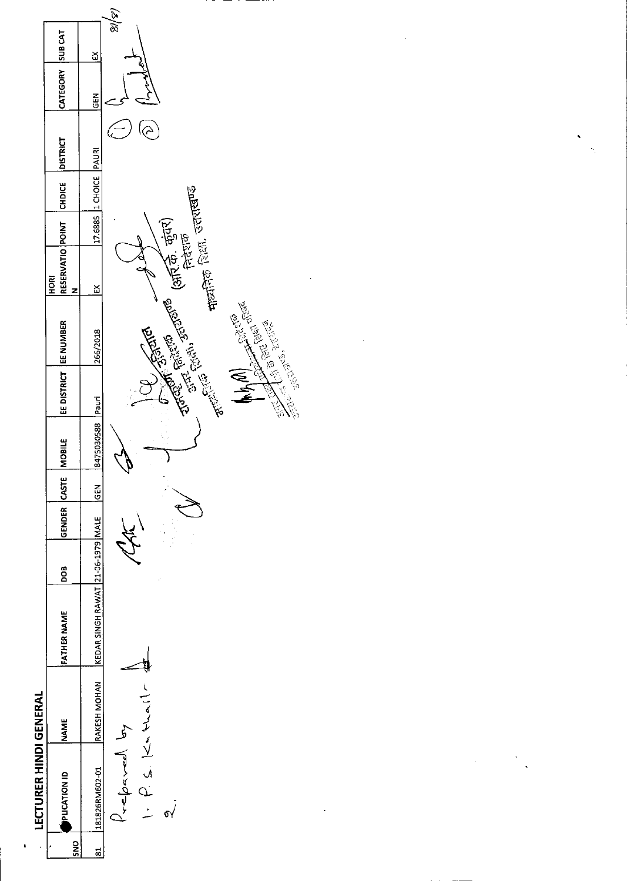## LECTURER HINDI GENERAL

| SNO | APPLICATION ID | NAME | FATHER NAME | DOB | GENDER | CASTE | MOBILE | EE DISTRICT | EE NUMBER | HORI RESERVATION | POINT | CHOICE | DISTRICT | CATEGORY | SUB CAT |
|---|---|---|---|---|---|---|---|---|---|---|---|---|---|---|---|
| 81 | 181826RM602-01 | RAKESH MOHAN | KEDAR SINGH RAWAT | 21-06-1979 | MALE | GEN | 8475030588 | Pauri | 266/2018 | EX | 17.6885 | 1 CHOICE | PAURI | GEN | EX |

Prepared by
1. P. S. Kathait
2.

(आर.के. कुंवर)
निदेशक
माध्यमिक शिक्षा, उत्तराखण्ड

उपनिदेशक अधिष्ठान
अपर निदेशक
माध्यमिक शिक्षा, उत्तराखण्ड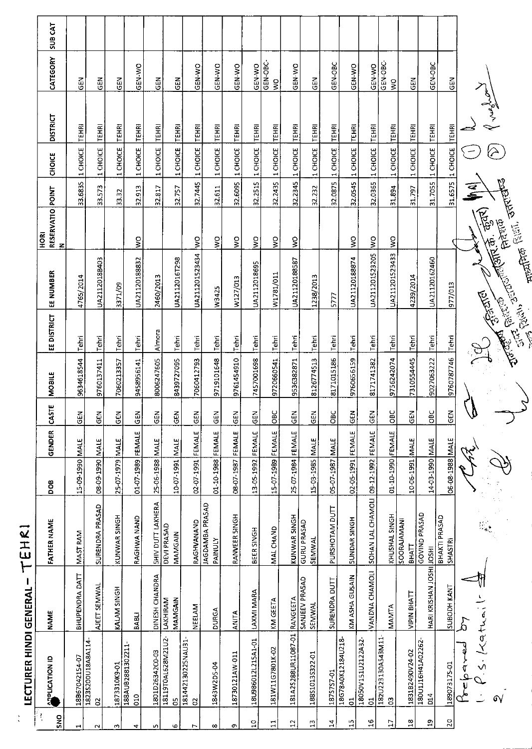# LECTURER HINDI GENERAL - TEHRI

| SNO | APPLICATION ID | NAME | FATHER NAME | DOB | GENDER | CASTE | MOBILE | EE DISTRICT | EE NUMBER | HORI RESERVATION | POINT | CHOICE | DISTRICT | CATEGORY | SUB CAT |
|---|---|---|---|---|---|---|---|---|---|---|---|---|---|---|---|
| 1 | 18B67042154-07 | BHUPENDRA DATT | MAST RAM | 15-09-1990 | MALE | GEN | 9634618544 | Tehri | 4765/2014 | | 33.6835 | 1 CHOICE | TEHRI | GEN | |
| 2 | 1823S200U18A8A114-02 | AJEET SEMWAL | SURENDRA PRASAD | 08-09-1990 | MALE | GEN | 9760137411 | Tehri | UA21120188403 | | 33.573 | 1 CHOICE | TEHRI | GEN | |
| 3 | 1873310K9-01 | KALAM SINGH | KUNWAR SINGH | 25-07-1979 | MALE | GEN | 7060213357 | Tehri | 3371/09 | | 33.32 | 1 CHOICE | TEHRI | GEN | |
| 4 | 188AUB2881302211-010 | BABLI | RAGHWA NAND | 01-07-1989 | FEMALE | GEN | 9458956141 | Tehri | UA21120188832 | WO | 32.913 | 1 CHOICE | TEHRI | GEN-WO | |
| 5 | 1801D26342C0-03 | DINESH CHANDRA | SHIV DUTT LAKHERA | 25-06-1988 | MALE | GEN | 8006247605 | Almora | 2460/2013 | | 32.817 | 1 CHOICE | TEHRI | GEN | |
| 6 | 18119T0AL528M21U2-05 | LAKHIRAM MAMGAIN | DEVI PRASAD MAMGAIN | 10-07-1991 | MALE | GEN | 8439727095 | Tehri | UA2112016T298 | | 32.757 | 1 CHOICE | TEHRI | GEN | |
| 7 | 18144213022SNAU31-02 | NEELAM | RAGHVANAND | 02-07-1991 | FEMALE | GEN | 7060412793 | Tehri | UA211201523434 | WO | 32.7445 | 1 CHOICE | TEHRI | GEN-WO | |
| 8 | 1843W2D5-04 | DURGA | JAGDAMBA PRASAD PAINULY | 01-10-1988 | FEMALE | GEN | 9719101648 | Tehri | W3425 | WO | 32.611 | 1 CHOICE | TEHRI | GEN-WO | |
| 9 | 18730121AW-011 | ANITA | RANVEER SINGH | 08-07-1987 | FEMALE | GEN | 9761454910 | Tehri | W127/013 | WO | 32.6095 | 1 CHOICE | TEHRI | GEN-WO | |
| 10 | 18U98601 2L215A1-01 | LAXMI MARA | BEER SINGH | 13-05-1992 | FEMALE | GEN | 7457001698 | Tehri | UA2112018695 | WO | 32.2515 | 1 CHOICE | TEHRI | GEN-WO | |
| 11 | 181W11G7801K-02 | KM GEETA | MAL CHAND | 15-07-1989 | FEMALE | OBC | 9720660541 | Tehri | W1781/011 | WO | 32.2435 | 1 CHOICE | TEHRI | GEN-OBC-WO | |
| 12 | 181A25288UR11087-01 | RANGEETA | KUNWAR SINGH | 25-07-1984 | FEMALE | GEN | 9536382871 | Tehri | UA21120188587 | WO | 32.2345 | 1 CHOICE | TEHRI | GEN-WO | |
| 13 | 188S1013S322-01 | SANJEEV PRASAD SEMWAL | GURU PRASAD SEMWAL | 15-03-1985 | MALE | GEN | 8126774513 | Tehri | 1238/2013 | | 32.232 | 1 CHOICE | TEHRI | GEN | |
| 14 | 18757S7-01 | SURENDRA DUTT | PURSHOTAM DUTT | 05-07-1987 | MALE | OBC | 8171015186 | Tehri | 5777 | | 32.0875 | 1 CHOICE | TEHRI | GEN-OBC | |
| 15 | 18G78A0K12184U218-01 | KM ASHA GUSAIN | SUNDAR SINGH | 02-05-1991 | FEMALE | GEN | 9760656159 | Tehri | UA21120188874 | WO | 32.0545 | 1 CHOICE | TEHRI | GEN-WO | |
| 16 | 18050V151U2122A32-01 | VANDNA CHAMOLI | SOHAN LAL CHAMOLI | 09-12-1992 | FEMALE | GEN | 8171741382 | Tehri | UA211201523205 | WO | 32.0365 | 1 CHOICE | TEHRI | GEN-WO | |
| 17 | 182U223130A543M11-03 | MAMTA | KHUSHAL SINGH | 01-10-1990 | FEMALE | OBC | 9756242074 | Tehri | UA211201523433 | WO | 31.894 | 1 CHOICE | TEHRI | GEN-OBC-WO | |
| 18 | 1831B2490V24-02 | VIPIN BHATT | SOORAJAMANI BHATT | 10-06-1991 | MALE | GEN | 7310554445 | Tehri | 4239/2014 | | 31.797 | 1 CHOICE | TEHRI | GEN | |
| 19 | 180U116H41A02262-014 | HARI KRISHAN JOSHI | GOVIND PRASAD JOSHI | 14-03-1990 | MALE | OBC | 9027063222 | Tehri | UA21120162460 | | 31.7055 | 1 CHOICE | TEHRI | GEN-OBC | |
| 20 | 18907317S-01 | SUBODH KANT | BHAKTI PRASAD SHASTRI | 06-08-1988 | MALE | GEN | 9760787746 | Tehri | 977/013 | | 31.6575 | 1 CHOICE | TEHRI | GEN | |

Prepared by
1. P.S. Kathait
2.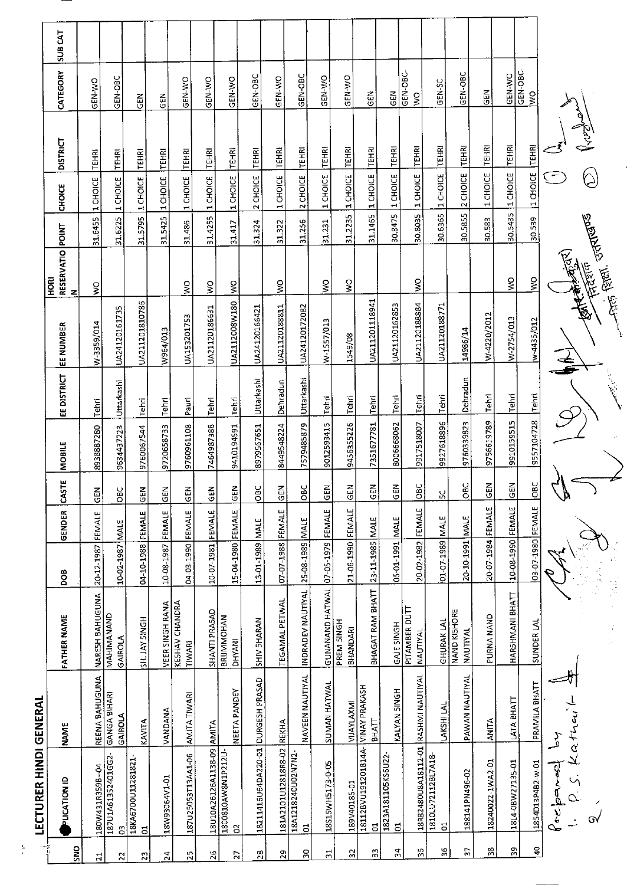# LECTURER HINDI GENERAL

| SNO | APPLICATION ID | NAME | FATHER NAME | DOB | GENDER | CASTE | MOBILE | EE DISTRICT | EE NUMBER | HORI RESERVATION | POINT | CHOICE | DISTRICT | CATEGORY | SUB CAT |
|---|---|---|---|---|---|---|---|---|---|---|---|---|---|---|---|
| 21 | 180W431R359B--04 | REENA BAHUGUNA | NARESH BAHUGUNA | 20-12-1987 | FEMALE | GEN | 8938887280 | Tehri | W-3359/014 | WO | 31.6455 | 1 CHOICE | TEHRI | GEN-WO | |
| 22 | 187U1A61352401GG2-03 | GANGA BIHARI GAIROLA | MAHIMANAND GAIROLA | 10-02-1987 | MALE | OBC | 9634437223 | Uttarkashi | UA24120161735 | | 31.6225 | 1 CHOICE | TEHRI | GEN-OBC | |
| 23 | 18KA6700U11281821-01 | KAVITA | SH. JAY SINGH | 04-10-1988 | FEMALE | GEN | 9760067544 | Tehri | UA21120181078​6 | | 31.5795 | 1 CHOICE | TEHRI | GEN | |
| 24 | 18W93064V1-01 | VANDANA | VEER SINGH RANA | 10-08-1987 | FEMALE | GEN | 9720658733 | Tehri | W964/013 | | 31.5425 | 1 CHOICE | TEHRI | GEN | |
| 25 | 187U25053T13AA1-06 | AMITA TIWARI | KESHAV CHANDRA TIWARI | 04-03-1990 | FEMALE | GEN | 9760961108 | Pauri | UA153201753 | WO | 31.486 | 1 CHOICE | TEHRI | GEN-WO | |
| 26 | 18U10A26126A1138-09 | AMITA | SHANTI PRASAD | 10-07-1981 | FEMALE | GEN | 7464987388 | Tehri | UA21120186631 | WO | 31.4255 | 1 CHOICE | TEHRI | GEN-WO | |
| 27 | 1800810AW8N1P212U-02 | NEETA PANDEY | BRIJMMOHAN DHYANI | 15-04-1980 | FEMALE | GEN | 9410194591 | Tehri | UA2112008W180 | WO | 31.417 | 1 CHOICE | TEHRI | GEN-WO | |
| 28 | 18211416U64DA220-01 | DURGESH PRASAD | SHIV SHARAN | 13-01-1989 | MALE | OBC | 8979567651 | Uttarkashi | UA24120166421 | | 31.324 | 2 CHOICE | TEHRI | GEN-OBC | |
| 29 | 181A2101U12818R8-02 | REKHA | TEGAMAL PETWAL | 07-07-1988 | FEMALE | GEN | 8449548224 | Dehradun | UA21120188811 | WO | 31.322 | 1 CHOICE | TEHRI | GEN-WO | |
| 30 | 18A1218240U02N7N2-01 | NAVEEN NAUTIYAL | INDRADEV NAUTIYAL | 25-08-1989 | MALE | OBC | 7579485879 | Uttarkashi | UA24120172082 | | 31.256 | 2 CHOICE | TEHRI | GEN-OBC | |
| 31 | 18S15WH5173-0-05 | SUMAN HATWAL | GUNANAND HATWAL | 07-05-1979 | FEMALE | GEN | 9012593415 | Tehri | W-1557/013 | WO | 31.231 | 1 CHOICE | TEHRI | GEN-WO | |
| 32 | 189V40185-01 | VIJAYLAXMI | PREM SINGH BHANDARI | 21-06-1990 | FEMALE | GEN | 9456355226 | Tehri | 1549/08 | WO | 31.2235 | 1 CHOICE | TEHRI | GEN-WO | |
| 33 | 18112BVU1912018​14A-01 | VINAY PRAKASH BHATT | BHAGAT RAM BHATT | 23-11-1985 | MALE | GEN | 7351677781 | Tehri | UA21120111894​1 | | 31.1465 | 1 CHOICE | TEHRI | GEN | |
| 34 | 1823A181105KS6U22-01 | KALYAN SINGH | GAJE SINGH | 05-01-1991 | MALE | GEN | 8006668062 | Tehri | UA21120162853 | | 30.8475 | 1 CHOICE | TEHRI | GEN | |
| 35 | 18R8248OU8A18112-01 | RASHMI NAUTIYAL | PITAMBER DUTT NAUTIYAL | 20-02-1982 | FEMALE | OBC | 9917518007 | Tehri | UA21120188884 | WO | 30.8035 | 1 CHOICE | TEHRI | GEN-OBC-WO | |
| 36 | 1810LU72112817A18-01 | LAKSHI LAL | GHURAK LAL | 01-07-1989 | MALE | SC | 9927618896 | Tehri | UA21120188771 | | 30.6365 | 1 CHOICE | TEHRI | GEN-SC | |
| 37 | 188141PN496-02 | PAWAN NAUTIYAL | NAND KISHORE NAUTIYAL | 20-10-1991 | MALE | OBC | 9760339823 | Dehradun | 14986/14 | | 30.5855 | 2 CHOICE | TEHRI | GEN-OBC | |
| 38 | 18240022-1WA2-01 | ANITA | PURNA NAND | 20-07-1984 | FEMALE | GEN | 9756619789 | Tehri | W-4220/2012 | | 30.583 | 1 CHOICE | TEHRI | GEN | |
| 39 | 18L4-0BW27135-01 | LATA BHATT | HARSHMANI BHATT | 10-08-1990 | FEMALE | GEN | 9910159515 | Tehri | W-2754/013 | WO | 30.5435 | 1 CHOICE | TEHRI | GEN-WO | |
| 40 | 1854D13P4B2-w-01 | PRAMILA BHATT | SUNDER LAL | 03-07-1980 | FEMALE | OBC | 9557104728 | Tehri | w-4435/012 | WO | 30.539 | 1 CHOICE | TEHRI | GEN-OBC-WO | |

Prepared by
1. P. S. Kathait
2.

निदेशक
विद्यालयी शिक्षा, उत्तराखण्ड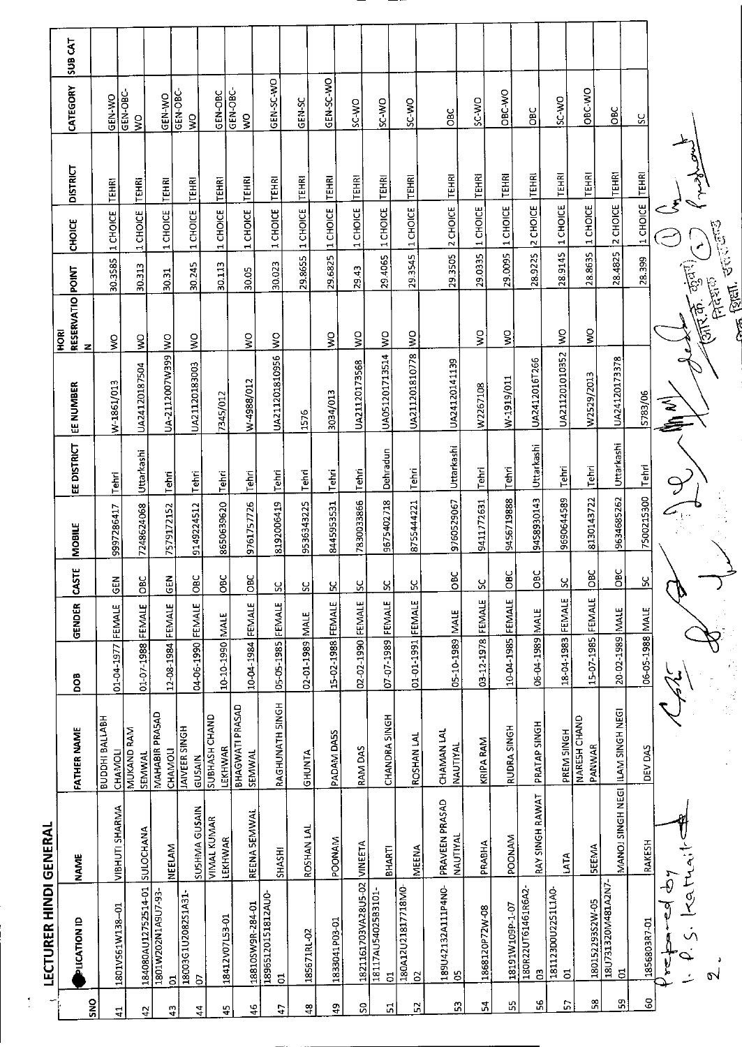# LECTURER HINDI GENERAL

| SNO | APPLICATION ID | NAME | FATHER NAME | DOB | GENDER | CASTE | MOBILE | EE DISTRICT | EE NUMBER | HORI RESERVATION | POINT | CHOICE | DISTRICT | CATEGORY | SUB CAT |
|---|---|---|---|---|---|---|---|---|---|---|---|---|---|---|---|
| 41 | 1801V561W138-01 | VIBHUTI SHARMA | BUDDHI BALLABH CHAMOLI | 01-04-1977 | FEMALE | GEN | 9997286417 | Tehri | W-1861/013 | WO | 30.3585 | 1 CHOICE | TEHRI | GEN-WO | |
| 42 | 184080AU1275Z514-01 | SULOCHANA | MUKAND RAM SEMWAL | 01-07-1988 | FEMALE | OBC | 7248624068 | Uttarkashi | UA24120187504 | WO | 30.313 | 1 CHOICE | TEHRI | GEN-OBC-WO | |
| 43 | 1801W202N1A9U7-93-01 | NEELAM | MAHABIR PRASAD CHAMOLI | 12-08-1984 | FEMALE | GEN | 7579172152 | Tehri | UA-2112007W399 | WO | 30.31 | 1 CHOICE | TEHRI | GEN-WO | |
| 44 | 18003G1U2082S1A31-07 | SUSHMA GUSAIN | JAIVEER SINGH GUSAIN | 04-06-1990 | FEMALE | OBC | 9149224512 | Tehri | UA21120183003 | WO | 30.245 | 1 CHOICE | TEHRI | GEN-OBC-WO | |
| 45 | 18412V07L53-01 | VIMAL KUMAR LEKHWAR | SUBHASH CHAND LEKHWAR | 10-10-1990 | MALE | OBC | 8650639620 | Tehri | 7345/012 | | 30.113 | 1 CHOICE | TEHRI | GEN-OBC | |
| 46 | 18810SW9R-284-01 | REENA SEMWAL | BHAGWATI PRASAD SEMWAL | 10-04-1984 | FEMALE | OBC | 9761757726 | Tehri | W-4988/012 | WO | 30.05 | 1 CHOICE | TEHRI | GEN-OBC-WO | |
| 47 | 18965120151812AU0-01 | SHASHI | RAGHUNATH SINGH | 05-05-1985 | FEMALE | SC | 8192006419 | Tehri | UA211201810956 | WO | 30.023 | 1 CHOICE | TEHRI | GEN-SC-WO | |
| 48 | 185671RL-02 | ROSHAN LAL | GHUNTA | 02-01-1989 | MALE | SC | 9536343225 | Tehri | 1576 | | 29.8655 | 1 CHOICE | TEHRI | GEN-SC | |
| 49 | 1833041P03-01 | POONAM | PADAM DASS | 15-02-1988 | FEMALE | SC | 8445953531 | Tehri | 3034/013 | WO | 29.6825 | 1 CHOICE | TEHRI | GEN-SC-WO | |
| 50 | 1821161703VA28U5-02 | VINEETA | RAM DAS | 02-02-1990 | FEMALE | SC | 7830033866 | Tehri | UA21120173568 | WO | 29.43 | 1 CHOICE | TEHRI | SC-WO | |
| 51 | 18117AU54025B3101-01 | BHARTI | CHANDRA SINGH | 07-07-1989 | FEMALE | SC | 9675402718 | Dehradun | UA05120171351​4 | WO | 29.4065 | 1 CHOICE | TEHRI | SC-WO | |
| 52 | 180A12U21817718M0-02 | MEENA | ROSHAN LAL | 01-01-1991 | FEMALE | SC | 8755444221 | Tehri | UA211201810778 | WO | 29.3545 | 1 CHOICE | TEHRI | SC-WO | |
| 53 | 189U42132A111P4N0-05 | PRAVEEN PRASAD NAUTIYAL | CHAMAN LAL NAUTIYAL | 05-10-1989 | MALE | OBC | 9760529067 | Uttarkashi | UA24120141139 | | 29.3505 | 2 CHOICE | TEHRI | OBC | |
| 54 | 1868120P72W-08 | PRABHA | KRIPA RAM | 03-12-1978 | FEMALE | SC | 9411772631 | Tehri | W2267108 | WO | 29.0335 | 1 CHOICE | TEHRI | SC-WO | |
| 55 | 18191W109P-1-07 | POONAM | RUDRA SINGH | 10-04-1985 | FEMALE | OBC | 9456719888 | Tehri | W-1919/011 | WO | 29.0095 | 1 CHOICE | TEHRI | OBC-WO | |
| 56 | 180R22UT61461R6A2-03 | RAY SINGH RAWAT | PRATAP SINGH | 06-04-1989 | MALE | OBC | 9458930143 | Uttarkashi | UA2412016T266 | | 28.9225 | 2 CHOICE | TEHRI | OBC | |
| 57 | 181123D0U2251L1A0-01 | LATA | PREM SINGH | 18-04-1983 | FEMALE | SC | 9690644589 | Tehri | UA211201010352 | WO | 28.9145 | 1 CHOICE | TEHRI | SC-WO | |
| 58 | 180152293S2W-05 | SEEMA | NARESH CHAND PANWAR | 15-07-1985 | FEMALE | OBC | 8130143722 | Tehri | W2529/2013 | WO | 28.8635 | 1 CHOICE | TEHRI | OBC-WO | |
| 59 | 18U731320M481A2N7-01 | MANOJ SINGH NEGI | ILAM SINGH NEGI | 20-02-1989 | MALE | OBC | 9634685262 | Uttarkashi | UA24120173378 | | 28.4825 | 2 CHOICE | TEHRI | OBC | |
| 60 | 1856803R7-01 | RAKESH | DEV DAS | 06-05-1988 | MALE | SC | 7500215300 | Tehri | 5783/06 | | 28.399 | 1 CHOICE | TEHRI | SC | |

Prepared by
1. P. S. Kathait
2.

(आर.के. उनियाल)
निदेशक
अपर शिक्षा, उत्तराखण्ड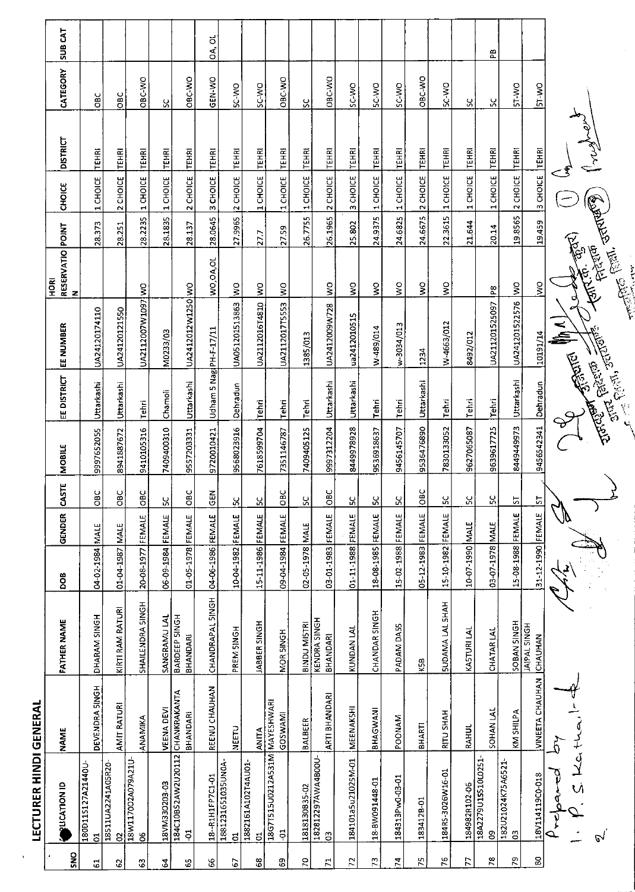## LECTURER HINDI GENERAL

| SNO | APPLICATION ID | NAME | FATHER NAME | DOB | GENDER | CASTE | MOBILE | EE DISTRICT | EE NUMBER | HORI RESERVATION | POINT | CHOICE | DISTRICT | CATEGORY | SUB CAT |
|---|---|---|---|---|---|---|---|---|---|---|---|---|---|---|---|
| 61 | 180D11S127A21440U-01 | DEVENDRA SINGH | DHARAM SINGH | 04-02-1984 | MALE | OBC | 9997652055 | Uttarkashi | UA24120174110 | | 28.373 | 1 CHOICE | TEHRI | OBC | |
| 62 | 18S11UA2241A05R20-02 | AMIT RATURI | KIRTI RAM RATURI | 01-04-1987 | MALE | OBC | 8941887672 | Uttarkashi | UA24120121550 | | 28.251 | 2 CHOICE | TEHRI | OBC | |
| 63 | 18W117002A079A21U-06 | ANAMIKA | SHAILENDRA SINGH | 20-08-1977 | FEMALE | OBC | 9410105316 | Tehri | UA2112007W1097 | WO | 28.2235 | 1 CHOICE | TEHRI | OBC-WO | |
| 64 | 18VM330203-03 | VEENA DEVI | SANGRAMU LAL | 06-09-1984 | FEMALE | SC | 7409400310 | Chamoli | M0233/03 | | 28.1835 | 1 CHOICE | TEHRI | SC | |
| 65 | 184C10B52AW2U20112-01 | CHANKRAKANTA BHANDARI | BARDEEP SINGH BHANDARI | 01-05-1978 | FEMALE | OBC | 9557203331 | Uttarkashi | UA2412012W1250 | WO | 28.137 | 2 CHOICE | TEHRI | OBC-WO | |
| 66 | 18--R1H1FP7C1-01 | REENU CHAUHAN | CHANDRAPAL SINGH | 04-06-1986 | FEMALE | GEN | 9720010421 | Udham S Nag | PH-F-17/11 | WO,OA,OL | 28.0645 | 3 CHOICE | TEHRI | GEN-WO | OA, OL |
| 67 | 18812316S1035UN0A-01 | NEETU | PREM SINGH | 10-04-1982 | FEMALE | SC | 9568023916 | Dehradun | UA05120151386З | WO | 27.9965 | 2 CHOICE | TEHRI | SC-WO | |
| 68 | 1882161A102T4AU01-01 | ANITA | JABBER SINGH | 15-11-1986 | FEMALE | SC | 7618599704 | Tehri | UA211201614810 | WO | 27.7 | 1 CHOICE | TEHRI | SC-WO | |
| 69 | 18G7151SU0212A531M-01 | MAYESHWARI GOSWAMI | MOR SINGH | 09-04-1984 | FEMALE | OBC | 7351146787 | Tehri | UA21120175553 | WO | 27.59 | 1 CHOICE | TEHRI | OBC-WO | |
| 70 | 181813OB35-02 | BALBEER | BINDU MISTRI | 02-05-1978 | MALE | SC | 7409405125 | Tehri | 1385/013 | | 26.7755 | 1 CHOICE | TEHRI | SC | |
| 71 | 182812297AWA4B00U-03 | ARTI BHANDARI | KENDRA SINGH BHANDARI | 03-01-1983 | FEMALE | OBC | 9997312204 | Uttarkashi | UA2412009W728 | WO | 26.1965 | 2 CHOICE | TEHRI | OBC-WO | |
| 72 | 184101a5u21025M-01 | MEENAKSHI | KUNDAN LAL | 01-11-1988 | FEMALE | SC | 8449978928 | Uttarkashi | ua2412010515 | WO | 25.802 | 3 CHOICE | TEHRI | SC-WO | |
| 73 | 18-BW091448-01 | BHAGWANI | CHANDAR SINGH | 18-08-1985 | FEMALE | SC | 9536918637 | Tehri | W-489/014 | WO | 24.9375 | 1 CHOICE | TEHRI | SC-WO | |
| 74 | 184313Pw0-03-01 | POONAM | PADAM DASS | 15-02-1988 | FEMALE | SC | 9456145707 | Tehri | w-3034/013 | WO | 24.6825 | 1 CHOICE | TEHRI | SC-WO | |
| 75 | 183412B-01 | BHARTI | KSB | 05-12-1983 | FEMALE | OBC | 9536476890 | Uttarkashi | 1234 | WO | 24.6675 | 2 CHOICE | TEHRI | OBC-WO | |
| 76 | 184RS-3026W16-01 | RITU SHAH | SUDAMA LAL SHAH | 15-10-1982 | FEMALE | SC | 7830133052 | Tehri | W-4663/012 | WO | 22.3615 | 1 CHOICE | TEHRI | SC-WO | |
| 77 | 184982R102-06 | RAHUL | KASTURI LAL | 10-07-1990 | MALE | SC | 9627065087 | Tehri | 8492/012 | | 21.644 | 1 CHOICE | TEHRI | SC | |
| 78 | 18A2279U1S510L0251-09 | SOHAN LAL | CHATAR LAL | 03-07-1978 | MALE | SC | 9639617725 | Tehri | UA211201525097 | PB | 20.14 | 1 CHOICE | TEHRI | SC | PB |
| 79 | 182U21024K75A6521-03 | KM SHILPA | SOBAN SINGH | 15-08-1988 | FEMALE | ST | 8449449973 | Uttarkashi | UA241201522576 | WO | 19.8565 | 2 CHOICE | TEHRI | ST-WO | |
| 80 | 18V114119C0-018 | VINEETA CHAUHAN | JAIPAL SINGH CHAUHAN | 31-12-1990 | FEMALE | ST | 9456542341 | Dehradun | 10191/14 | WO | 19.459 | 3 CHOICE | TEHRI | ST-WO | |

Prepared by
1. P. S. Kathait
2.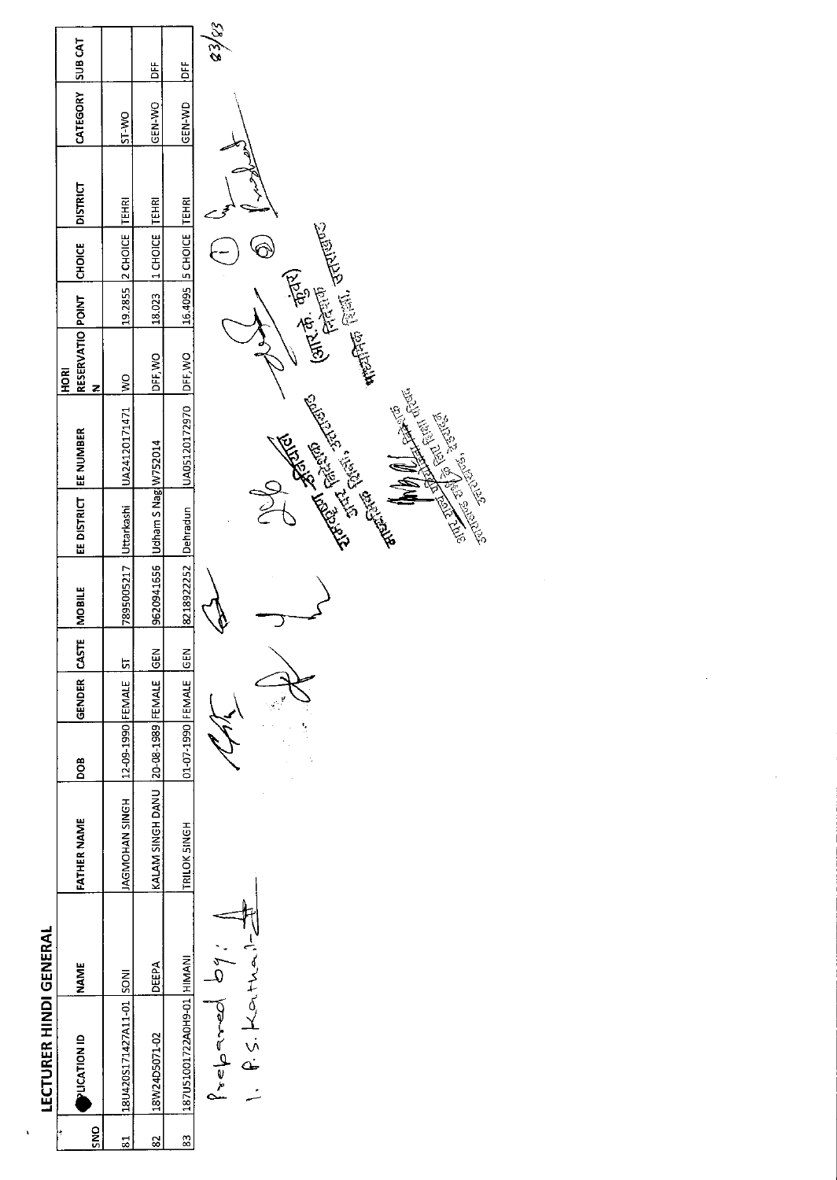# LECTURER HINDI GENERAL

| SNO | APPLICATION ID | NAME | FATHER NAME | DOB | GENDER | CASTE | MOBILE | EE DISTRICT | EE NUMBER | HORI RESERVATION | POINT | CHOICE | DISTRICT | CATEGORY | SUB CAT |
|---|---|---|---|---|---|---|---|---|---|---|---|---|---|---|---|
| 81 | 18U420S171427A11-01 | SONI | JAGMOHAN SINGH | 12-09-1990 | FEMALE | ST | 7895005217 | Uttarkashi | UA2412017147 1 | WO | 19.2855 | 2 CHOICE | TEHRI | ST-WO | |
| 82 | 18W24D5071-02 | DEEPA | KALAM SINGH DANU | 20-08-1989 | FEMALE | GEN | 9620941656 | Udham S Nag | W752014 | DFF,WO | 18.023 | 1 CHOICE | TEHRI | GEN-WO | DFF |
| 83 | 187U51001722A0H9-01 | HIMANI | TRILOK SINGH | 01-07-1990 | FEMALE | GEN | 8218922252 | Dehradun | UA05120172970 | DFF,WO | 16.4095 | 5 CHOICE | TEHRI | GEN-WO | DFF |

83/83

Prepared by:
1. R.S. Kathait

(आर.के. कुंवर)
निदेशक
माध्यमिक शिक्षा, उत्तराखण्ड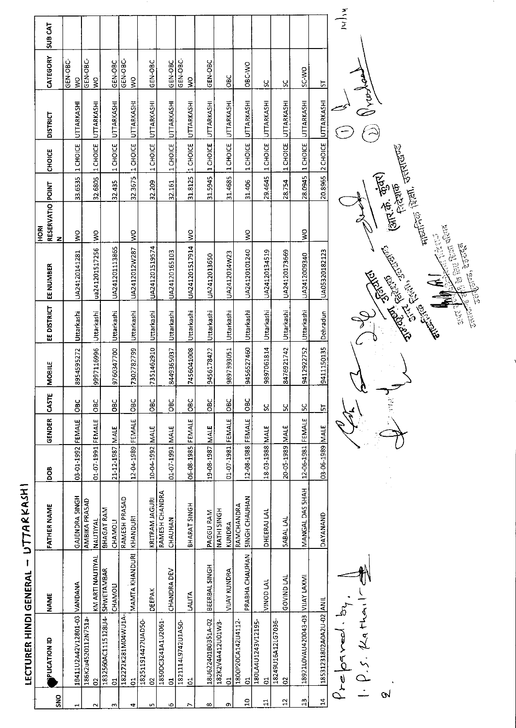# LECTURER HINDI GENERAL – UTTARKASHI

| SNO | APPLICATION ID | NAME | FATHER NAME | DOB | GENDER | CASTE | MOBILE | EE DISTRICT | EE NUMBER | HORI RESERVATION | POINT | CHOICE | DISTRICT | CATEGORY | SUB CAT |
|---|---|---|---|---|---|---|---|---|---|---|---|---|---|---|---|
| 1 | 1B411U2A42V12801-03 | VANDANA | GAJENDRA SINGH | 03-01-1992 | FEMALE | OBC | 8954595272 | Uttarkashi | UA24120141281 | WO | 33.6535 | 1 CHOICE | UTTARKASHI | GEN-OBC-WO | |
| 2 | 186K2u4520112N751a-02 | KM ARTI NAUTIYAL | AMBIKA PRASAD NAUTIYAL | 01-07-1991 | FEMALE | OBC | 9997116996 | Uttarkashi | ua241201517256 | WO | 32.6805 | 1 CHOICE | UTTARKASHI | GEN-OBC-WO | |
| 3 | 1832560AC115128U4-01 | SHWETAMBAR CHAMOLI | BHAGAT RAM CHAMOLI | 21-12-1987 | MALE | OBC | 9760347700 | Uttarkashi | UA241201113865 | | 32.435 | 1 CHOICE | UTTARKASHI | GEN-OBC | |
| 4 | 182272K281M04WU1A-01 | MAMTA KHANDURI | RAMESH PRASAD KHANDURI | 12-04-1989 | FEMALE | OBC | 7302782799 | Uttarkashi | UA2412012W287 | WO | 32.3675 | 1 CHOICE | UTTARKASHI | GEN-OBC-WO | |
| 5 | 18251914472UAD50-02 | DEEPAK | KRITRAM JAGURI | 10-04-1992 | MALE | OBC | 7351462910 | Uttarkashi | UA241201519574 | | 32.209 | 1 CHOICE | UTTARKASHI | GEN-OBC | |
| 6 | 1850DC3241A1U2061-01 | CHANDRA DEV | RAMESH CHANDRA CHAUHAN | 01-07-1991 | MALE | OBC | 8449365037 | Uttarkashi | UA24120165103 | | 32.161 | 1 CHOICE | UTTARKASHI | GEN-OBC | |
| 7 | 1821114L9742U1A50-01 | LALITA | BHARAT SINGH | 06-08-1985 | FEMALE | OBC | 7456041008 | Uttarkashi | UA241201517914 | WO | 31.8125 | 1 CHOICE | UTTARKASHI | GEN-OBC-WO | |
| 8 | 18U622401B0351A-02 | BEERBAL SINGH | PAGGU RAM | 19-08-1987 | MALE | OBC | 9456178422 | Uttarkashi | UA2412013650 | | 31.5945 | 1 CHOICE | UTTARKASHI | GEN-OBC | |
| 9 | 182K2V4A412U01W3-01 | VIJAY KUNDRA | NATHI SINGH KUNDRA | 01-07-1981 | FEMALE | OBC | 9897393051 | Uttarkashi | UA2412014W23 | | 31.4685 | 1 CHOICE | UTTARKASHI | OBC | |
| 10 | 1800P20CA142U4112-01 | PRABHA CHAUHAN | RAMCHANDRA SINGH CHAUHAN | 12-08-1988 | FEMALE | OBC | 9456527460 | Uttarkashi | UA24120101240 | WO | 31.406 | 1 CHOICE | UTTARKASHI | OBC-WO | |
| 11 | 180LA4U1243V12195-01 | VINOD LAL | DHEERAJ LAL | 18-03-1988 | MALE | SC | 9897061814 | Uttarkashi | UA241201134519 | | 29.4645 | 1 CHOICE | UTTARKASHI | SC | |
| 12 | 18249U16A12LG7036-02 | GOVIND LAL | SABAL LAL | 20-05-1989 | MALE | SC | 8476921742 | Uttarkashi | UA24120173669 | | 28.754 | 1 CHOICE | UTTARKASHI | SC | |
| 13 | 18921L0VAU420043-03 | VIJAY LAXMI | MANGAL DAS SHAH | 12-06-1981 | FEMALE | SC | 9412922752 | Uttarkashi | UA2412009340 | WO | 28.0945 | 1 CHOICE | UTTARKASHI | SC-WO | |
| 14 | 1853123180 2A0A2U-02 | ANIL | DAYANAND | 03-06-1989 | MALE | ST | 9411150135 | Dehradun | UA05320182123 | | 20.8965 | 2 CHOICE | UTTARKASHI | ST | |

Prepared by,
1. P.S. Kathait
2.

(आर.के. कुंवर)
निदेशक
माध्यमिक शिक्षा, उत्तराखण्ड

अपर निदेशक
माध्यमिक शिक्षा, उत्तराखण्ड

संयुक्त निदेशक
अपर निदेशक, विद्यालयी शिक्षा परिषद
उत्तराखण्ड, देहरादून

14/1/14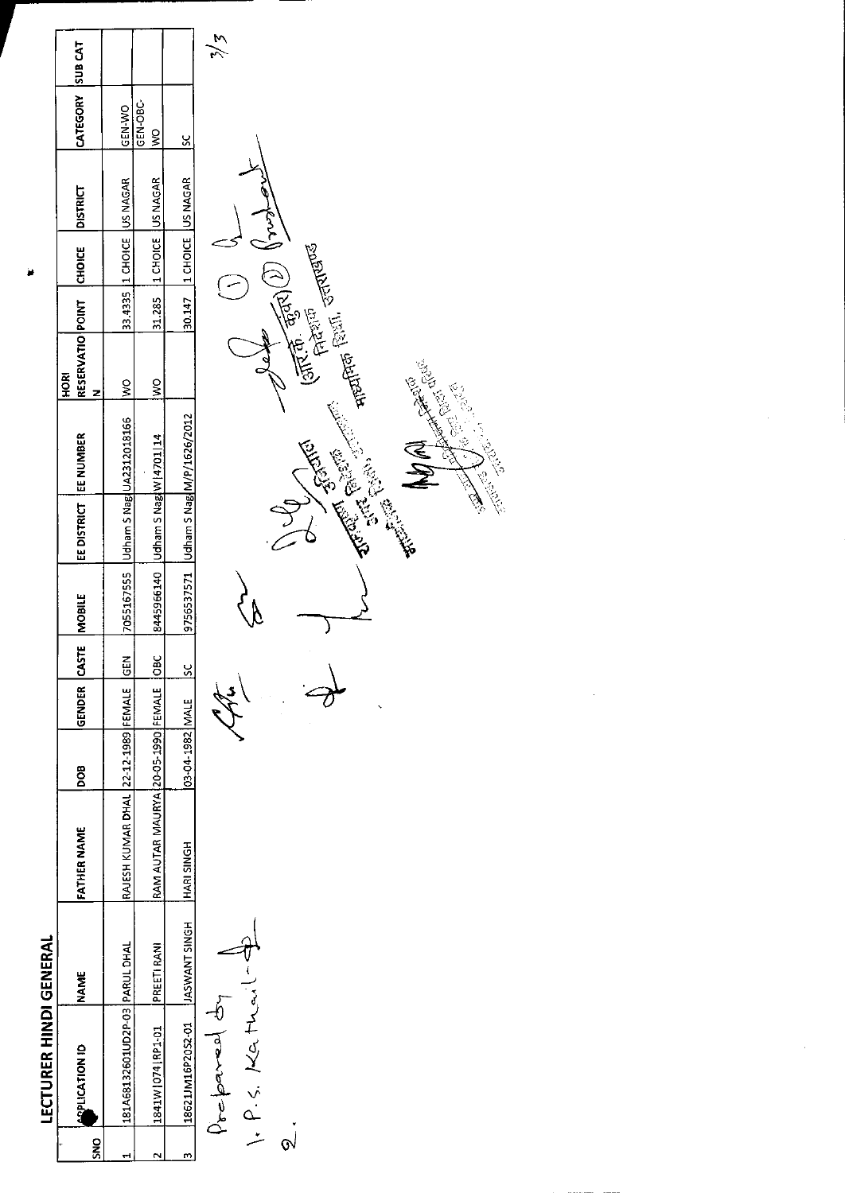## LECTURER HINDI GENERAL

| SNO | APPLICATION ID | NAME | FATHER NAME | DOB | GENDER | CASTE | MOBILE | EE DISTRICT | EE NUMBER | HORI RESERVATION | POINT | CHOICE | DISTRICT | CATEGORY | SUB CAT |
|---|---|---|---|---|---|---|---|---|---|---|---|---|---|---|---|
| 1 | 181A6813260IUD2P-03 | PARUL DHAL | RAJESH KUMAR DHAL | 22-12-1989 | FEMALE | GEN | 7055167555 | Udham S Nag | UA2312018166 | WO | 33.4335 | 1 CHOICE | US NAGAR | GEN-WO | |
| 2 | 1841W\|074\|RP1-01 | PREETI RANI | RAM AUTAR MAURYA | 20-05-1990 | FEMALE | OBC | 8445966140 | Udham S Nag | W\|4701\|14 | WO | 31.285 | 1 CHOICE | US NAGAR | GEN-OBC-WO | |
| 3 | 18621JM16P20S2-01 | JASWANT SINGH | HARI SINGH | 03-04-1982 | MALE | SC | 9756537571 | Udham S Nag | M/P/1626/2012 | | 30.147 | 1 CHOICE | US NAGAR | SC | |

Prepared by

1. P.S. Kathait

2.

(आर.के. कुंवर)
निदेशक
माध्यमिक शिक्षा, उत्तराखण्ड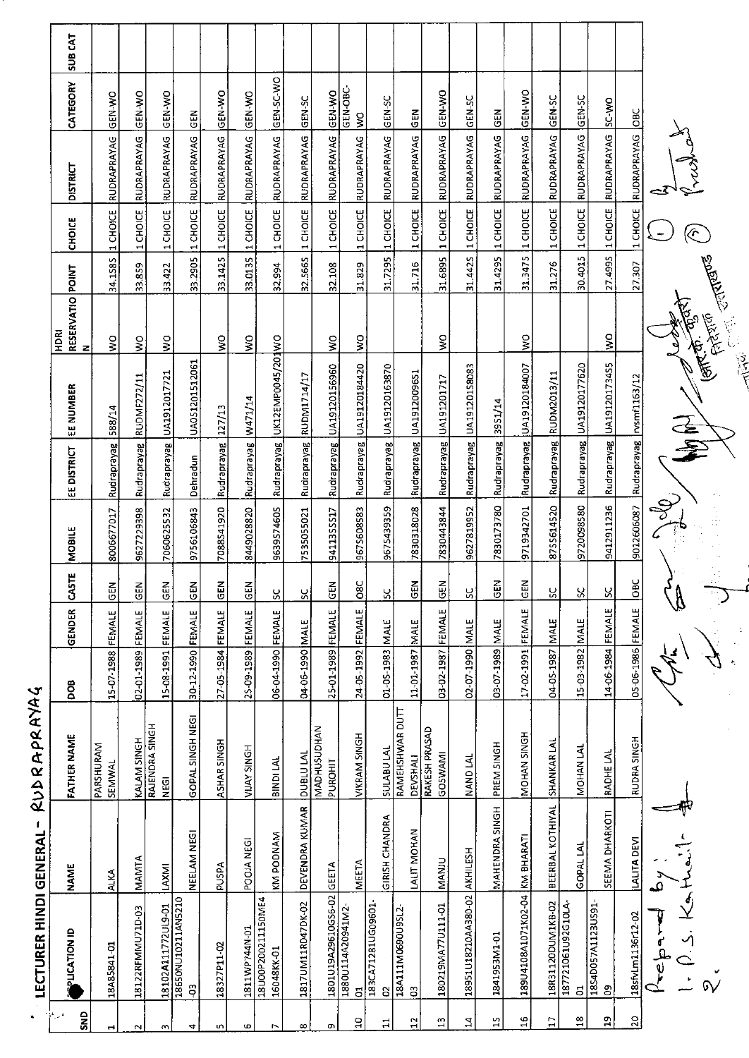# LECTURER HINDI GENERAL - RUDRAPRAYAG

| SND | APPLICATION ID | NAME | FATHER NAME | DOB | GENDER | CASTE | MOBILE | EE DISTRICT | EE NUMBER | HDRI RESERVATION | POINT | CHOICE | DISTRICT | CATEGORY | SUB CAT |
|---|---|---|---|---|---|---|---|---|---|---|---|---|---|---|---|
| 1 | 18A85841-01 | ALKA | PARSHURAM SEMWAL | 15-07-1988 | FEMALE | GEN | 8006677017 | Rudraprayag | 588/14 | WO | 34.1585 | 1 CHOICE | RUDRAPRAYAG | GEN-WO | |
| 2 | 18122RFMMU71D-03 | MAMTA | KALAM SINGH | 02-01-1989 | FEMALE | GEN | 9627229398 | Rudraprayag | RUDMF272/11 | WO | 33.859 | 1 CHOICE | RUDRAPRAYAG | GEN-WO | |
| 3 | 18102A111772UL9-01 | LAXMI | RAJENDRA SINGH NEGI | 15-08-1991 | FEMALE | GEN | 7060625532 | Rudraprayag | UA1912017721 | WO | 33.422 | 1 CHOICE | RUDRAPRAYAG | GEN-WO | |
| 4 | 18650NU10211AN5210-03 | NEELAM NEGI | GOPAL SINGH NEGI | 30-12-1990 | FEMALE | GEN | 9756106843 | Dehradun | UA05120151 2061 | | 33.2905 | 1 CHOICE | RUDRAPRAYAG | GEN | |
| 5 | 18327P11-02 | PUSPA | ASHAR SINGH | 27-05-1984 | FEMALE | GEN | 7088541920 | Rudraprayag | 127/13 | WO | 33.1425 | 1 CHOICE | RUDRAPRAYAG | GEN-WO | |
| 6 | 1811WP744N-01 | POOJA NEGI | VIJAY SINGH | 25-09-1989 | FEMALE | GEN | 8449028820 | Rudraprayag | W471/14 | WO | 33.0135 | 1 CHOICE | RUDRAPRAYAG | GEN-WO | |
| 7 | 18U00P20021115OME416048KK-01 | KM POONAM | BINDI LAL | 06-04-1990 | FEMALE | SC | 9639574605 | Rudraprayag | UK12EMP0045/201 | WO | 32.994 | 1 CHOICE | RUDRAPRAYAG | GEN-SC-WO | |
| 8 | 1817UM11RD47DK-02 | DEVENDRA KUMAR | DUBLU LAL | 04-06-1990 | MALE | SC | 7535055021 | Rudraprayag | RUDM1714/17 | | 32.5665 | 1 CHOICE | RUDRAPRAYAG | GEN-SC | |
| 9 | 1801U19A29610G56-02 | GEETA | MADHUSUDHAN PUROHIT | 25-01-1989 | FEMALE | GEN | 9411355517 | Rudraprayag | UA19120156960 | WO | 32.108 | 1 CHOICE | RUDRAPRAYAG | GEN-WO | |
| 10 | 1880U114A420941M2-01 | MEETA | VIKRAM SINGH | 24-05-1992 | FEMALE | OBC | 9675608583 | Rudraprayag | UA19120184420 | WO | 31.829 | 1 CHOICE | RUDRAPRAYAG | GEN-OBC-WO | |
| 11 | 183CA71281UG09601-02 | GIRISH CHANDRA | SULABU LAL | 01-05-1983 | MALE | SC | 9675439359 | Rudraprayag | UA19120163870 | | 31.7295 | 1 CHOICE | RUDRAPRAYAG | GEN-SC | |
| 12 | 18A111M0690U95L2-03 | LALIT MOHAN | RAMEHSHWAR DUTT DEVSHALI | 11-01-1987 | MALE | GEN | 7830318028 | Rudraprayag | UA1912009651 | | 31.716 | 1 CHOICE | RUDRAPRAYAG | GEN | |
| 13 | 180219MA77U111-01 | MANJU | RAKESH PRASAD GOSWAMI | 03-02-1987 | FEMALE | GEN | 7830443844 | Rudraprayag | UA191201717 | WO | 31.6895 | 1 CHOICE | RUDRAPRAYAG | GEN-WO | |
| 14 | 18951U18210AA380-02 | AKHILESH | NAND LAL | 02-07-1990 | MALE | SC | 9627819952 | Rudraprayag | UA19120158083 | | 31.4425 | 1 CHOICE | RUDRAPRAYAG | GEN-SC | |
| 15 | 1841953M1-01 | MAHENDRA SINGH | PREM SINGH | 03-07-1989 | MALE | GEN | 7830173780 | Rudraprayag | 3951/14 | | 31.4295 | 1 CHOICE | RUDRAPRAYAG | GEN | |
| 16 | 189U4108A1071K02-04 | KM BHARATI | MOHAN SINGH | 17-02-1991 | FEMALE | GEN | 9719342701 | Rudraprayag | UA19120184007 | WO | 31.3475 | 1 CHOICE | RUDRAPRAYAG | GEN-WO | |
| 17 | 18R31120DUM1KB-02 | BEERBAL KOTHIYAL | SHANKAR LAL | 04-05-1987 | MALE | SC | 8755614520 | Rudraprayag | RUDM2013/11 | | 31.276 | 1 CHOICE | RUDRAPRAYAG | GEN-SC | |
| 18 | 187721061U92G10LA-01 | GOPAL LAL | MOHAN LAL | 15-03-1982 | MALE | SC | 9720098580 | Rudraprayag | UA19120177620 | | 30.4015 | 1 CHOICE | RUDRAPRAYAG | GEN-SC | |
| 19 | 1854D057A1123US91-09 | SEEMA DHARKOTI | RADHE LAL | 14-06-1984 | FEMALE | SC | 9412911236 | Rudraprayag | UA19120173455 | WO | 27.4995 | 1 CHOICE | RUDRAPRAYAG | SC-WO | |
| 20 | 18sfvLm1136r12-02 | LALITA DEVI | RUDRA SINGH | 05-06-1986 | FEMALE | OBC | 9012606087 | Rudraprayag | rvsmf1163/12 | | 27.307 | 1 CHOICE | RUDRAPRAYAG | OBC | |

Prepared by:
1. P.S. Kathait
2.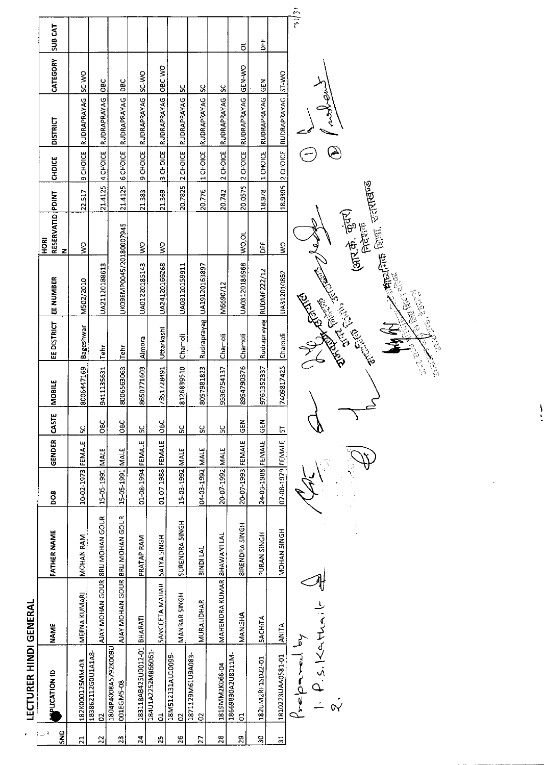# LECTURER HINDI GENERAL

| SNO | APPLICATION ID | NAME | FATHER NAME | DOB | GENDER | CASTE | MOBILE | EE DISTRICT | EE NUMBER | HORI RESERVATION | PDINT | CHOICE | DISTRICT | CATEGORY | SUB CAT |
|---|---|---|---|---|---|---|---|---|---|---|---|---|---|---|---|
| 21 | 182K000125MM-03 | MEENA KUMARI | MOHAN RAM | 10-02-1973 | FEMALE | SC | 8006447169 | Bageshwar | M502/2010 | WO | 22.517 | 9 CHOICE | RUDRAPRAYAG | SC-WO | |
| 22 | 183862112G0U1A1A8-02 | AJAY MOHAN GOUR | BRIJ MOHAN GOUR | 15-05-1991 | MALE | OBC | 9411135631 | Tehri | UA21120188613 | | 21.4125 | 4 CHOICE | RUDRAPRAYAG | OBC | |
| 23 | 1804P4008A5792K009U001EGM5-08 | AJAY MOHAN GOUR | BRIJ MOHAN GOUR | 15-05-1991 | MALE | OBC | 8006563063 | Tehri | UK09EMP0045/2018000 7945 | | 21.4125 | 6 CHOICE | RUDRAPRAYAG | OBC | |
| 24 | 183118AB425U0012-01 | BHARATI | PRATAP RAM | 01-08-1994 | FEMALE | SC | 8650771603 | Almora | UA01220185143 | WO | 21.383 | 9 CHOICE | RUDRAPRAYAG | SC-WO | |
| 25 | 184U1A2252M866061-01 | SANGEETA MAHAR | SATYA SINGH | 01-07-1988 | FEMALE | OBC | 7351728491 | Uttarkashi | UA24120166268 | WO | 21.369 | 3 CHOICE | RUDRAPRAYAG | OBC-WO | |
| 26 | 18M512131AU10099-02 | MANBAR SINGH | SURENDRA SINGH | 15-03-1992 | MALE | SC | 8126839510 | Chamoli | UA03120159911 | | 20.7825 | 2 CHOICE | RUDRAPRAYAG | SC | |
| 27 | 1871129M61U9A083-02 | MURALIDHAR | BINDI LAL | 04-03-1992 | MALE | SC | 8057981823 | Rudraprayag | UA19120163897 | | 20.776 | 1 CHOICE | RUDRAPRAYAG | SC | |
| 28 | 1819MM2K066-04 | MAHENDRA KUMAR | BHAWANI LAL | 20-07-1992 | MALE | SC | 9536754137 | Chamoli | M6690/12 | | 20.742 | 2 CHOICE | RUDRAPRAYAG | SC | |
| 29 | 18669830A2U8011M-01 | MANISHA | BIRENDRA SINGH | 20-07-1993 | FEMALE | GEN | 8954790376 | Chamoli | UA03120186968 | WO,OL | 20.0575 | 2 CHOICE | RUDRAPRAYAG | GEN-WO | OL |
| 30 | 182UM2RF1SD22-01 | SACHITA | PURAN SINGH | 24-03-1988 | FEMALE | GEN | 9761352337 | Rudraprayag | RUDMF222/12 | DFF | 18.978 | 1 CHOICE | RUDRAPRAYAG | GEN | DFF |
| 31 | 1810223UAA0581-01 | ANITA | MOHAN SINGH | 07-08-1979 | FEMALE | ST | 7409817425 | Chamoli | UA312010852 | WO | 18.9395 | 2 CHOICE | RUDRAPRAYAG | ST-WO | |

Prepared by

1. P.S. Kathait
2.

(आर.के. कुंवर)
निदेशक
माध्यमिक शिक्षा, उत्तराखण्ड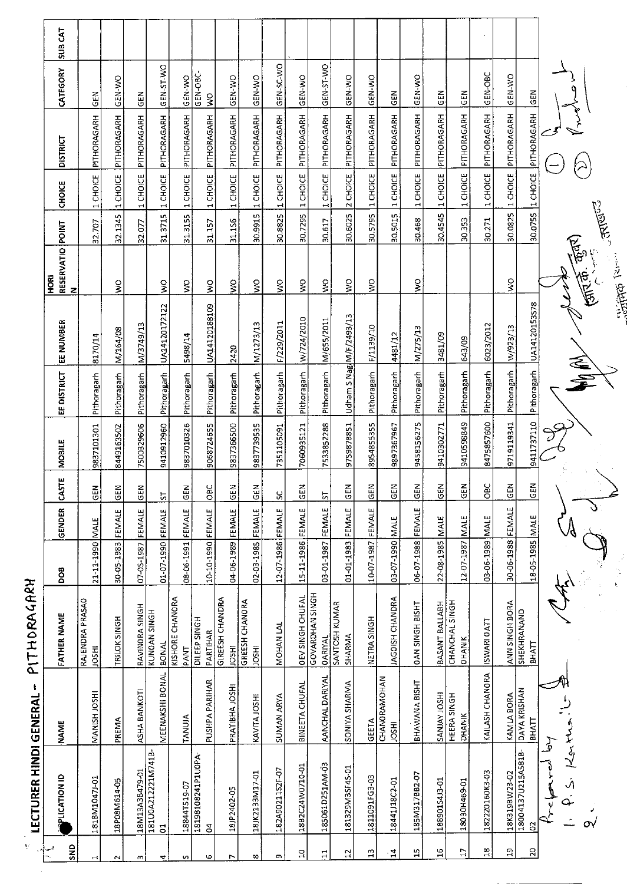# LECTURER HINDI GENERAL - PITHORAGARH

| SNO | APPLICATION ID | NAME | FATHER NAME | DOB | GENDER | CASTE | MOBILE | EE DISTRICT | EE NUMBER | HORI RESERVATION | POINT | CHOICE | DISTRICT | CATEGORY | SUB CAT |
|---|---|---|---|---|---|---|---|---|---|---|---|---|---|---|---|
| 1 | 1818M1047J-01 | MANISH JOSHI | RAJENDRA PRASAD JOSHI | 21-11-1990 | MALE | GEN | 9837101301 | Pithoragarh | 8170/14 | | 32.707 | 1 CHOICE | PITHORAGARH | GEN | |
| 2 | 18P08M614-05 | PREMA | TRILOK SINGH | 30-05-1983 | FEMALE | GEN | 8449163502 | Pithoragarh | M/164/08 | WO | 32.1345 | 1 CHOICE | PITHORAGARH | GEN-WO | |
| 3 | 18M13A3B479-01 | ASHA BANKOTI | RAVINDRA SINGH | 07-05-1987 | FEMALE | GEN | 7500329606 | Pithoragarh | M/3749/13 | | 32.077 | 1 CHOICE | PITHORAGARH | GEN | |
| 4 | 181U0A212221M741B-01 | MEENAKSHI BONAL | KUNDAN SINGH BONAL | 01-07-1990 | FEMALE | ST | 9410912960 | Pithoragarh | UA1412017212 2 | WO | 31.3715 | 1 CHOICE | PITHORAGARH | GEN-ST-WO | |
| 5 | 18844T519-07 | TANUJA | KISHORE CHANDRA PANT | 08-06-1991 | FEMALE | GEN | 9837010326 | Pithoragarh | 5498/14 | WO | 31.3155 | 1 CHOICE | PITHORAGARH | GEN-WO | |
| 6 | 18198108241P1U0PA-04 | PUSHPA PARIHAR | DILEEP SINGH PARIHAR | 10-10-1990 | FEMALE | OBC | 9068724655 | Pithoragarh | UA1412018810 9 | WO | 31.157 | 1 CHOICE | PITHORAGARH | GEN-OBC-WO | |
| 7 | 18JP2402-05 | PRATIBHA JOSHI | GIREESH CHANDRA JOSHI | 04-06-1989 | FEMALE | GEN | 9837366500 | Pithoragarh | 2420 | WO | 31.156 | 1 CHOICE | PITHORAGARH | GEN-WO | |
| 8 | 18JK2133M17-01 | KAVITA JOSHI | GREESH CHANDRA JOSHI | 02-03-1985 | FEMALE | GEN | 9837739535 | Pithoragarh | M/1273/13 | WO | 30.9915 | 1 CHOICE | PITHORAGARH | GEN-WO | |
| 9 | 182A9021152F-07 | SUMAN ARYA | MOHAN LAL | 12-07-1986 | FEMALE | SC | 7351105091 | Pithoragarh | F/229/2011 | WO | 30.8825 | 1 CHOICE | PITHORAGARH | GEN-SC-WO | |
| 10 | 18B2C24W0710-01 | BINEETA CHUFAL | DEV SINGH CHUFAL | 15-11-1986 | FEMALE | GEN | 7060935121 | Pithoragarh | W/724/2010 | WO | 30.7295 | 1 CHOICE | PITHORAGARH | GEN-WO | |
| 11 | 185061D251AM-03 | AANCHAL DARIYAL | GOVARDHAN SINGH DARIYAL | 03-01-1987 | FEMALE | ST | 7533852288 | Pithoragarh | M/655/2011 | WO | 30.617 | 1 CHOICE | PITHORAGARH | GEN-ST-WO | |
| 12 | 181329M3SF45-01 | SONIYA SHARMA | SANTOSH KUMAR SHARMA | 01-01-1983 | FEMALE | GEN | 9759878851 | Udham S Nagar | M/F/2493/13 | WO | 30.6025 | 2 CHOICE | PITHORAGARH | GEN-WO | |
| 13 | 1811091FG3-03 | GEETA | NETRA SINGH | 10-07-1987 | FEMALE | GEN | 8954855355 | Pithoragarh | F/1139/10 | WO | 30.5795 | 1 CHOICE | PITHORAGARH | GEN-WO | |
| 14 | 18441J18C2-01 | CHANDRAMOHAN JOSHI | JAGDISH CHANDRA | 03-07-1990 | MALE | GEN | 9897367967 | Pithoragarh | 4481/12 | | 30.5015 | 1 CHOICE | PITHORAGARH | GEN | |
| 15 | 185M317BB2-07 | BHAWANA BISHT | DAN SINGH BISHT | 06-07-1988 | FEMALE | GEN | 9458156275 | Pithoragarh | M/275/13 | WO | 30.468 | 1 CHOICE | PITHORAGARH | GEN-WO | |
| 16 | 188901S4J3-01 | SANJAY JOSHI | BASANT BALLABH | 22-08-1985 | MALE | GEN | 9410302771 | Pithoragarh | 3481/09 | | 30.4545 | 1 CHOICE | PITHORAGARH | GEN | |
| 17 | 18030H469-01 | HEERA SINGH DHANIK | CHANCHAL SINGH DHANIK | 12-07-1987 | MALE | GEN | 9410598849 | Pithoragarh | 643/09 | | 30.353 | 1 CHOICE | PITHORAGARH | GEN | |
| 18 | 182220160K3-03 | KAILASH CHANDRA | ISWARI DATT | 03-06-1989 | MALE | OBC | 8475857600 | Pithoragarh | 6023/2012 | | 30.271 | 1 CHOICE | PITHORAGARH | GEN-OBC | |
| 19 | 18K3198W23-02 | KAMLA BORA | ANN SINGH BORA | 30-06-1988 | FEMALE | GEN | 9719119341 | Pithoragarh | W/923/13 | WO | 30.0825 | 1 CHOICE | PITHORAGARH | GEN-WO | |
| 20 | 18004137U215A581B-02 | DAYA KRISHAN BHATT | SHEKHRANAND BHATT | 18-05-1985 | MALE | GEN | 9411737110 | Pithoragarh | UA1412015357 8 | | 30.0755 | 1 CHOICE | PITHORAGARH | GEN | |

Prepared by
1. P. S. Kartha...
2.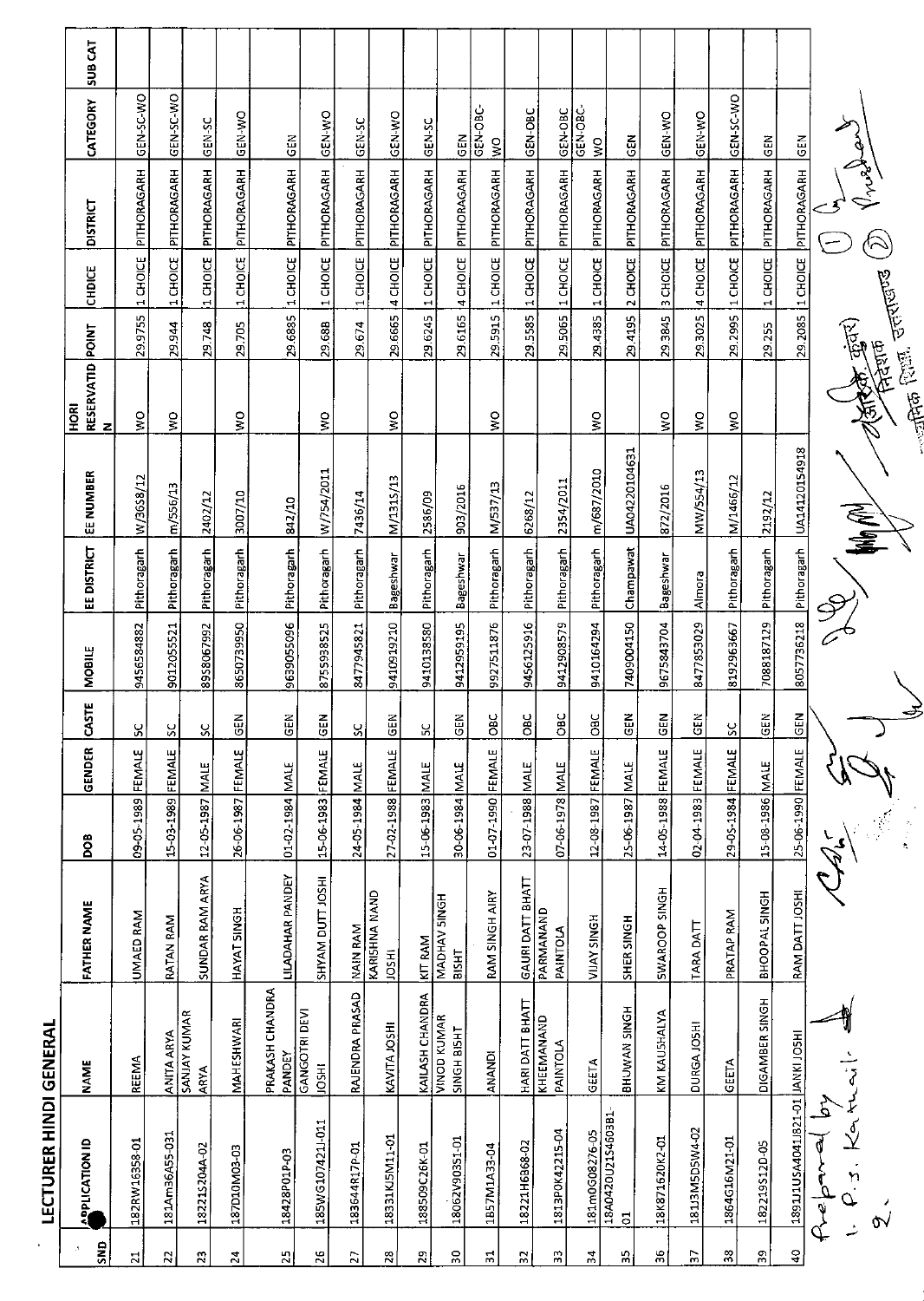## LECTURER HINDI GENERAL

| SNO | APPLICATION ID | NAME | FATHER NAME | DOB | GENDER | CASTE | MOBILE | EE DISTRICT | EE NUMBER | HORI RESERVATION | POINT | CHOICE | DISTRICT | CATEGORY | SUB CAT |
|---|---|---|---|---|---|---|---|---|---|---|---|---|---|---|---|
| 21 | 182RW16358-01 | REEMA | UMAED RAM | 09-05-1989 | FEMALE | SC | 9456584882 | Pithoragarh | W/3658/12 | WO | 29.9755 | 1 CHOICE | PITHORAGARH | GEN-SC-WO | |
| 22 | 181Am36455-031 | ANITA ARYA | RATAN RAM | 15-03-1989 | FEMALE | SC | 9012055521 | Pithoragarh | m/556/13 | WO | 29.944 | 1 CHOICE | PITHORAGARH | GEN-SC-WO | |
| 23 | 182215204A-02 | SANJAY KUMAR ARYA | SUNDAR RAM ARYA | 12-05-1987 | MALE | SC | 8958067992 | Pithoragarh | 2402/12 | | 29.748 | 1 CHOICE | PITHORAGARH | GEN-SC | |
| 24 | 187D10M03-03 | MAHESHWARI | HAYAT SINGH | 26-06-1987 | FEMALE | GEN | 8650739950 | Pithoragarh | 3007/10 | WO | 29.705 | 1 CHOICE | PITHORAGARH | GEN-WO | |
| 25 | 18428P01P-03 | PRAKASH CHANDRA PANDEY | LILADHAR PANDEY | 01-02-1984 | MALE | GEN | 9639055096 | Pithoragarh | 842/10 | | 29.6885 | 1 CHOICE | PITHORAGARH | GEN | |
| 26 | 185WG107421J-011 | GANGOTRI DEVI JOSHI | SHYAM DUTT JOSHI | 15-06-1983 | FEMALE | GEN | 8755938525 | Pithoragarh | W/754/2011 | WO | 29.688 | 1 CHOICE | PITHORAGARH | GEN-WO | |
| 27 | 183644R17P-01 | RAJENDRA PRASAD | NAIN RAM | 24-05-1984 | MALE | SC | 8477945821 | Pithoragarh | 7436/14 | | 29.674 | 1 CHOICE | PITHORAGARH | GEN-SC | |
| 28 | 18331KJ5M11-01 | KAVITA JOSHI | KARISHNA NAND JOSHI | 27-02-1988 | FEMALE | GEN | 9410919210 | Bageshwar | M/1315/13 | WO | 29.6665 | 4 CHOICE | PITHORAGARH | GEN-WO | |
| 29 | 188509C26K-01 | KAILASH CHANDRA | KIT RAM | 15-06-1983 | MALE | SC | 9410138580 | Pithoragarh | 2586/09 | | 29.6245 | 1 CHOICE | PITHORAGARH | GEN-SC | |
| 30 | 18062V90351-01 | VINOD KUMAR SINGH BISHT | MADHAV SINGH BISHT | 30-06-1984 | MALE | GEN | 9412959195 | Bageshwar | 903/2016 | | 29.6165 | 4 CHOICE | PITHORAGARH | GEN | |
| 31 | 1857M1A33-04 | ANANDI | RAM SINGH AIRY | 01-07-1990 | FEMALE | OBC | 9927511876 | Pithoragarh | M/537/13 | WO | 29.5915 | 1 CHOICE | PITHORAGARH | GEN-OBC-WO | |
| 32 | 18221H6368-02 | HARI DATT BHATT | GAURI DATT BHATT | 23-07-1988 | MALE | OBC | 9456125916 | Pithoragarh | 6268/12 | | 29.5585 | 1 CHOICE | PITHORAGARH | GEN-OBC | |
| 33 | 1813P0K42215-04 | KHEEMANAND PAINTOLA | PARMANAND PAINTOLA | 07-06-1978 | MALE | OBC | 9412908579 | Pithoragarh | 2354/2011 | | 29.5065 | 1 CHOICE | PITHORAGARH | GEN-OBC | |
| 34 | 181m0G08276-05 | GEETA | VIJAY SINGH | 12-08-1987 | FEMALE | OBC | 9410164294 | Pithoragarh | m/687/2010 | WO | 29.4385 | 1 CHOICE | PITHORAGARH | GEN-OBC-WO | |
| 35 | 18A0420U21S4603B1-01 | BHUWAN SINGH | SHER SINGH | 25-06-1987 | MALE | GEN | 7409004150 | Champawat | UA0420104631 | | 29.4195 | 2 CHOICE | PITHORAGARH | GEN | |
| 36 | 18K871620K2-01 | KM KAUSHALYA | SWAROOP SINGH | 14-05-1988 | FEMALE | GEN | 9675843704 | Bageshwar | 872/2016 | WO | 29.3845 | 3 CHOICE | PITHORAGARH | GEN-WO | |
| 37 | 1813M5D5W4-02 | DURGA JOSHI | TARA DATT | 02-04-1983 | FEMALE | GEN | 8477853029 | Almora | MW/554/13 | WO | 29.3025 | 4 CHOICE | PITHORAGARH | GEN-WO | |
| 38 | 1864G16M21-01 | GEETA | PRATAP RAM | 29-05-1984 | FEMALE | SC | 8192963667 | Pithoragarh | M/1466/12 | WO | 29.2995 | 1 CHOICE | PITHORAGARH | GEN-SC-WO | |
| 39 | 182219S12D-05 | DIGAMBER SINGH | BHOOPAL SINGH | 15-08-1986 | MALE | GEN | 7088187129 | Pithoragarh | 2192/12 | | 29.255 | 1 CHOICE | PITHORAGARH | GEN | |
| 40 | 18911J1USA4041I821-01 | JANKI JOSHI | RAM DATT JOSHI | 25-06-1990 | FEMALE | GEN | 8057736218 | Pithoragarh | UA14120154918 | | 29.2085 | 1 CHOICE | PITHORAGARH | GEN | |

Prepared by
1. P.S. Kathait
2.

निदेशक
माध्यमिक शिक्षा, उत्तराखण्ड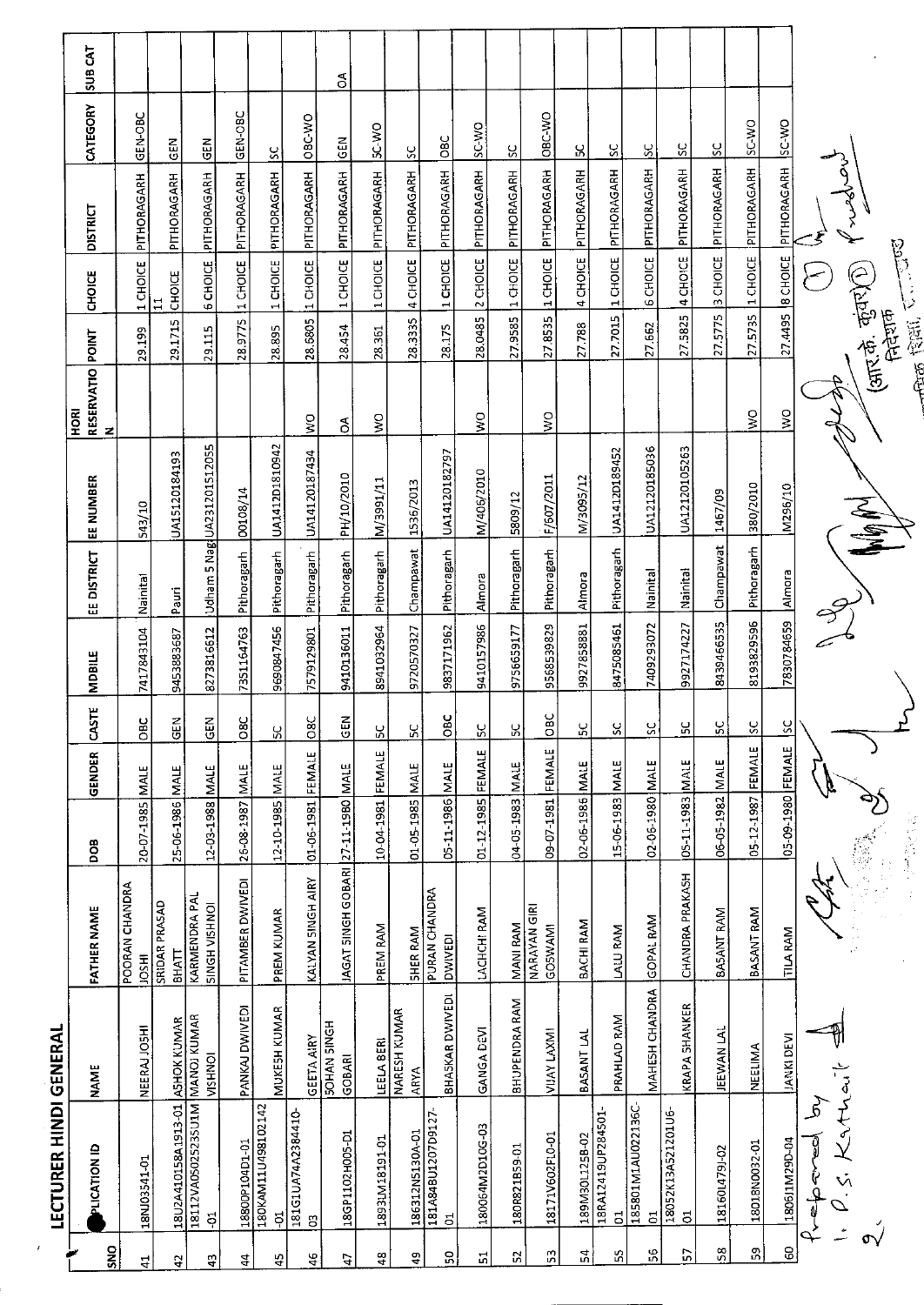# LECTURER HINDI GENERAL

| SNO | APPLICATION ID | NAME | FATHER NAME | DOB | GENDER | CASTE | MOBILE | EE DISTRICT | EE NUMBER | HORI RESERVATION | POINT | CHOICE | DISTRICT | CATEGORY | SUB CAT |
|---|---|---|---|---|---|---|---|---|---|---|---|---|---|---|---|
| 41 | 18NJ03541-01 | NEERAJ JOSHI | POORAN CHANDRA JOSHI | 20-07-1985 | MALE | OBC | 7417843104 | Nainital | 543/10 | | 29.199 | 1 CHOICE | PITHORAGARH | GEN-OBC | |
| 42 | 18U2A410158A1913-01 | ASHOK KUMAR | SRIDAR PRASAD BHATT | 25-06-1986 | MALE | GEN | 9453883687 | Pauri | UA15120184193 | | 29.1715 | 11 CHOICE | PITHORAGARH | GEN | |
| 43 | 18112VA05025235U1M-01 | MANOJ KUMAR VISHNOI | KARMENDRA PAL SINGH VISHNOI | 12-03-1988 | MALE | GEN | 8273816612 | Udham S Nagar | UA23120151 2055 | | 29.115 | 6 CHOICE | PITHORAGARH | GEN | |
| 44 | 1880OP104D1-01 | PANKAJ DWIVEDI | PITAMBER DWIVEDI | 26-08-1987 | MALE | OBC | 7351164763 | Pithoragarh | 00108/14 | | 28.9775 | 1 CHOICE | PITHORAGARH | GEN-OBC | |
| 45 | 180KAM11U498102142-01 | MUKESH KUMAR | PREM KUMAR | 12-10-1985 | MALE | SC | 9690847456 | Pithoragarh | UA1412D1810942 | | 28.895 | 1 CHOICE | PITHORAGARH | SC | |
| 46 | 181G1UA7A2384410-03 | GEETA AIRY | KALYAN SINGH AIRY | 01-06-1981 | FEMALE | OBC | 7579129801 | Pithoragarh | UA14120187434 | WO | 28.6805 | 1 CHOICE | PITHORAGARH | OBC-WO | |
| 47 | 18GP1102H005-01 | SOHAN SINGH GOBARI | JAGAT SINGH GOBARI | 27-11-1980 | MALE | GEN | 9410136011 | Pithoragarh | PH/10/2010 | OA | 28.454 | 1 CHOICE | PITHORAGARH | GEN | OA |
| 48 | 1893LM18191-01 | LEELA BERI | PREM RAM | 10-04-1981 | FEMALE | SC | 8941032964 | Pithoragarh | M/3991/11 | WO | 28.361 | 1 CHOICE | PITHORAGARH | SC-WO | |
| 49 | 186312N5130A-01 | NARESH KUMAR ARYA | SHER RAM | 01-05-1985 | MALE | SC | 9720570327 | Champawat | 1536/2013 | | 28.3335 | 4 CHOICE | PITHORAGARH | SC | |
| 50 | 181A84BU1207D9127-01 | BHASKAR DWIVEDI | PURAN CHANDRA DWIVEDI | 05-11-1986 | MALE | OBC | 9837171962 | Pithoragarh | UA14120182797 | | 28.175 | 1 CHOICE | PITHORAGARH | OBC | |
| 51 | 18006AM2D10G-03 | GANGA DEVI | LACHCHI RAM | 01-12-1985 | FEMALE | SC | 9410157986 | Almora | M/406/2010 | WO | 28.0485 | 2 CHOICE | PITHORAGARH | SC-WO | |
| 52 | 180R821B59-01 | BHUPENDRA RAM | MANI RAM | 04-05-1983 | MALE | SC | 9756659177 | Pithoragarh | 5809/12 | | 27.9585 | 1 CHOICE | PITHORAGARH | SC | |
| 53 | 18171V602F10-01 | VIJAY LAXMI | NARAYAN GIRI GOSWAMI | 09-07-1981 | FEMALE | OBC | 9568539829 | Pithoragarh | F/607/2011 | WO | 27.8535 | 1 CHOICE | PITHORAGARH | OBC-WO | |
| 54 | 189M30L125B-02 | BASANT LAL | BACHI RAM | 02-06-1986 | MALE | SC | 9927858881 | Almora | M/3095/12 | | 27.788 | 4 CHOICE | PITHORAGARH | SC | |
| 55 | 18RA12419UP284501-01 | PRAHLAD RAM | LALU RAM | 15-06-1983 | MALE | SC | 8475085461 | Pithoragarh | UA1412D189452 | | 27.7015 | 1 CHOICE | PITHORAGARH | SC | |
| 56 | 185801M1AU022136C-01 | MAHESH CHANDRA | GOPAL RAM | 02-06-1980 | MALE | SC | 7409293072 | Nainital | UA12120185036 | | 27.662 | 6 CHOICE | PITHORAGARH | SC | |
| 57 | 18052K13A521201U6-01 | KRAPA SHANKER | CHANDRA PRAKASH | 05-11-1983 | MALE | SC | 9927174227 | Nainital | UA12120105263 | | 27.5825 | 4 CHOICE | PITHORAGARH | SC | |
| 58 | 18160L479J-02 | JEEWAN LAL | BASANT RAM | 06-05-1982 | MALE | SC | 8439466535 | Champawat | 1467/09 | | 27.5775 | 3 CHOICE | PITHORAGARH | SC | |
| 59 | 18018N0032-01 | NEELIMA | BASANT RAM | 05-12-1987 | FEMALE | SC | 8193829596 | Pithoragarh | 380/2010 | WO | 27.5735 | 1 CHOICE | PITHORAGARH | SC-WO | |
| 60 | 18061JM29D-04 | JANKI DEVI | TILA RAM | 05-09-1980 | FEMALE | SC | 7830784659 | Almora | M296/10 | WO | 27.4495 | 8 CHOICE | PITHORAGARH | SC-WO | |

Prepared by
1. P. S. Karthait
2.

(आर.के. कुंवर) निदेशक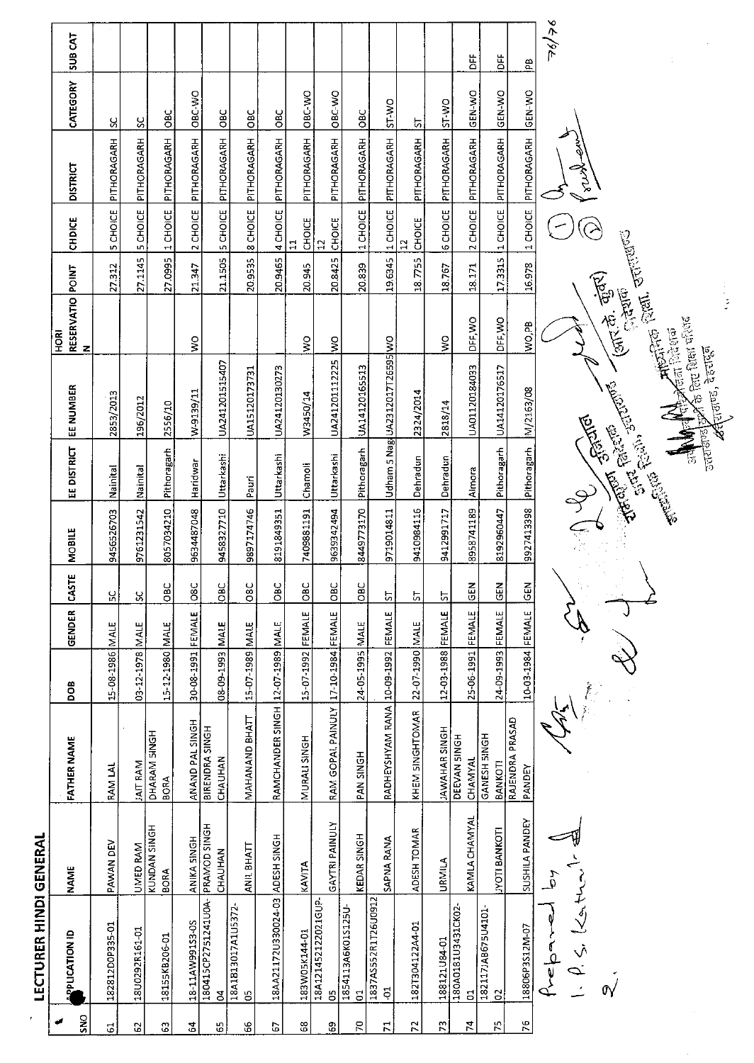# LECTURER HINDI GENERAL

| SNO | APPLICATION ID | NAME | FATHER NAME | DOB | GENDER | CASTE | MOBILE | EE DISTRICT | EE NUMBER | HORI RESERVATION | POINT | CHOICE | DISTRICT | CATEGORY | SUB CAT |
|---|---|---|---|---|---|---|---|---|---|---|---|---|---|---|---|
| 61 | 18281200P335-01 | PAWAN DEV | RAM LAL | 15-08-1986 | MALE | SC | 9456526703 | Nainital | 2853/2013 | | 27.312 | 5 CHOICE | PITHORAGARH | SC | |
| 62 | 18U0292R161-01 | UMED RAM | JAIT RAM | 03-12-1978 | MALE | SC | 9761231542 | Nainital | 196/2012 | | 27.1145 | 5 CHOICE | PITHORAGARH | SC | |
| 63 | 18155KB206-01 | KUNDAN SINGH BORA | DHARAM SINGH BORA | 15-12-1980 | MALE | OBC | 8057034210 | Pithoragarh | 2556/10 | | 27.0995 | 1 CHOICE | PITHORAGARH | OBC | |
| 64 | 18-11AW99153-05 | ANIKA SINGH | ANAND PAL SINGH | 30-08-1991 | FEMALE | OBC | 9634487048 | Haridwar | W-9139/11 | WO | 21.347 | 2 CHOICE | PITHORAGARH | OBC-WO | |
| 65 | 180415CP2751241U0A-04 | PRAMOD SINGH CHAUHAN | BIRENDRA SINGH CHAUHAN | 08-09-1993 | MALE | OBC | 9458327710 | Uttarkashi | UA241201515407 | | 21.1505 | 5 CHOICE | PITHORAGARH | OBC | |
| 66 | 18A1B13017A1U5372-05 | ANIL BHATT | MAHANAND BHATT | 15-07-1989 | MALE | OBC | 9897174746 | Pauri | UA15120173731 | | 20.9535 | 8 CHOICE | PITHORAGARH | OBC | |
| 67 | 18AA21172U330024-03 | ADESH SINGH | RAMCHANDER SINGH | 12-07-1989 | MALE | OBC | 8191849351 | Uttarkashi | UA241201302273 | | 20.9465 | 4 CHOICE | PITHORAGARH | OBC | |
| 68 | 183W05K144-01 | KAVITA | MURALI SINGH | 15-07-1992 | FEMALE | OBC | 7409881191 | Chamoli | W3450/14 | WO | 20.945 | 11 CHOICE | PITHORAGARH | OBC-WO | |
| 69 | 18A12145212202 1GUP-05 | GAYTRI PAINULY | RAM GOPAL PAINULY | 17-10-1984 | FEMALE | OBC | 9639342494 | Uttarkashi | UA241201112225 | WO | 20.8425 | 12 CHOICE | PITHORAGARH | OBC-WO | |
| 70 | 1854113A6K01S125U-01 | KEDAR SINGH | PAN SINGH | 24-05-1995 | MALE | OBC | 8449773170 | Pithoragarh | UA14120165513 | | 20.839 | 1 CHOICE | PITHORAGARH | OBC | |
| 71 | 1837A5552R1T26U0912-01 | SAPNA RANA | RADHEYSHYAM RANA | 10-09-1992 | FEMALE | ST | 9719014811 | Udham S Nagar | UA231201 7T26595 | WO | 19.6345 | 1 CHOICE | PITHORAGARH | ST-WO | |
| 72 | 182T304122A4-01 | ADESH TOMAR | KHEM SINGHTOMAR | 22-07-1990 | MALE | ST | 9410984116 | Dehradun | 2324/2014 | | 18.7755 | 12 CHOICE | PITHORAGARH | ST | |
| 73 | 18812U84-01 | URMILA | JAWAHAR SINGH | 12-03-1988 | FEMALE | ST | 9412991717 | Dehradun | 2818/14 | WO | 18.767 | 6 CHOICE | PITHORAGARH | ST-WO | |
| 74 | 180A0181U3431CK02-01 | KAMLA CHAMYAL | DEEVAN SINGH CHAMYAL | 25-06-1991 | FEMALE | GEN | 8958741189 | Almora | UA01120184033 | DFF,WO | 18.171 | 2 CHOICE | PITHORAGARH | GEN-WO | DFF |
| 75 | 182117JAB675U4101-02 | JYOTI BANKOTI | GANESH SINGH BANKOTI | 24-09-1993 | FEMALE | GEN | 8192960447 | Pithoragarh | UA14120176517 | DFF,WO | 17.3315 | 1 CHOICE | PITHORAGARH | GEN-WO | DFF |
| 76 | 18806P3S12M-07 | SUSHILA PANDEY | RAJENDRA PRASAD PANDEY | 10-03-1984 | FEMALE | GEN | 9927413398 | Pithoragarh | M/2163/08 | WO,PB | 16.978 | 1 CHOICE | PITHORAGARH | GEN-WO | PB |

Prepared by
1. P. S. Kathait
2.

76/76

(आर. के. कुंवर)
निदेशक
माध्यमिक शिक्षा, उत्तराखण्ड

अपर निदेशक
माध्यमिक शिक्षा, उत्तराखण्ड

अपर सचिव
उत्तराखण्ड विद्यालयी शिक्षा परिषद
देहरादून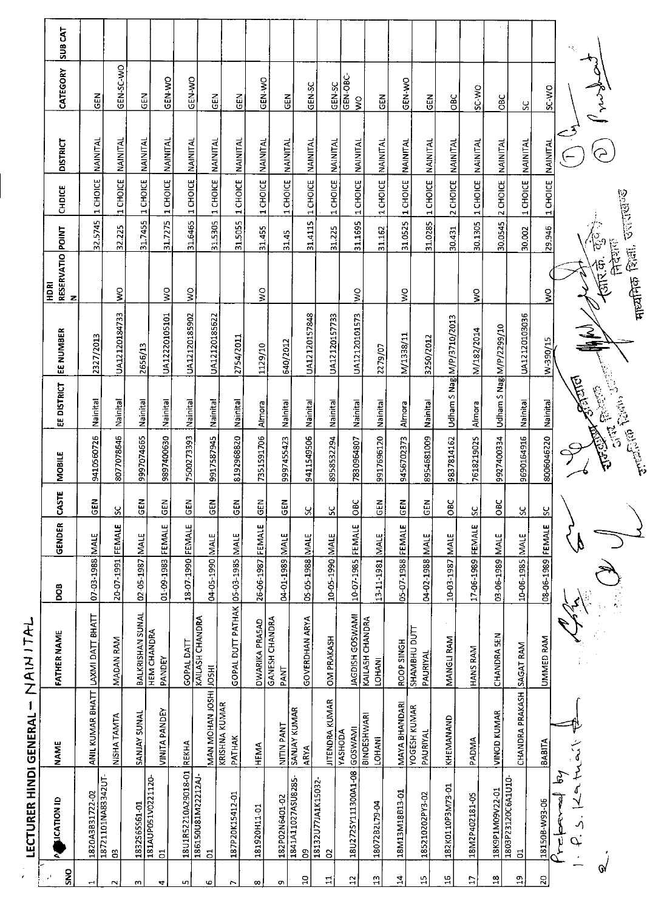# LECTURER HINDI GENERAL - NAINITAL

| SNO | APPLICATION ID | NAME | FATHER NAME | DOB | GENDER | CASTE | MOBILE | EE DISTRICT | EE NUMBER | HDRI RESERVATION | POINT | CHOICE | DISTRICT | CATEGORY | SUB CAT |
|---|---|---|---|---|---|---|---|---|---|---|---|---|---|---|---|
| 1 | 1820A3B31722-02 | ANIL KUMAR BHATT | LAXMI DATT BHATT | 07-03-1988 | MALE | GEN | 9410560726 | Nainital | 2327/2013 | | 32.5745 | 1 CHOICE | NAINITAL | GEN | |
| 2 | 18721101NA83342UT-03 | NISHA TAMTA | MADAN RAM | 20-07-1991 | FEMALE | SC | 8077078646 | Nainital | UA12120184733 | WO | 32.225 | 1 CHOICE | NAINITAL | GEN-SC-WO | |
| 3 | 18325655561-01 | SANJAY SUNAL | BALKRISHAN SUNAL | 02-05-1987 | MALE | GEN | 9997074665 | Nainital | 2656/13 | | 31.7455 | 1 CHOICE | NAINITAL | GEN | |
| 4 | 181AUP051V0221120-01 | VINITA PANDEY | HEM CHANDRA PANDEY | 01-09-1983 | FEMALE | GEN | 9897400630 | Nainital | UA12220105101 | WO | 31.7275 | 1 CHOICE | NAINITAL | GEN-WO | |
| 5 | 18U1R52210A29018-01 | REKHA | GOPAL DATT | 18-07-1990 | FEMALE | GEN | 7500273393 | Nainital | UA12120185902 | WO | 31.6465 | 1 CHOICE | NAINITAL | GEN-WO | |
| 6 | 18615OU81M22212AJ-01 | MAN MOHAN JOSHI | KAILASH CHANDRA JOSHI | 04-05-1990 | MALE | GEN | 9917587945 | Nainital | UA12120185622 | | 31.5305 | 1 CHOICE | NAINITAL | GEN | |
| 7 | 187P20K15412-01 | KRISHNA KUMAR PATHAK | GOPAL DUTT PATHAK | 05-03-1985 | MALE | GEN | 8192968820 | Nainital | 2754/2011 | | 31.5055 | 1 CHOICE | NAINITAL | GEN | |
| 8 | 181920H11-01 | HEMA | DWARIKA PRASAD | 26-06-1987 | FEMALE | GEN | 7351591706 | Almora | 1129/10 | WO | 31.455 | 1 CHOICE | NAINITAL | GEN-WO | |
| 9 | 182P02N6401-02 | NITIN PANT | GANESH CHANDRA PANT | 04-01-1989 | MALE | GEN | 9997455423 | Nainital | 640/2012 | | 31.45 | 1 CHOICE | NAINITAL | GEN | |
| 10 | 1841A11027A5U8285-09 | SANJAY KUMAR ARYA | GOVERDHAN ARYA | 05-05-1988 | MALE | SC | 9411549506 | Nainital | UA12120157848 | | 31.4115 | 1 CHOICE | NAINITAL | GEN-SC | |
| 11 | 18132U77JA1K15032-02 | JITENDRA KUMAR | OM PRAKASH | 10-05-1990 | MALE | SC | 8958532294 | Nainital | UA12120157733 | | 31.225 | 1 CHOICE | NAINITAL | GEN-SC | |
| 12 | 18U2725Y111300A1-08 | YASHODA GOSWAMI | JAGDISH GOSWAMI | 10-07-1985 | FEMALE | OBC | 7830964807 | Nainital | UA12120101573 | WO | 31.1695 | 1 CHOICE | NAINITAL | GEN-OBC-WO | |
| 13 | 18072BL79-04 | BINDESHWARI LOHANI | KAILASH CHANDRA LOHANI | 13-11-1981 | MALE | GEN | 9917696120 | Nainital | 2279/07 | | 31.162 | 1 CHOICE | NAINITAL | GEN | |
| 14 | 18M13M18B13-01 | MAYA BHANDARI | ROOP SINGH | 05-07-1988 | FEMALE | GEN | 9456702373 | Almora | M/1338/11 | WO | 31.0525 | 1 CHOICE | NAINITAL | GEN-WO | |
| 15 | 185210202PY3-02 | YOGESH KUMAR PAURIYAL | SHAMBHU DUTT PAURIYAL | 04-02-1988 | MALE | GEN | 8954681009 | Nainital | 3250/2012 | | 31.0285 | 1 CHOICE | NAINITAL | GEN | |
| 16 | 182K0110P3M73-01 | KHEMANAND | MANGLI RAM | 10-03-1987 | MALE | OBC | 9837814162 | Udham S Nag | M/P/3710/2013 | | 30.431 | 2 CHOICE | NAINITAL | OBC | |
| 17 | 18M2P402181-05 | PADMA | HANS RAM | 17-06-1989 | FEMALE | SC | 7618219025 | Almora | M/182/2014 | WO | 30.1305 | 1 CHOICE | NAINITAL | SC-WO | |
| 18 | 18K9P1M09V22-01 | VINOD KUMAR | CHANDRA SEN | 03-06-1989 | MALE | OBC | 9927400334 | Udham S Nag | M/P/2299/10 | | 30.0545 | 2 CHOICE | NAINITAL | OBC | |
| 19 | 1803P2312OC6A1U10-01 | CHANDRA PRAKASH | SAGAT RAM | 10-06-1985 | MALE | SC | 9690164916 | Nainital | UA12120103036 | | 30.002 | 1 CHOICE | NAINITAL | SC | |
| 20 | 18150B-W93-06 | BABITA | UMMED RAM | 08-06-1989 | FEMALE | SC | 8006046220 | Nainital | W-390/15 | WO | 29.946 | 1 CHOICE | NAINITAL | SC-WO | |

Prepared by
1. P. S. Katait
2.

(आर० के० कुँवर)
निदेशक
माध्यमिक शिक्षा, उत्तराखण्ड

उपशिक्षा अधिकारी
अपर निदेशक
माध्यमिक शिक्षा, उत्तराखण्ड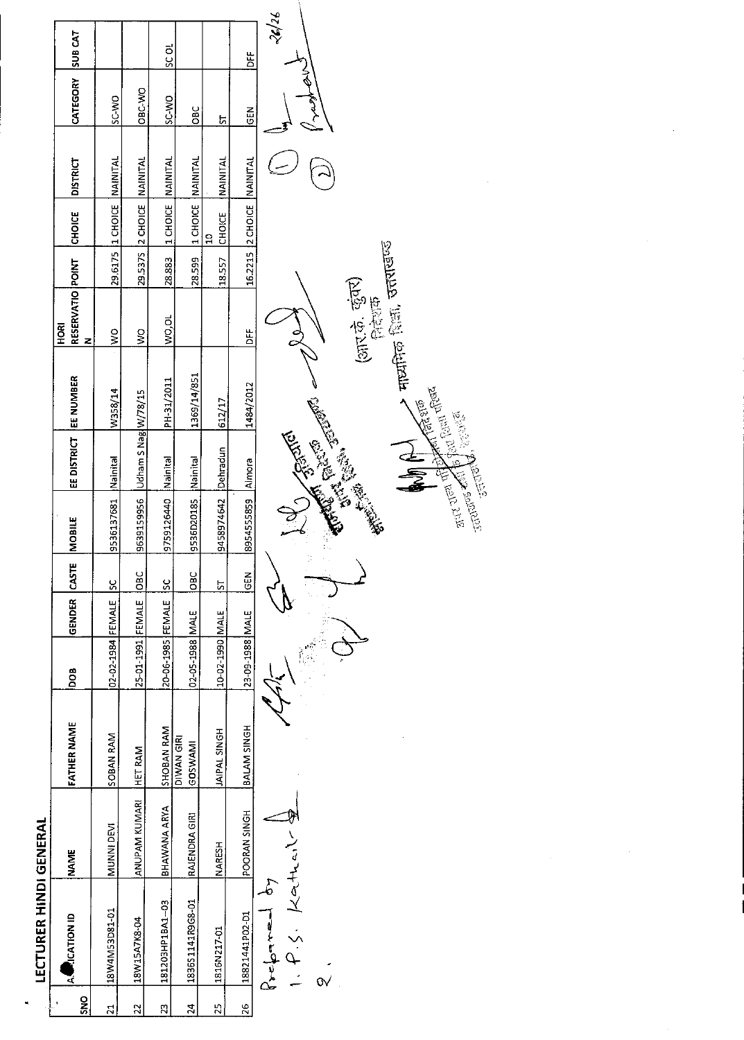## LECTURER HINDI GENERAL

| SNO | APPLICATION ID | NAME | FATHER NAME | DOB | GENDER | CASTE | MOBILE | EE DISTRICT | EE NUMBER | HORI RESERVATION | POINT | CHOICE | DISTRICT | CATEGORY | SUB CAT |
|---|---|---|---|---|---|---|---|---|---|---|---|---|---|---|---|
| 21 | 18W4M53D81-01 | MUNNI DEVI | SOBAN RAM | 02-02-1984 | FEMALE | SC | 9536137681 | Nainital | W358/14 | WO | 29.6175 | 1 CHOICE | NAINITAL | SC-WO | |
| 22 | 18W15A7K8-04 | ANUPAM KUMARI | HET RAM | 25-01-1991 | FEMALE | OBC | 9639159956 | Udham S Nag | W/78/15 | WO | 29.5375 | 2 CHOICE | NAINITAL | OBC-WO | |
| 23 | 181203HP1BA1-03 | BHAWANA ARYA | SHOBAN RAM | 20-06-1985 | FEMALE | SC | 9759126440 | Nainital | PH-31/2011 | WO,OL | 28.883 | 1 CHOICE | NAINITAL | SC-WO | SC OL |
| 24 | 18365141R968-01 | RAJENDRA GIRI | DIWAN GIRI GOSWAMI | 02-05-1988 | MALE | OBC | 9536020185 | Nainital | 1369/14/851 | | 28.599 | 1 CHOICE | NAINITAL | OBC | |
| 25 | 1816N217-01 | NARESH | JAIPAL SINGH | 10-02-1990 | MALE | ST | 9458974642 | Dehradun | 612/17 | | 18.557 | 10 CHOICE | NAINITAL | ST | |
| 26 | 18821441P02-D1 | POORAN SINGH | BALAM SINGH | 23-09-1988 | MALE | GEN | 8954555859 | Almora | 1484/2012 | DFF | 16.2215 | 2 CHOICE | NAINITAL | GEN | DFF |

26/26

Prepared by
1. P.S. Kathait
2.

(आर.के. कुंवर)
निदेशक
माध्यमिक शिक्षा, उत्तराखण्ड

अपर राज्य परियोजना निदेशक
राज्य परियोजना कार्यालय
उत्तराखण्ड, देहरादून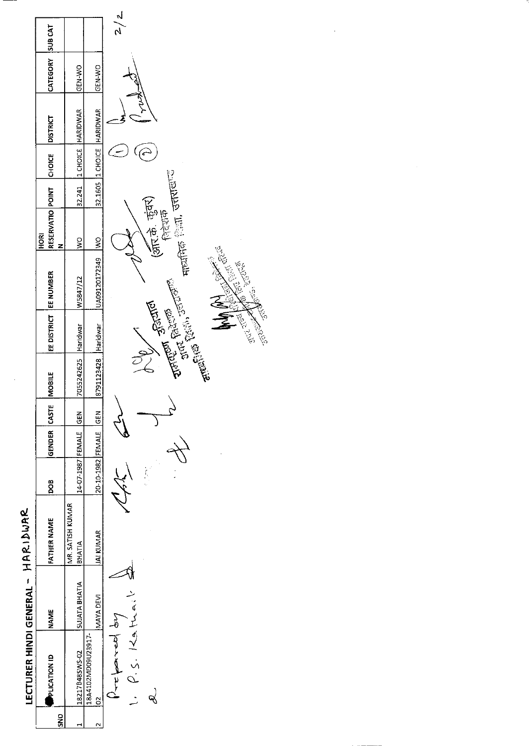## LECTURER HINDI GENERAL - HARIDWAR

| SNO | APPLICATION ID | NAME | FATHER NAME | DOB | GENDER | CASTE | MOBILE | EE DISTRICT | EE NUMBER | HORI RESERVATION | POINT | CHOICE | DISTRICT | CATEGORY | SUB CAT |
|---|---|---|---|---|---|---|---|---|---|---|---|---|---|---|---|
| 1 | 18217848SWS-02 | SUJATA BHATIA | MR. SATISH KUMAR BHATIA | 14-07-1987 | FEMALE | GEN | 7055242625 | Haridwar | W5847/12 | WO | 32.241 | 1 CHOICE | HARIDWAR | GEN-WO | |
| 2 | 18A4102MD09U23917-02 | MAYA DEVI | JAI KUMAR | 20-10-1982 | FEMALE | GEN | 8791123428 | Haridwar | UA09120172349 | WO | 32.1605 | 1 CHOICE | HARIDWAR | GEN-WO | |

Prepared by
1. P.S. Kathait
2.

(आर.के. कुंवर)
निदेशक
माध्यमिक शिक्षा, उत्तराखण्ड

रामकृष्ण उनियाल
अपर निदेशक
माध्यमिक शिक्षा, उत्तराखण्ड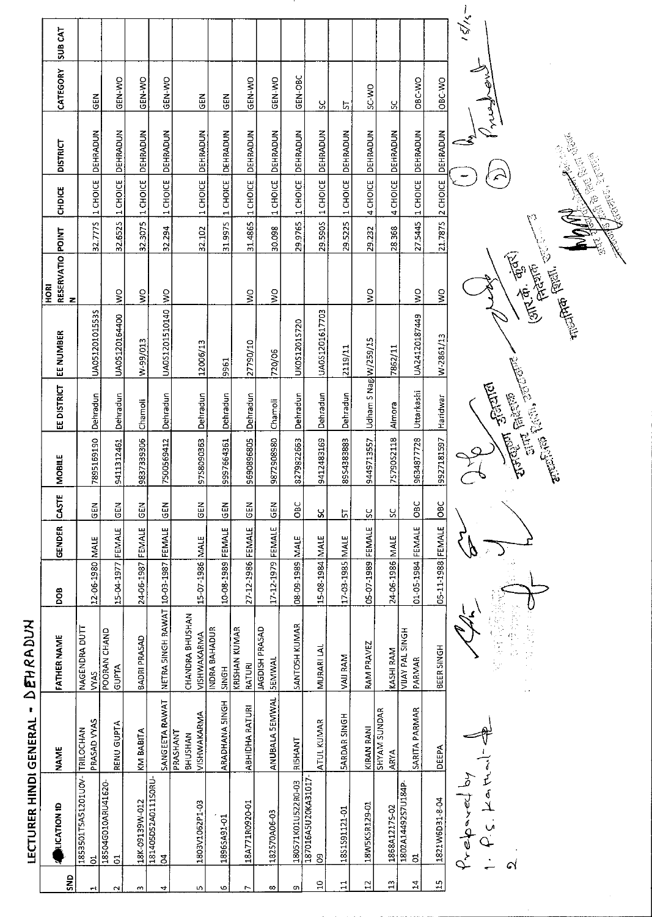# LECTURER HINDI GENERAL - DEHRADUN

| SNO | APPLICATION ID | NAME | FATHER NAME | DOB | GENDER | CASTE | MOBILE | EE DISTRICT | EE NUMBER | HORI RESERVATION | POINT | CHOICE | DISTRICT | CATEGORY | SUB CAT |
|---|---|---|---|---|---|---|---|---|---|---|---|---|---|---|---|
| 1 | 1853501T5A51201U0V-01 | TRILOCHAN PRASAD VYAS | NAGENDRA DUTT VYAS | 12-06-1980 | MALE | GEN | 7895169190 | Dehradun | UA051201015535 | | 32.7775 | 1 CHOICE | DEHRADUN | GEN | |
| 2 | 18504G010ARU41620-01 | RENU GUPTA | POORAN CHAND GUPTA | 15-04-1977 | FEMALE | GEN | 9411312461 | Dehradun | UA05120164400 | WO | 32.6525 | 1 CHOICE | DEHRADUN | GEN-WO | |
| 3 | 18K-09139W-012 | KM BABITA | BADRI PRASAD | 24-06-1987 | FEMALE | GEN | 9837339306 | Chamoli | W-99/013 | WO | 32.3075 | 1 CHOICE | DEHRADUN | GEN-WO | |
| 4 | 18140SD52A0111S0RU-04 | SANGEETA RAWAT | NETRA SINGH RAWAT | 10-03-1987 | FEMALE | GEN | 7500569412 | Dehradun | UA051201510140 | WO | 32.294 | 1 CHOICE | DEHRADUN | GEN-WO | |
| 5 | 1803V1062P1-03 | PRASHANT BHUSHAN VISHWAKARMA | CHANDRA BHUSHAN VISHWAKARMA | 15-07-1986 | MALE | GEN | 9758090363 | Dehradun | 12006/13 | | 32.102 | 1 CHOICE | DEHRADUN | GEN | |
| 6 | 18965A91-01 | ARADHANA SINGH | INDRA BAHADUR SINGH | 10-08-1989 | FEMALE | GEN | 9997664361 | Dehradun | 9961 | | 31.9975 | 1 CHOICE | DEHRADUN | GEN | |
| 7 | 18A771R0920-01 | ABHIDHA RATURI | KRISHAN KUMAR RATURI | 27-12-1986 | FEMALE | GEN | 9690896805 | Dehradun | 27790/10 | WO | 31.4865 | 1 CHOICE | DEHRADUN | GEN-WO | |
| 8 | 18257OA06-03 | ANUBALA SEMWAL | JAGDISH PRASAD SEMWAL | 17-12-1979 | FEMALE | GEN | 9872908980 | Chamoli | 720/06 | WO | 30.098 | 1 CHOICE | DEHRADUN | GEN-WO | |
| 9 | 180571K01U522R0-03 | RISHANT | SANTOSH KUMAR | 08-09-1989 | MALE | OBC | 8279822663 | Dehradun | UK0S1201S720 | | 29.9765 | 1 CHOICE | DEHRADUN | GEN-OBC | |
| 10 | 187016A5U20KA31017-09 | ATUL KUMAR | MURARI LAL | 15-08-1984 | MALE | SC | 9412483169 | Dehradun | UA0S1201617703 | | 29.5505 | 1 CHOICE | DEHRADUN | SC | |
| 11 | 1851S91121-01 | SARDAR SINGH | VAJI RAM | 17-03-1985 | MALE | ST | 8954383883 | Dehradun | 2119/11 | | 29.5225 | 1 CHOICE | DEHRADUN | ST | |
| 12 | 18W5K5R129-01 | KIRAN RANI | RAM PRAVEZ | 05-07-1989 | FEMALE | SC | 9449713557 | Udham S Nagar | W/259/15 | WO | 29.232 | 4 CHOICE | DEHRADUN | SC-WO | |
| 13 | 1868A1217S-02 | SHYAM SUNDAR ARYA | KASHI RAM | 24-06-1986 | MALE | SC | 7579052118 | Almora | 7862/11 | | 28.368 | 4 CHOICE | DEHRADUN | SC | |
| 14 | 1802A14492S7U184P-01 | SARITA PARMAR | VIJAY PAL SINGH PARMAR | 01-05-1984 | FEMALE | OBC | 9634877728 | Uttarkashi | UA24120187449 | WO | 27.5445 | 1 CHOICE | DEHRADUN | OBC-WO | |
| 15 | 1821W6D31-8-04 | DEEPA | BEER SINGH | 05-11-1988 | FEMALE | OBC | 9927181597 | Haridwar | W-2861/13 | WO | 21.7875 | 2 CHOICE | DEHRADUN | OBC-WO | |

Prepared by
1. P.C. Kathait
2.

राजकुमार अधिकारी
संयुक्त निदेशक
माध्यमिक शिक्षा, उत्तराखण्ड

(आर.के. कुंवर)
निदेशक
माध्यमिक शिक्षा, उत्तराखण्ड

15/1/15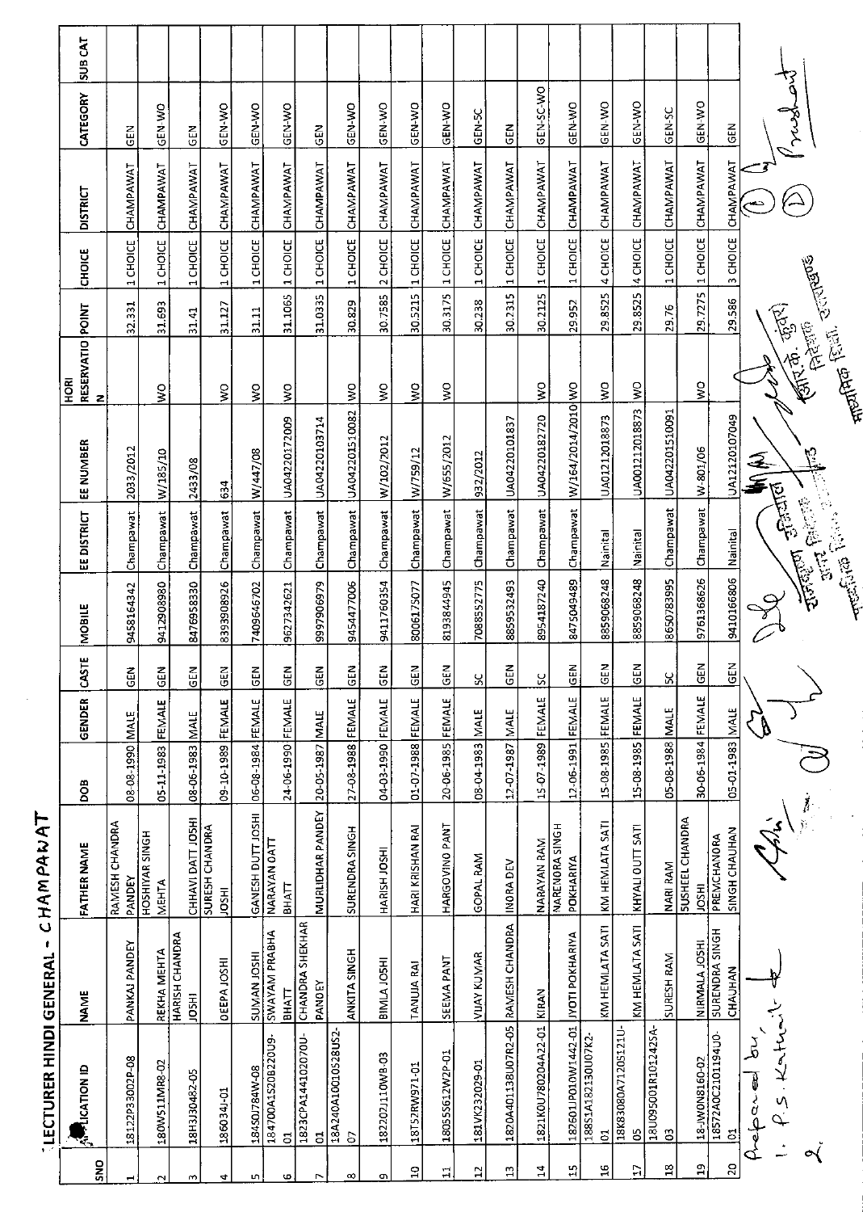# LECTURER HINDI GENERAL - CHAMPAWAT

| SNO | APPLICATION ID | NAME | FATHER NAME | DOB | GENDER | CASTE | MOBILE | EE DISTRICT | EE NUMBER | HORI RESERVATION | POINT | CHOICE | DISTRICT | CATEGORY | SUB CAT |
|---|---|---|---|---|---|---|---|---|---|---|---|---|---|---|---|
| 1 | 18122P33002P-08 | PANKAJ PANDEY | RAMESH CHANDRA PANDEY | 08-08-1990 | MALE | GEN | 9458164342 | Champawat | 2033/2012 | | 32.331 | 1 CHOICE | CHAMPAWAT | GEN | |
| 2 | 180W511MR8-02 | REKHA MEHTA | HOSHIYAR SINGH MEHTA | 05-11-1983 | FEMALE | GEN | 9412908980 | Champawat | W/185/10 | WO | 31.693 | 1 CHOICE | CHAMPAWAT | GEN-WO | |
| 3 | 18H3J0482-05 | HARISH CHANDRA JOSHI | CHHAVI DATT JOSHI | 08-06-1983 | MALE | GEN | 8476958330 | Champawat | 2433/08 | | 31.41 | 1 CHOICE | CHAMPAWAT | GEN | |
| 4 | 186034J-01 | DEEPA JOSHI | SURESH CHANDRA JOSHI | 09-10-1989 | FEMALE | GEN | 8393908926 | Champawat | 634 | WO | 31.127 | 1 CHOICE | CHAMPAWAT | GEN-WO | |
| 5 | 18450J784W-08 | SUMAN JOSHI | GANESH DUTT JOSHI | 06-08-1984 | FEMALE | GEN | 7409646702 | Champawat | W/447/08 | WO | 31.11 | 1 CHOICE | CHAMPAWAT | GEN-WO | |
| 6 | 184700A1520B22009-01 | SWAYAM PRABHA BHATT | NARAYAN DATT BHATT | 24-06-1990 | FEMALE | GEN | 9627342621 | Champawat | UA04220172009 | WO | 31.1065 | 1 CHOICE | CHAMPAWAT | GEN-WO | |
| 7 | 1823CPA14410270U-01 | CHANDRA SHEKHAR PANDEY | MURLIDHAR PANDEY | 20-05-1987 | MALE | GEN | 9997906979 | Champawat | UA04220103714 | | 31.0335 | 1 CHOICE | CHAMPAWAT | GEN | |
| 8 | 18A240A10010528US2-07 | ANKITA SINGH | SURENDRA SINGH | 27-08-1988 | FEMALE | GEN | 9454477006 | Champawat | UA04220151082 | WO | 30.829 | 1 CHOICE | CHAMPAWAT | GEN-WO | |
| 9 | 182202J110W8-03 | BIMLA JOSHI | HARISH JOSHI | 04-03-1990 | FEMALE | GEN | 9411760354 | Champawat | W/102/2012 | WO | 30.7585 | 2 CHOICE | CHAMPAWAT | GEN-WO | |
| 10 | 18T52RW971-01 | TANUJA RAI | HARI KRISHAN RAI | 01-07-1988 | FEMALE | GEN | 8006175077 | Champawat | W/759/12 | WO | 30.5215 | 1 CHOICE | CHAMPAWAT | GEN-WO | |
| 11 | 18055S612W2P-01 | SEEMA PANT | HARGOVIND PANT | 20-06-1985 | FEMALE | GEN | 8193844945 | Champawat | W/655/2012 | WO | 30.3175 | 1 CHOICE | CHAMPAWAT | GEN-WO | |
| 12 | 181VK232029-01 | VIJAY KUMAR | GOPAL RAM | 08-04-1983 | MALE | SC | 7088552775 | Champawat | 932/2012 | | 30.238 | 1 CHOICE | CHAMPAWAT | GEN-SC | |
| 13 | 1820A40113BU07R2-05 | RAMESH CHANDRA | INDRA DEV | 12-07-1987 | MALE | GEN | 8859532493 | Champawat | UA04220101837 | | 30.2315 | 1 CHOICE | CHAMPAWAT | GEN | |
| 14 | 1821K0U780204A22-01 | KIRAN | NARAYAN RAM | 15-07-1989 | FEMALE | SC | 8954187240 | Champawat | UA04220182720 | WO | 30.2125 | 1 CHOICE | CHAMPAWAT | GEN-SC-WO | |
| 15 | 182601JP010W1442-01 | JYOTI POKHARIYA | NARENDRA SINGH POKHARIYA | 12-06-1991 | FEMALE | GEN | 8475049489 | Champawat | W/164/2014/2010 | WO | 29.952 | 1 CHOICE | CHAMPAWAT | GEN-WO | |
| 16 | 188S1A182130U07K2-01 | KM HEMLATA SATI | KM HEMLATA SATI | 15-08-1985 | FEMALE | GEN | 8859068248 | Nainital | UA01212018873 | WO | 29.8525 | 4 CHOICE | CHAMPAWAT | GEN-WO | |
| 17 | 18K83080A7120S121U-05 | KM HEMLATA SATI | KHYALI DUTT SATI | 15-08-1985 | FEMALE | GEN | 8859068248 | Nainital | UA001212018873 | WO | 29.8525 | 4 CHOICE | CHAMPAWAT | GEN-WO | |
| 18 | 18U095001R101242SA-03 | SURESH RAM | NARI RAM | 05-08-1988 | MALE | SC | 8650783995 | Champawat | UA04220151 0091 | | 29.76 | 1 CHOICE | CHAMPAWAT | GEN-SC | |
| 19 | 18-JW0N8160-02 | NIRMALA JOSHI | SUSHEEL CHANDRA JOSHI | 30-06-1984 | FEMALE | GEN | 9761368626 | Champawat | W-801/06 | WO | 29.7275 | 1 CHOICE | CHAMPAWAT | GEN-WO | |
| 20 | 18572A0C2101194U0-01 | SURENDRA SINGH CHAUHAN | PREMCHANDRA SINGH CHAUHAN | 05-01-1983 | MALE | GEN | 9410166806 | Nainital | UA12120107049 | | 29.586 | 3 CHOICE | CHAMPAWAT | GEN | |

Prepared by,
1. P.S. Kathait
2.

(आर. के. कुंवर)
निदेशक
माध्यमिक शिक्षा, उत्तराखण्ड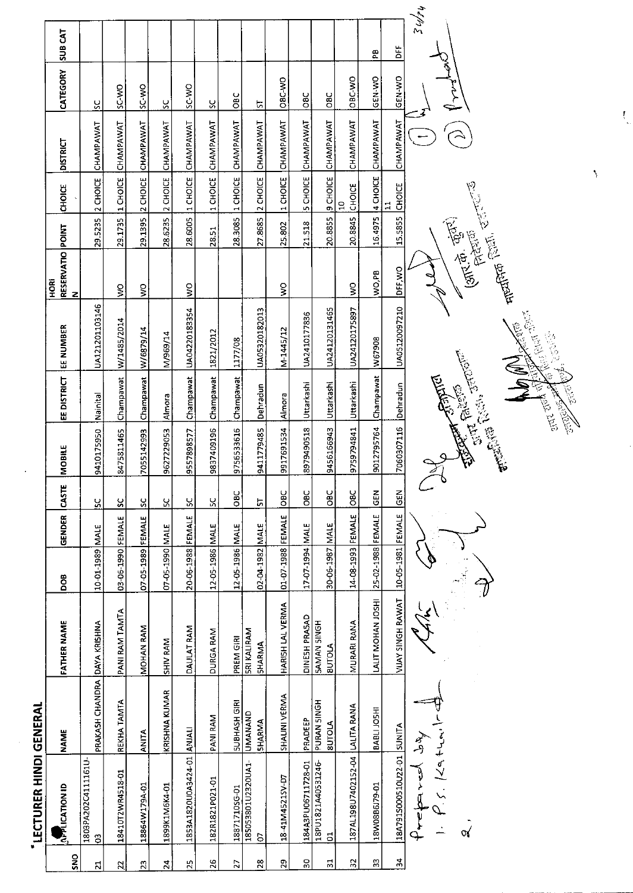# LECTURER HINDI GENERAL

| SNO | APPLICATION ID | NAME | FATHER NAME | DOB | GENDER | CASTE | MOBILE | EE DISTRICT | EE NUMBER | HORI RESERVATION | POINT | CHOICE | DISTRICT | CATEGORY | SUB CAT |
|---|---|---|---|---|---|---|---|---|---|---|---|---|---|---|---|
| 21 | 1803PA202C4111161U-03 | PRAKASH CHANDRA | DAYA KRISHNA | 10-01-1989 | MALE | SC | 9410175950 | Nainital | UA12120110314б |  | 29.5235 | 2 CHOICE | CHAMPAWAT | SC |  |
| 22 | 18410T2WR4518-01 | REKHA TAMTA | PANI RAM TAMTA | 03-06-1990 | FEMALE | SC | 8475811465 | Champawat | W/1485/2014 | WO | 29.1735 | 1 CHOICE | CHAMPAWAT | SC-WO |  |
| 23 | 18864W179A-01 | ANITA | MOHAN RAM | 07-05-1989 | FEMALE | SC | 7055142993 | Champawat | W/6879/14 | WO | 29.1395 | 2 CHOICE | CHAMPAWAT | SC-WO |  |
| 24 | 1899K1M6K4-01 | KRISHNA KUMAR | SHIV RAM | 07-05-1990 | MALE | SC | 9627229053 | Almora | M/969/14 |  | 28.6235 | 2 CHOICE | CHAMPAWAT | SC |  |
| 25 | 1853A1820U0A3424-01 | ANJALI | DAULAT RAM | 20-06-1988 | FEMALE | SC | 9557898577 | Champawat | UA04220183354 | WO | 28.6005 | 1 CHOICE | CHAMPAWAT | SC-WO |  |
| 26 | 182R1821P021-01 | PANI RAM | DURGA RAM | 12-05-1986 | MALE | SC | 9837409196 | Champawat | 1821/2012 |  | 28.51 | 1 CHOICE | CHAMPAWAT | SC |  |
| 27 | 18871710SG-01 | SUBHASH GIRI | PREM GIRI | 12-05-1986 | MALE | OBC | 9756533616 | Champawat | 1177/08 |  | 28.3085 | 1 CHOICE | CHAMPAWAT | OBC |  |
| 28 | 18505380102320UA1-07 | UMANAND SHARMA | SRI KALIRAM SHARMA | 02-04-1982 | MALE | ST | 9411779485 | Dehradun | UA05320182013 |  | 27.8685 | 2 CHOICE | CHAMPAWAT | ST |  |
| 29 | 18-41M4521SV-07 | SHALINI VERMA | HARISH LAL VERMA | 01-07-1988 | FEMALE | OBC | 9917691534 | Almora | M-1445/12 | WO | 25.802 | 1 CHOICE | CHAMPAWAT | OBC-WO |  |
| 30 | 184A3PU06711728-01 | PRADEEP | DINESH PRASAD | 17-07-1994 | MALE | OBC | 8979490518 | Uttarkashi | UA2410177836 |  | 21.518 | 5 CHOICE | CHAMPAWAT | OBC |  |
| 31 | 18PU1821A4053124б-01 | PURAN SINGH BUTOLA | SAMAN SINGH BUTOLA | 30-06-1987 | MALE | OBC | 9456166943 | Uttarkashi | UA24120131465 |  | 20.8855 | 9 CHOICE | CHAMPAWAT | OBC |  |
| 32 | 187AL198U7402152-04 | LALITA RANA | MURARI RANA | 14-08-1993 | FEMALE | OBC | 9759794841 | Uttarkashi | UA24120175897 | WO | 20.8845 | 10 CHOICE | CHAMPAWAT | OBC-WO |  |
| 33 | 18W08B6J79-01 | BABLI JOSHI | LALIT MOHAN JOSHI | 25-02-1988 | FEMALE | GEN | 9012795764 | Champawat | W67908 | WO,PB | 16.4975 | 4 CHOICE | CHAMPAWAT | GEN-WO | PB |
| 34 | 18A791S00051OU22-01 | SUNITA | VIJAY SINGH RAWAT | 10-05-1981 | FEMALE | GEN | 7060307116 | Dehradun | UA05120097210 | DFF,WO | 15.5855 | 11 CHOICE | CHAMPAWAT | GEN-WO | DFF |

Prepared by
1. P.S. Kathait
2.

(आर० के० कुंवर)
निदेशक
माध्यमिक शिक्षा, उत्तराखण्ड

अपर निदेशक
माध्यमिक शिक्षा, उत्तराखण्ड

24/24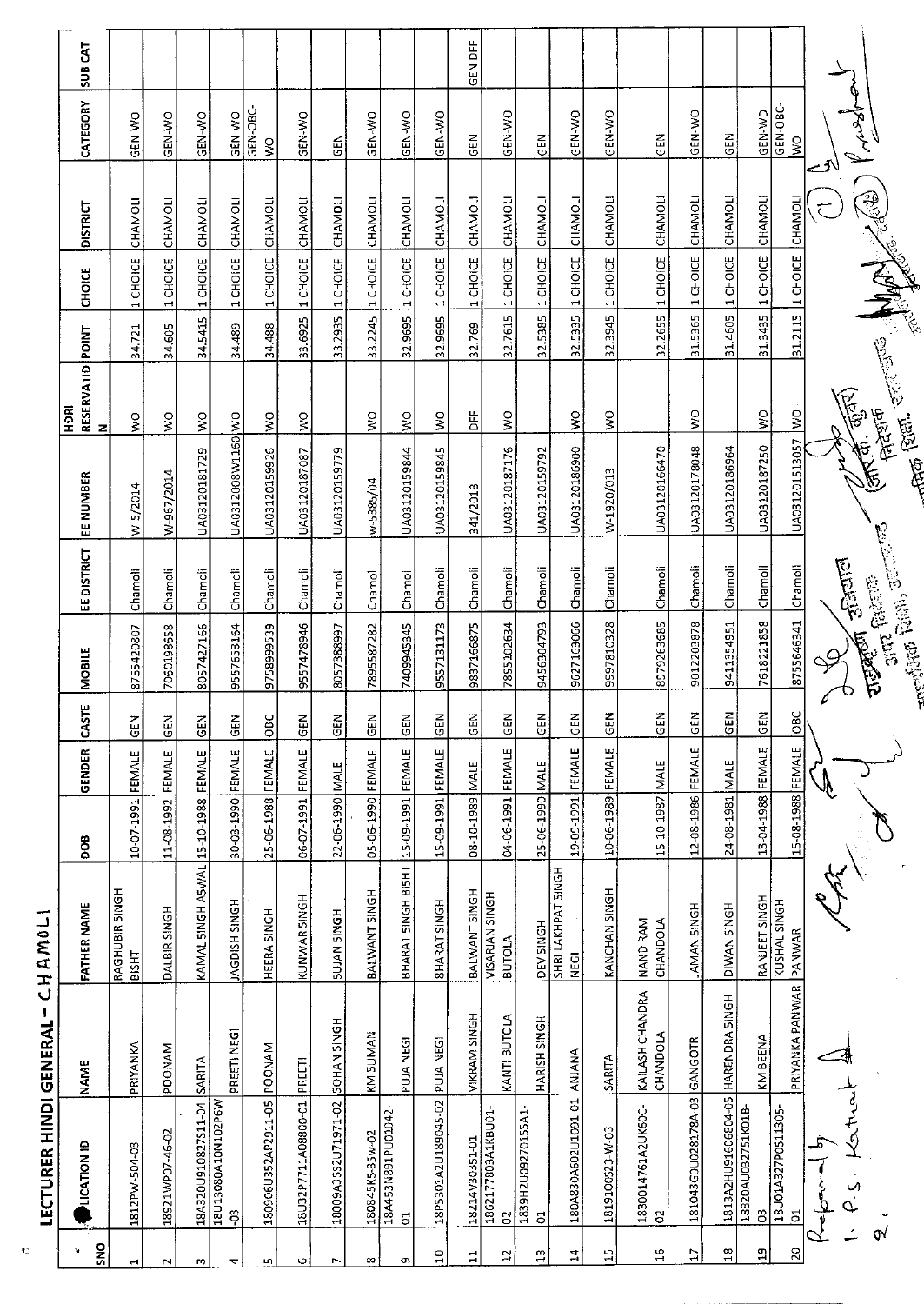# LECTURER HINDI GENERAL - CHAMOLI

| SNO | APPLICATION ID | NAME | FATHER NAME | DOB | GENDER | CASTE | MOBILE | EE DISTRICT | EE NUMBER | HDRI RESERVATION | POINT | CHOICE | DISTRICT | CATEGORY | SUB CAT |
|---|---|---|---|---|---|---|---|---|---|---|---|---|---|---|---|
| 1 | 1812PW-504-03 | PRIYANKA | RAGHUBIR SINGH BISHT | 10-07-1991 | FEMALE | GEN | 8755420807 | Chamoli | W-5/2014 | WO | 34.721 | 1 CHOICE | CHAMOLI | GEN-WO | |
| 2 | 18921WP07-46-02 | POONAM | DALBIR SINGH | 11-08-1992 | FEMALE | GEN | 7060198658 | Chamoli | W-967/2014 | WO | 34.605 | 1 CHOICE | CHAMOLI | GEN-WO | |
| 3 | 18A320U910827S11-04 | SARITA | KAMAL SINGH ASWAL | 15-10-1988 | FEMALE | GEN | 8057427166 | Chamoli | UA03120181729 | WO | 34.5415 | 1 CHOICE | CHAMOLI | GEN-WO | |
| 4 | 18U13080A10N102P6W-03 | PREETI NEGI | JAGDISH SINGH | 30-03-1990 | FEMALE | GEN | 9557653164 | Chamoli | UA0312008W1160 | WO | 34.489 | 1 CHOICE | CHAMOLI | GEN-WO | |
| 5 | 180906U352AP2911-05 | POONAM | HEERA SINGH | 25-06-1988 | FEMALE | OBC | 9758999539 | Chamoli | UA03120159926 | WO | 34.488 | 1 CHOICE | CHAMOLI | GEN-OBC-WO | |
| 6 | 18U32P7711A08800-01 | PREETI | KUNWAR SINGH | 06-07-1991 | FEMALE | GEN | 9557478946 | Chamoli | UA03120187087 | WO | 33.6925 | 1 CHOICE | CHAMOLI | GEN-WO | |
| 7 | 18009A35S2U71971-02 | SOHAN SINGH | SUJAN SINGH | 22-06-1990 | MALE | GEN | 8057388997 | Chamoli | UA03120159779 | | 33.2935 | 1 CHOICE | CHAMOLI | GEN | |
| 8 | 180845K5-35w-02 | KM SUMAN | BALWANT SINGH | 05-06-1990 | FEMALE | GEN | 7895587282 | Chamoli | w-5385/04 | WO | 33.2245 | 1 CHOICE | CHAMOLI | GEN-WO | |
| 9 | 184453N891PU01042-01 | PUJA NEGI | BHARAT SINGH BISHT | 15-09-1991 | FEMALE | GEN | 7409945345 | Chamoli | UA03120159844 | WO | 32.9695 | 1 CHOICE | CHAMOLI | GEN-WO | |
| 10 | 18P5301A2U189045-02 | PUJA NEGI | BHARAT SINGH | 15-09-1991 | FEMALE | GEN | 9557131173 | Chamoli | UA03120159845 | WO | 32.9695 | 1 CHOICE | CHAMOLI | GEN-WO | |
| 11 | 18214V30351-01 | VIKRAM SINGH | BALWANT SINGH | 08-10-1989 | MALE | GEN | 9837166875 | Chamoli | 341/2013 | DFF | 32.769 | 1 CHOICE | CHAMOLI | GEN | GEN DFF |
| 12 | 1862177803A1KBU01-02 | KANTI BUTOLA | VISARJAN SINGH BUTOLA | 04-06-1991 | FEMALE | GEN | 7895102634 | Chamoli | UA03120187176 | WO | 32.7615 | 1 CHOICE | CHAMOLI | GEN-WO | |
| 13 | 1839H2U0927C155A1-01 | HARISH SINGH | DEV SINGH | 25-06-1990 | MALE | GEN | 9456304793 | Chamoli | UA03120159792 | | 32.5385 | 1 CHOICE | CHAMOLI | GEN | |
| 14 | 180A830A602U1091-01 | ANJANA | SHRI LAKHPAT SINGH NEGI | 19-09-1991 | FEMALE | GEN | 9627163056 | Chamoli | UA03120186900 | WO | 32.5335 | 1 CHOICE | CHAMOLI | GEN-WO | |
| 15 | 1819100523-W-03 | SARITA | KANCHAN SINGH | 10-06-1989 | FEMALE | GEN | 9997810328 | Chamoli | W-1920/013 | WO | 32.3945 | 1 CHOICE | CHAMOLI | GEN-WO | |
| 16 | 18300147 61A2UK60C-02 | KAILASH CHANDRA CHANDOLA | NAND RAM CHANDOLA | 15-10-1987 | MALE | GEN | 8979263685 | Chamoli | UA03120166470 | | 32.2655 | 1 CHOICE | CHAMOLI | GEN | |
| 17 | 181043G0U028178A-03 | GANGOTRI | JAMAN SINGH | 12-08-1986 | FEMALE | GEN | 9012203878 | Chamoli | UA03120178048 | WO | 31.5365 | 1 CHOICE | CHAMOLI | GEN-WO | |
| 18 | 1813A2HU91606804-05 | HARENDRA SINGH | DIWAN SINGH | 24-08-1981 | MALE | GEN | 9411354951 | Chamoli | UA03120186964 | | 31.4605 | 1 CHOICE | CHAMOLI | GEN | |
| 19 | 18820AU032751K01B-03 | KM BEENA | RANJEET SINGH | 13-04-1988 | FEMALE | GEN | 7618221858 | Chamoli | UA03120187250 | WO | 31.3435 | 1 CHOICE | CHAMOLI | GEN-WD | |
| 20 | 18U01A327P0511305-01 | PRIYANKA PANWAR | KUSHAL SINGH PANWAR | 15-08-1988 | FEMALE | OBC | 8755646341 | Chamoli | UA03120151305​7 | WO | 31.2115 | 1 CHOICE | CHAMOLI | GEN-OBC-WO | |

Prepared by
1. P.S. Kathait
2.

(आर.के. कुँवर) निदेशक, माध्यमिक शिक्षा, उत्तराखण्ड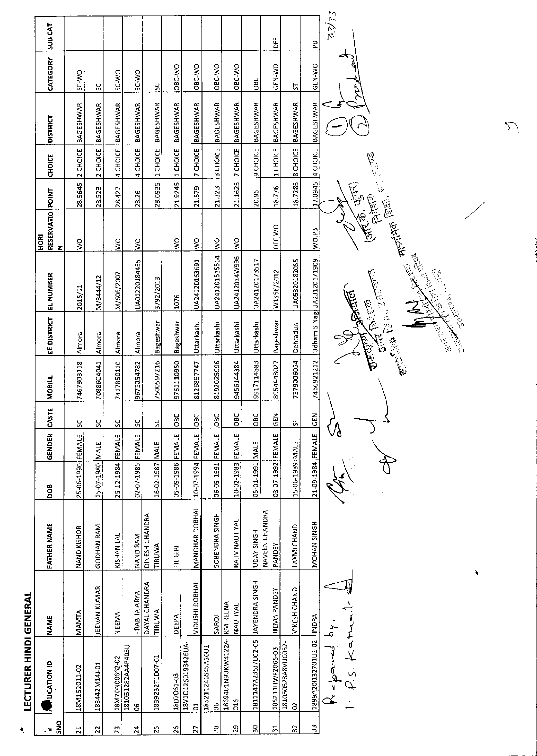## LECTURER HINDI GENERAL

| SNO | APPLICATION ID | NAME | FATHER NAME | DOB | GENDER | CASTE | MOBILE | EE DISTRICT | EE NUMBER | HORI RESERVATION | POINT | CHOICE | DISTRICT | CATEGORY | SUB CAT |
|---|---|---|---|---|---|---|---|---|---|---|---|---|---|---|---|
| 21 | 18M152011-02 | MAMTA | NAND KISHOR | 25-06-1990 | FEMALE | SC | 7467803118 | Almora | 2015/11 | WO | 28.5645 | 2 CHOICE | BAGESHWAR | SC-WO | |
| 22 | 183442M14J-01 | JEEVAN KUMAR | GODHAN RAM | 15-07-1980 | MALE | SC | 7088604041 | Almora | M/3444/12 | | 28.523 | 2 CHOICE | BAGESHWAR | SC | |
| 23 | 18M70N00662-02 | NEEMA | KISHAN LAL | 25-12-1984 | FEMALE | SC | 7417850110 | Almora | M/606/2007 | WO | 28.427 | 4 CHOICE | BAGESHWAR | SC-WO | |
| 24 | 181051282AA4P405U-06 | PRABHA ARYA | NAND RAM | 02-07-1985 | FEMALE | SC | 9675054782 | Almora | UA01220184455 | WO | 28.26 | 4 CHOICE | BAGESHWAR | SC-WO | |
| 25 | 1839232T1D07-01 | DAYAL CHANDRA TIRUWA | DINESH CHANDRA TIRUWA | 16-02-1987 | MALE | SC | 7500597216 | Bageshwar | 3792/2013 | | 28.0935 | 1 CHOICE | BAGESHWAR | SC | |
| 26 | 18D7061-03 | DEEPA | TIL GIRI | 05-09-1986 | FEMALE | OBC | 9761110950 | Bageshwar | 1076 | WO | 21.9245 | 1 CHOICE | BAGESHWAR | OBC-WO | |
| 27 | 18V1D12601934260UA-01 | VIDUSHI DOBHAL | MANOHAR DOBHAL | 10-07-1994 | FEMALE | OBC | 8126897747 | Uttarkashi | UA2412D163591 | WO | 21.579 | 7 CHOICE | BAGESHWAR | OBC-WO | |
| 28 | 18521124654S450U1-06 | SAROJ | SOBENDRA SINGH | 06-05-1991 | FEMALE | OBC | 8192025996 | Uttarkashi | UA241201515564 | WO | 21.323 | 8 CHOICE | BAGESHWAR | OBC-WO | |
| 29 | 1869401N9UKW4122A-016 | KM REENA NAUTIYAL | RAJIV NAUTIYAL | 10-02-1983 | FEMALE | OBC | 9456144384 | Uttarkashi | UA2412014W996 | WO | 21.1625 | 7 CHOICE | BAGESHWAR | OBC-WO | |
| 30 | 1811147A235J7U02-05 | JAYENDRA SINGH | UDAY SINGH | 05-01-1991 | MALE | OBC | 9917114883 | Uttarkashi | UA24120173517 | | 20.96 | 9 CHOICE | BAGESHWAR | OBC | |
| 31 | 185211HWP2065-03 | HEMA PANDEY | NAVEEN CHANDRA PANDEY | 03-07-1992 | FEMALE | GEN | 8954443027 | Bageshwar | W1556/2012 | DFF,WO | 18.776 | 1 CHOICE | BAGESHWAR | GEN-WD | DFF |
| 32 | 181050523A8VUC052-02 | VIKESH CHAND | LAXMI CHAND | 15-06-1989 | MALE | ST | 7579006054 | Dehradun | UA05320182055 | | 18.7285 | 8 CHOICE | BAGESHWAR | ST | |
| 33 | 1899A20I132701U1-02 | INDRA | MOHAN SINGH | 21-09-1984 | FEMALE | GEN | 7466921212 | Udham S Nag | UA23120171909 | WO,PB | 17.0945 | 4 CHOICE | BAGESHWAR | GEN-WO | PB |

Prepared by.
1. P.S. Katna

33/33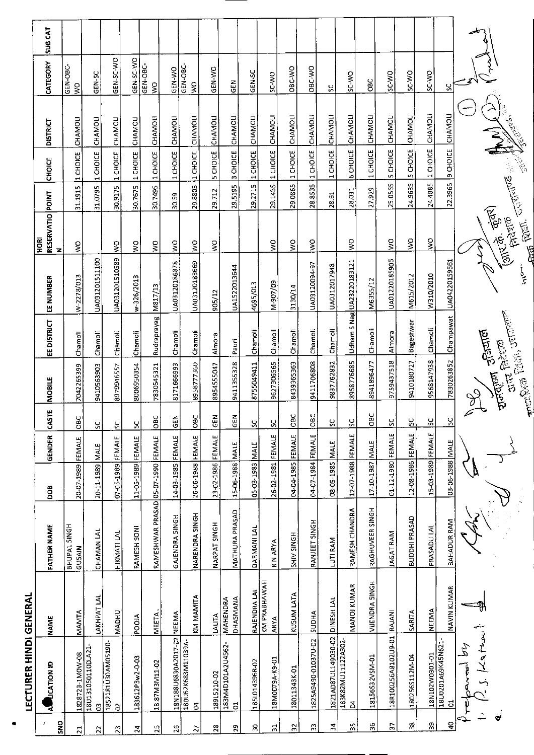# LECTURER HINDI GENERAL

| SNO | APPLICATION ID | NAME | FATHER NAME | DOB | GENDER | CASTE | MOBILE | EE DISTRICT | EE NUMBER | HORI RESERVATION | POINT | CHOICE | DISTRICT | CATEGORY | SUB CAT |
|---|---|---|---|---|---|---|---|---|---|---|---|---|---|---|---|
| 21 | 1828723-1M0W-08 | MAMTA | BHUPAL SINGH GUSAIN | 20-07-1989 | FEMALE | OBC | 7042265399 | Chamoli | W-2278/013 | WO | 31.1915 | 1 CHOICE | CHAMOLI | GEN-OBC-WO | |
| 22 | 18U131050110DLA21-03 | LAKHPAT LAL | CHAMAN LAL | 20-11-1989 | MALE | SC | 9410563903 | Chamoli | UA03120151110O | | 31.0795 | 1 CHOICE | CHAMOLI | GEN-SC | |
| 23 | 1852181U30AM05190-02 | MADHU | HIKMATI LAL | 07-05-1989 | FEMALE | SC | 8979946557 | Chamoli | UA03120151058​9 | WO | 30.9175 | 1 CHOICE | CHAMOLI | GEN-SC-WO | |
| 24 | 183612P3w2-0-03 | POOJA | RAMESH SONI | 11-05-1989 | FEMALE | SC | 8006950354 | Chamoli | w-326/2013 | WO | 30.7675 | 1 CHOICE | CHAMOLI | GEN-SC-WO | |
| 25 | 18.87M3M11-02 | MEETA. | RAMESHWAR PRASAD | 05-07-1990 | FEMALE | OBC | 7830545321 | Rudraprayag | M817/13 | WO | 30.7495 | 1 CHOICE | CHAMOLI | GEN-OBC-WO | |
| 26 | 18N188U6830A2017-D2 | NEEMA | GAJENDRA SINGH | 14-03-1985 | FEMALE | GEN | 8171666993 | Chamoli | UA03120186878 | WO | 30.59 | 1 CHOICE | CHAMOLI | GEN-WO | |
| 27 | 180U62K683M11039A-04 | KM MAMITA | NARENDRA SINGH | 26-06-1988 | FEMALE | OBC | 8958777360 | Chamoli | UA03120183669 | WO | 29.8805 | 1 CHOICE | CHAMOLI | GEN-OBC-WO | |
| 28 | 189L5210-02 | LALITA | NARPAT SINGH | 23-02-1986 | FEMALE | GEN | 8954555047 | Almora | 905/12 | WO | 29.712 | 5 CHOICE | CHAMOLI | GEN-WO | |
| 29 | 183M4D101A2U4562-01 | MAHENDRA DHASMANA | MATHURA PRASAD | 15-06-1988 | MALE | GEN | 9411355328 | Pauri | UA1522013644 | | 29.5195 | 3 CHOICE | CHAMOLI | GEN | |
| 30 | 185l014396R-02 | RAJENDRA LAL | DARMANI LAL | 05-03-1983 | MALE | SC | 8755049411 | Chamoli | 4695/013 | | 29.2715 | 1 CHOICE | CHAMOLI | GEN-SC | |
| 31 | 18M0D79A-K9-01 | KM PRABHAWATI ARYA | R N ARYA | 26-02-1981 | FEMALE | SC | 9627306565 | Chamoli | M-907/09 | WO | 29.1485 | 1 CHOICE | CHAMOLI | SC-WO | |
| 32 | 18011343K-01 | KUSUM LATA | SHIV SINGH | 04-04-1985 | FEMALE | OBC | 8439365363 | Chamoli | 3130/14 | WO | 29.0865 | 1 CHOICE | CHAMOLI | OBC-WO | |
| 33 | 1825A9490-01037U-D2 | SUDHA | RANJEET SINGH | 04-07-1984 | FEMALE | OBC | 9411706808 | Chamoli | UA03120094-97 | WO | 28.8535 | 1 CHOICE | CHAMOLI | OBC-WO | |
| 34 | 1821AD87UL149030-02 | DINESH LAL | LUTI RAM | 08-05-1985 | MALE | SC | 9837762832 | Chamoli | UA0312017948 | | 28.61 | 1 CHOICE | CHAMOLI | SC | |
| 35 | 183K82MU11122A302-D4 | MANOJ KUMAR | RAMESH CHANDRA | 12-07-1988 | FEMALE | SC | 8958776685 | Udham S Nag | UA23220183121 | WO | 28.031 | 6 CHOICE | CHAMOLI | SC-WO | |
| 36 | 18156532VSM-01 | VIJENDRA SINGH | RAGHUVEER SINGH | 17-10-1987 | MALE | OBC | 8941896477 | Chamoli | M6355/12 | | 27.929 | 1 CHOICE | CHAMOLI | OBC | |
| 37 | 18R100256A8102U9-01 | RAJANI | JAGAT RAM | 01-12-1980 | FEMALE | SC | 9759437518 | Almora | UA01220185906 | WO | 25.0565 | 5 CHOICE | CHAMOLI | SC-WO | |
| 38 | 1802565112M-D4 | SARITA | BUDDHI PRASAD | 12-08-1986 | FEMALE | SC | 9410180727 | Bageshwar | M615/2012 | WO | 24.9635 | 5 CHOICE | CHAMOLI | SC-WO | |
| 39 | 18N102W0301-01 | NEEMA | PRASADU LAL | 15-03-1989 | FEMALE | SC | 9568147938 | Chamoli | W310/2010 | WO | 24.4885 | 1 CHOICE | CHAMOLI | SC-WO | |
| 40 | 18U0201A69K45N621-01 | NAVIN KUMAR | BAHADUR RAM | 03-06-1988 | MALE | SC | 7830263852 | Champawat | UA04220159661 | | 22.3965 | 9 CHOICE | CHAMOLI | SC | |

Prepared by
1. P.S. Kathait
2.

(आर.के. कुंवर) निदेशक माध्यमिक शिक्षा, उत्तराखण्ड

रामदयाल उनियाल अपर निदेशक माध्यमिक शिक्षा, उत्तराखण्ड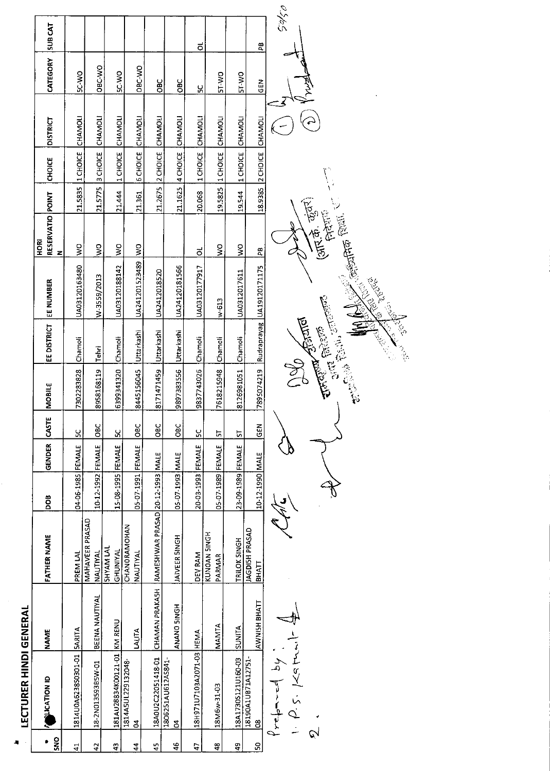## LECTURER HINDI GENERAL

| SNO | APPLICATION ID | NAME | FATHER NAME | DOB | GENDER | CASTE | MOBILE | EE DISTRICT | EE NUMBER | HORI RESERVATION | POINT | CHOICE | DISTRICT | CATEGORY | SUB CAT |
|---|---|---|---|---|---|---|---|---|---|---|---|---|---|---|---|
| 41 | 1814U0A6238S0301-01 | SARITA | PREM LAL | 04-06-1985 | FEMALE | SC | 7302283828 | Chamoli | UA03120163480 | WO | 21.5835 | 1 CHOICE | CHAMOLI | SC-WO | |
| 42 | 18-2N013593B5W-01 | BEENA NAUTIYAL | MAHAVEER PRASAD NAUTIYAL | 10-12-1992 | FEMALE | OBC | 8958168119 | Tehri | W-3559/2013 | WO | 21.5775 | 3 CHOICE | CHAMOLI | OBC-WO | |
| 43 | 181AU28834K00121-01 | KM RENU | SHYAM LAL GHUNIYAL | 15-08-1995 | FEMALE | SC | 6399341320 | Chamoli | UA03120188142 | WO | 21.444 | 1 CHOICE | CHAMOLI | SC-WO | |
| 44 | 1814A5UL229132048-04 | LALITA | CHANDRAMOHAN NAUTIYAL | 05-07-1991 | FEMALE | OBC | 8445156045 | Uttarkashi | UA241201523489 | WO | 21.361 | 6 CHOICE | CHAMOLI | OBC-WO | |
| 45 | 18A0U2C22051418-01 | CHAMAN PRAKASH | RAMESHWAR PRASAD | 20-12-1993 | MALE | OBC | 8171471459 | Uttarkashi | UA2412018520 | | 21.2675 | 2 CHOICE | CHAMOLI | OBC | |
| 46 | 1806251AU612A5841-04 | ANAND SINGH | JAIVEER SINGH | 05-07-1993 | MALE | OBC | 9897383556 | Uttarkashi | UA24120181566 | | 21.1625 | 4 CHOICE | CHAMOLI | OBC | |
| 47 | 18H971U7103A2071-03 | HEMA | DEV RAM | 20-03-1993 | FEMALE | SC | 9837743026 | Chamoli | UA03120177917 | OL | 20.068 | 1 CHOICE | CHAMOLI | SC | OL |
| 48 | 18M6w-31-03 | MAMTA | KUNDAN SINGH PARMAR | 05-07-1989 | FEMALE | ST | 7618251948 | Chamoli | w-613 | WO | 19.5825 | 1 CHOICE | CHAMOLI | ST-WO | |
| 49 | 18A1730S121U160-03 | SUNITA | TRILOK SINGH | 23-09-1989 | FEMALE | ST | 8126981051 | Chamoli | UA0312017611 | WO | 19.544 | 1 CHOICE | CHAMOLI | ST-WO | |
| 50 | 18190A1UB71A12751-08 | AWNISH BHATT | JAGDISH PRASAD BHATT | 10-12-1990 | MALE | GEN | 7895074219 | Rudraprayag | UA19120171175 | PB | 18.9385 | 2 CHOICE | CHAMOLI | GEN | PB |

Prepared by :
1. P.S. Kamal
2.

(आर.के. कुंवर) निदेशक

अपर निदेशक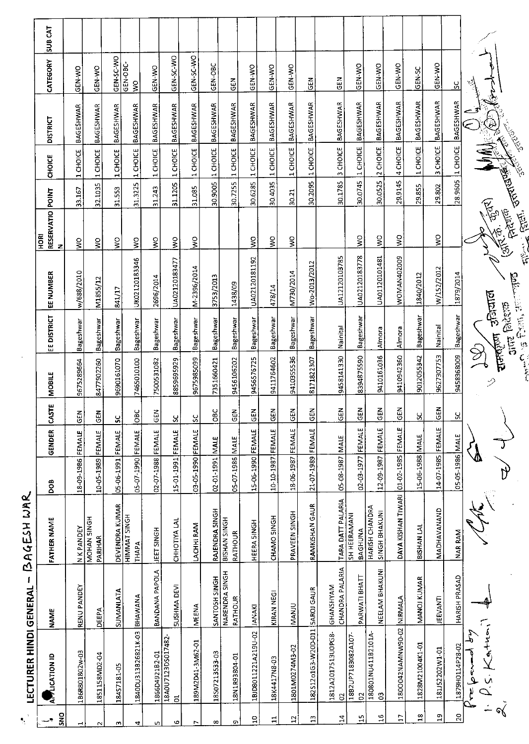# LECTURER HINDI GENERAL - BAGESHWAR

| SNO | APPLICATION ID | NAME | FATHER NAME | DOB | GENDER | CASTE | MOBILE | EE DISTRICT | EE NUMBER | HORI RESERVATION | POINT | CHOICE | DISTRICT | CATEGORY | SUB CAT |
|---|---|---|---|---|---|---|---|---|---|---|---|---|---|---|---|
| 1 | 186R801802W-03 | RENU PANDEY | N K PANDEY | 18-09-1986 | FEMALE | GEN | 9675289664 | Bageshwar | w/688/2010 | WO | 33.167 | 1 CHOICE | BAGESHWAR | GEN-WO | |
| 2 | 1851158MD2-04 | DEEPA | MOHAN SINGH PARIHAR | 10-05-1989 | FEMALE | GEN | 8477902260 | Bageshwar | M1855/12 | WO | 32.1035 | 1 CHOICE | BAGESHWAR | GEN-WO | |
| 3 | 1845718I-05 | SUMANLATA | DEVENDRA KUMAR | 05-06-1991 | FEMALE | SC | 9690161070 | Bageshwar | 841/17 | WO | 31.553 | 1 CHOICE | BAGESHWAR | GEN-SC-WO | |
| 4 | 1840DU313B26821K-03 | BHAWANA | HIMMAT SINGH THAPA | 05-07-1990 | FEMALE | OBC | 7465010100 | Bageshwar | UK02120183346 | WO | 31.3225 | 1 CHOICE | BAGESHWAR | GEN-OBC-WO | |
| 5 | 1866D4921B2-01 | BANDANA PAPOLA | JEET SINGH | 02-07-1988 | FEMALE | GEN | 7500531082 | Bageshwar | 2696/2014 | WO | 31.243 | 1 CHOICE | BAGESHWAR | GEN-WO | |
| 6 | 18A0U7123DS017482-01 | SUSHMA DEVI | CHHOTIYA LAL | 15-01-1991 | FEMALE | SC | 8859695929 | Bageshwar | UA02120183477 | WO | 31.1205 | 1 CHOICE | BAGESHWAR | GEN-SC-WO | |
| 7 | 189M2D41-3M62-01 | MEENA | LACHHI RAM | 03-05-1990 | FEMALE | SC | 9675985099 | Bageshwar | M-2396/2014 | WO | 31.085 | 1 CHOICE | BAGESHWAR | GEN-SC-WO | |
| 8 | 18S07213533-03 | SANTOSH SINGH | RAJENDRA SINGH | 02-01-1991 | MALE | OBC | 7351660421 | Bageshwar | 3753/2013 | | 30.9005 | 1 CHOICE | BAGESHWAR | GEN-OBC | |
| 9 | 18N1R93804-01 | NARENDRA SINGH RATHOUR | BISHAN SINGH RATHOUR | 05-07-1986 | MALE | GEN | 9456106202 | Bageshwar | 1438/09 | | 30.7255 | 1 CHOICE | BAGESHWAR | GEN | |
| 10 | 18JD8011221A219U-02 | JANAKI | HEERA SINGH | 15-06-1990 | FEMALE | GEN | 9456576725 | Bageshwar | UA02120181192 | WO | 30.6285 | 1 CHOICE | BAGESHWAR | GEN-WO | |
| 11 | 18K4417N8-03 | KIRAN NEGI | CHAMO SINGH | 10-10-1987 | FEMALE | GEN | 9411764602 | Bageshwar | 478/14 | WO | 30.4035 | 1 CHOICE | BAGESHWAR | GEN-WO | |
| 12 | 1801M0274M3-02 | MANJU | PRAVEEN SINGH | 18-06-1987 | FEMALE | GEN | 9410355536 | Bageshwar | M730/2014 | WO | 30.21 | 1 CHOICE | BAGESHWAR | GEN-WO | |
| 13 | 182S12o1G3-W20D-D11 | SAROJ GAUR | RAMKISHAN GAUR | 21-07-1989 | FEMALE | GEN | 8171822307 | Bageshwar | Wo-2013/2012 | | 30.2095 | 1 CHOICE | BAGESHWAR | GEN | |
| 14 | 1812A2017513U0PG8-02 | GHANSHYAM CHANDRA PALARIA | TARA DATT PALARIA | 05-08-1987 | MALE | GEN | 9458141330 | Nainital | UA12120103785 | | 30.1785 | 3 CHOICE | BAGESHWAR | GEN | |
| 15 | 1882UP7183082A107-02 | PARWATI BHATT | SH HEERAMANI BAGHUNA | 02-03-1977 | FEMALE | GEN | 8394875590 | Bageshwar | UA02120183778 | WO | 30.0745 | 1 CHOICE | BAGESHWAR | GEN-WO | |
| 16 | 180801NU411B2101A-03 | NEELAM BHAKUNI | HARISH CHANDRA SINGH BHAKUNI | 12-09-1987 | FEMALE | GEN | 9410161036 | Almora | UA01120101481 | WO | 30.0525 | 2 CHOICE | BAGESHWAR | GEN-WO | |
| 17 | 1800O42NAMNW90-02 | NIRMALA | DAYA KISHAN TIWARI | 01-02-1985 | FEMALE | GEN | 9410942360 | Almora | WOMAN402009 | WO | 29.9145 | 4 CHOICE | BAGESHWAR | GEN-WO | |
| 18 | 1828M21004K1-01 | MANOJ KUMAR | BISHAN LAL | 15-06-1988 | MALE | SC | 9012055342 | Bageshwar | 1840/2012 | | 29.855 | 1 CHOICE | BAGESHWAR | GEN-SC | |
| 19 | 181J52202W1-01 | JEEVANTI | MADHAVANAND | 14-07-1985 | FEMALE | GEN | 9627307753 | Nainital | W/152/2012 | WO | 29.802 | 3 CHOICE | BAGESHWAR | GEN-WO | |
| 20 | 1879H0114P28-02 | HARISH PRASAD | NAR RAM | 05-05-1986 | MALE | SC | 9458368009 | Bageshwar | 1879/2014 | | 28.9605 | 1 CHOICE | BAGESHWAR | SC | |

Prepared by
1. P.S. Kathait
2.

राजकुमार अधिकारी
अपर निदेशक

(आर.के. कुंवर)
निदेशक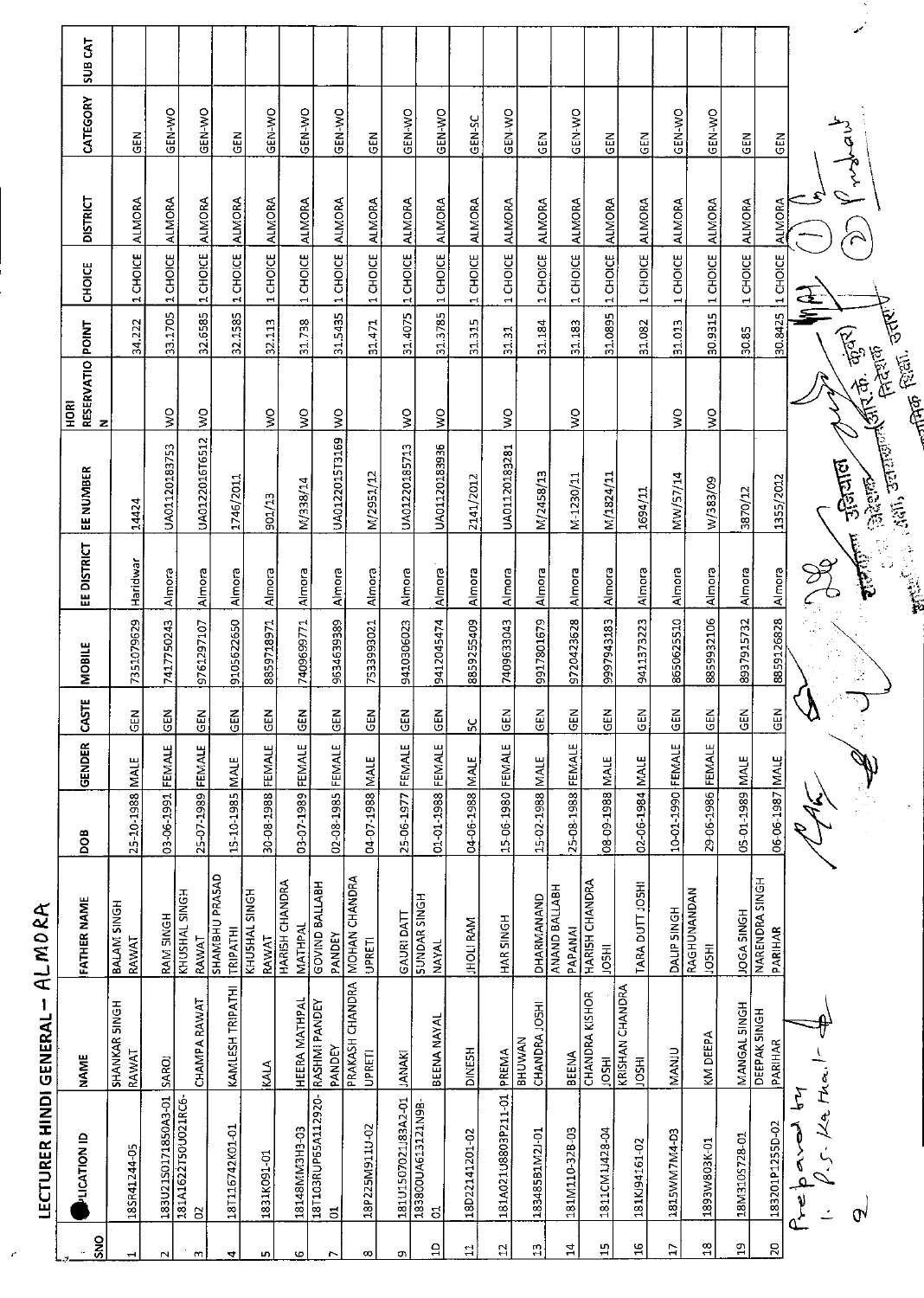# LECTURER HINDI GENERAL – ALMORA

| SNO | APPLICATION ID | NAME | FATHER NAME | DOB | GENDER | CASTE | MOBILE | EE DISTRICT | EE NUMBER | HORI RESERVATION | POINT | CHOICE | DISTRICT | CATEGORY | SUB CAT |
|---|---|---|---|---|---|---|---|---|---|---|---|---|---|---|---|
| 1 | 18SR41244-05 | SHANKAR SINGH RAWAT | BALAM SINGH RAWAT | 25-10-1988 | MALE | GEN | 7351079629 | Haridwar | 14424 | | 34.222 | 1 CHOICE | ALMORA | GEN | |
| 2 | 183U21S0171850A3-01 | SAROJ | RAM SINGH | 03-06-1991 | FEMALE | GEN | 7417750243 | Almora | UA01120183753 | WO | 33.1705 | 1 CHOICE | ALMORA | GEN-WO | |
| 3 | 181A1622TS0U021RC6-02 | CHAMPA RAWAT | KHUSHAL SINGH RAWAT | 25-07-1989 | FEMALE | GEN | 9761297107 | Almora | UA01220161G512 | WO | 32.6585 | 1 CHOICE | ALMORA | GEN-WO | |
| 4 | 18T16742K01-01 | KAMLESH TRIPATHI | SHAMBHU PRASAD TRIPATHI | 15-10-1985 | MALE | GEN | 9105622650 | Almora | 1746/2011 | | 32.1585 | 1 CHOICE | ALMORA | GEN | |
| 5 | 1831K091-01 | KALA | KHUSHAL SINGH RAWAT | 30-08-1988 | FEMALE | GEN | 8859718971 | Almora | 901/13 | WO | 32.113 | 1 CHOICE | ALMORA | GEN-WO | |
| 6 | 18148MM3H3-03 | HEERA MATHPAL | HARISH CHANDRA MATHPAL | 03-07-1989 | FEMALE | GEN | 7409699771 | Almora | M/338/14 | WO | 31.738 | 1 CHOICE | ALMORA | GEN-WO | |
| 7 | 18T103RUP65A112920-01 | RASHMI PANDEY | GOVIND BALLABH PANDEY | 02-08-1985 | FEMALE | GEN | 9634639389 | Almora | UA01220151T3169 | WO | 31.5435 | 1 CHOICE | ALMORA | GEN-WO | |
| 8 | 18P225M911U-02 | PRAKASH CHANDRA UPRETI | MOHAN CHANDRA UPRETI | 04-07-1988 | MALE | GEN | 7533993021 | Almora | M/2951/12 | | 31.471 | 1 CHOICE | ALMORA | GEN | |
| 9 | 181U1507021183A2-01 | JANAKI | GAURI DATT | 25-06-1977 | FEMALE | GEN | 9410306023 | Almora | UA01220185713 | WO | 31.4075 | 1 CHOICE | ALMORA | GEN-WO | |
| 10 | 18380UA613121N9B-01 | BEENA NAYAL | SUNDAR SINGH NAYAL | 01-01-1988 | FEMALE | GEN | 9412045474 | Almora | UA01120183936 | WO | 31.3785 | 1 CHOICE | ALMORA | GEN-WO | |
| 11 | 18D2214120I-02 | DINESH | JHOLI RAM | 04-06-1988 | MALE | SC | 8859255409 | Almora | 2141/2012 | | 31.315 | 1 CHOICE | ALMORA | GEN-SC | |
| 12 | 181A021U8803P211-01 | PREMA | HAR SINGH | 15-06-1980 | FEMALE | GEN | 7409633043 | Almora | UA01120183281 | WO | 31.31 | 1 CHOICE | ALMORA | GEN-WO | |
| 13 | 183485B1M2J-01 | BHUWAN CHANDRA JOSHI | DHARMANAND | 15-02-1988 | MALE | GEN | 9917801679 | Almora | M/2458/13 | | 31.184 | 1 CHOICE | ALMORA | GEN | |
| 14 | 181M110-32B-03 | BEENA | ANAND BALLABH PAPANAI | 25-08-1988 | FEMALE | GEN | 9720423628 | Almora | M-1230/11 | WO | 31.183 | 1 CHOICE | ALMORA | GEN-WO | |
| 15 | 1811CM1J428-04 | CHANDRA KISHOR JOSHI | HARISH CHANDRA JOSHI | 08-09-1988 | MALE | GEN | 9997943183 | Almora | M/1824/11 | | 31.0895 | 1 CHOICE | ALMORA | GEN | |
| 16 | 181KJ94161-02 | KRISHAN CHANDRA JOSHI | TARA DUTT JOSHI | 02-06-1984 | MALE | GEN | 9411373223 | Almora | 1694/11 | | 31.082 | 1 CHOICE | ALMORA | GEN | |
| 17 | 1815WM7M4-03 | MANJU | DALIP SINGH | 10-01-1990 | FEMALE | GEN | 8650625510 | Almora | MW/57/14 | WO | 31.013 | 1 CHOICE | ALMORA | GEN-WO | |
| 18 | 1893W803K-01 | KM DEEPA | RAGHUNANDAN JOSHI | 29-06-1986 | FEMALE | GEN | 8859932106 | Almora | W/383/09 | WO | 30.9315 | 1 CHOICE | ALMORA | GEN-WO | |
| 19 | 18M310S728-01 | MANGAL SINGH | JOGA SINGH | 05-01-1989 | MALE | GEN | 8937915732 | Almora | 3870/12 | | 30.85 | 1 CHOICE | ALMORA | GEN | |
| 20 | 183201P1255D-02 | DEEPAK SINGH PARIHAR | NARENDRA SINGH PARIHAR | 06-06-1987 | MALE | GEN | 8859126828 | Almora | 1355/2012 | | 30.8425 | 1 CHOICE | ALMORA | GEN | |

Prepared by
1. P.S. Kathait
2.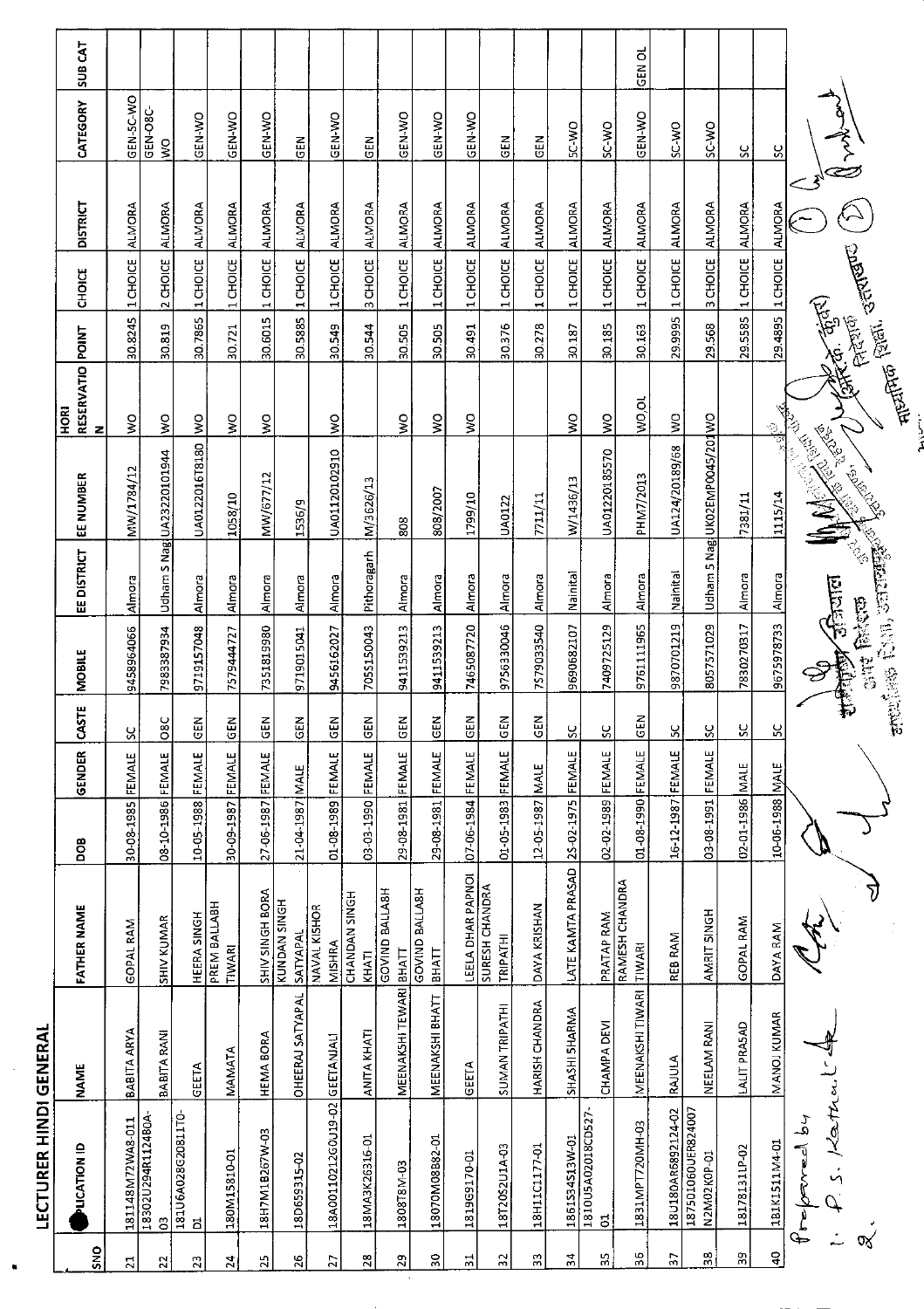## LECTURER HINDI GENERAL

| SNO | APPLICATION ID | NAME | FATHER NAME | DOB | GENDER | CASTE | MOBILE | EE DISTRICT | EE NUMBER | HORI RESERVATION | POINT | CHOICE | DISTRICT | CATEGORY | SUB CAT |
|---|---|---|---|---|---|---|---|---|---|---|---|---|---|---|---|
| 21 | 18114BM72WA8-011 | BABITA ARYA | GOPAL RAM | 30-08-1985 | FEMALE | SC | 9458964066 | Almora | MW/1784/12 | WO | 30.8245 | 1 CHOICE | ALMORA | GEN-SC-WO | |
| 22 | 18302U294R1124B0A-03 | BABITA RANI | SHIV KUMAR | 08-10-1986 | FEMALE | OBC | 7983387934 | Udham S Nag | UA23220101944 | WO | 30.819 | 2 CHOICE | ALMORA | GEN-OBC-WO | |
| 23 | 181U6A028G2081IT0-01 | GEETA | HEERA SINGH | 10-05-1988 | FEMALE | GEN | 9719157048 | Almora | UA01220167180 | WO | 30.7865 | 1 CHOICE | ALMORA | GEN-WO | |
| 24 | 180M15810-01 | MAMATA | PREM BALLABH TIWARI | 30-09-1987 | FEMALE | GEN | 7579444727 | Almora | 1058/10 | WO | 30.721 | 1 CHOICE | ALMORA | GEN-WO | |
| 25 | 18H7M1B267W-03 | HEMA BORA | SHIV SINGH BORA | 27-06-1987 | FEMALE | GEN | 7351819980 | Almora | MW/677/12 | WO | 30.6015 | 1 CHOICE | ALMORA | GEN-WO | |
| 26 | 18D659315-02 | DHEERAJ SATYAPAL | KUNDAN SINGH SATYAPAL | 21-04-1987 | MALE | GEN | 9719015041 | Almora | 1536/9 | | 30.5885 | 1 CHOICE | ALMORA | GEN | |
| 27 | 18A00110212G0U19-02 | GEETANJALI | NAVAL KISHOR MISHRA | 01-08-1989 | FEMALE | GEN | 9456162027 | Almora | UA01120102910 | WO | 30.549 | 1 CHOICE | ALMORA | GEN-WO | |
| 28 | 18MA3K26316-01 | ANITA KHATI | CHANDAN SINGH KHATI | 03-03-1990 | FEMALE | GEN | 7055150043 | Pithoragarh | M/3626/13 | | 30.544 | 3 CHOICE | ALMORA | GEN | |
| 29 | 1808T8M-03 | MEENAKSHI TEWARI | GOVIND BALLABH BHATT | 29-08-1981 | FEMALE | GEN | 9411539213 | Almora | 808 | WO | 30.505 | 1 CHOICE | ALMORA | GEN-WO | |
| 30 | 18070M08B82-01 | MEENAKSHI BHATT | GOVIND BALLABH BHATT | 29-08-1981 | FEMALE | GEN | 9411539213 | Almora | 808/2007 | WO | 30.505 | 1 CHOICE | ALMORA | GEN-WO | |
| 31 | 1819G9170-01 | GEETA | LEELA DHAR PAPNOI | 07-06-1984 | FEMALE | GEN | 7465087720 | Almora | 1799/10 | WO | 30.491 | 1 CHOICE | ALMORA | GEN-WO | |
| 32 | 18T20S2U1A-03 | SUMAN TRIPATHI | SURESH CHANDRA TRIPATHI | 01-05-1983 | FEMALE | GEN | 9756330046 | Almora | UA0122 | | 30.376 | 1 CHOICE | ALMORA | GEN | |
| 33 | 18H1C1177-01 | HARISH CHANDRA | DAYA KRISHAN | 12-05-1987 | MALE | GEN | 7579033540 | Almora | 7711/11 | | 30.278 | 1 CHOICE | ALMORA | GEN | |
| 34 | 1861S34S13W-01 | SHASHI SHARMA | LATE KAMTA PRASAD | 25-02-1975 | FEMALE | SC | 9690682107 | Nainital | W/1436/13 | WO | 30.187 | 1 CHOICE | ALMORA | SC-WO | |
| 35 | 1810U5A02018CD527-01 | CHAMPA DEVI | PRATAP RAM | 02-02-1989 | FEMALE | SC | 7409725129 | Almora | UA01220185570 | WO | 30.185 | 1 CHOICE | ALMORA | SC-WO | |
| 36 | 1831MPT720MH-03 | MEENAKSHI TIWARI | RAMESH CHANDRA TIWARI | 01-08-1990 | FEMALE | GEN | 9761111965 | Almora | PHM7/2013 | WO,OL | 30.163 | 1 CHOICE | ALMORA | GEN-WO | GEN OL |
| 37 | 18U18OAR6892124-02 | RAJULA | REB RAM | 16-12-1987 | FEMALE | SC | 9870701219 | Nainital | UA124/20189/68 | WO | 29.9995 | 1 CHOICE | ALMORA | SC-WO | |
| 38 | 18750106OUER824007N2M02K0P-01 | NEELAM RANI | AMRIT SINGH | 03-08-1991 | FEMALE | SC | 8057571029 | Udham S Nag | UK02EMP0045/201 | WO | 29.568 | 3 CHOICE | ALMORA | SC-WO | |
| 39 | 18178131 1P-02 | LALIT PRASAD | GOPAL RAM | 02-01-1986 | MALE | SC | 7830270317 | Almora | 7381/11 | | 29.5585 | 1 CHOICE | ALMORA | SC | |
| 40 | 181K1511M4-01 | MANOJ KUMAR | DAYA RAM | 10-06-1988 | MALE | SC | 9675978733 | Almora | 1115/14 | | 29.4895 | 1 CHOICE | ALMORA | SC | |

Prepared by

1. P. S. Kathait

2.

माध्यमिक शिक्षा, उत्तराखण्ड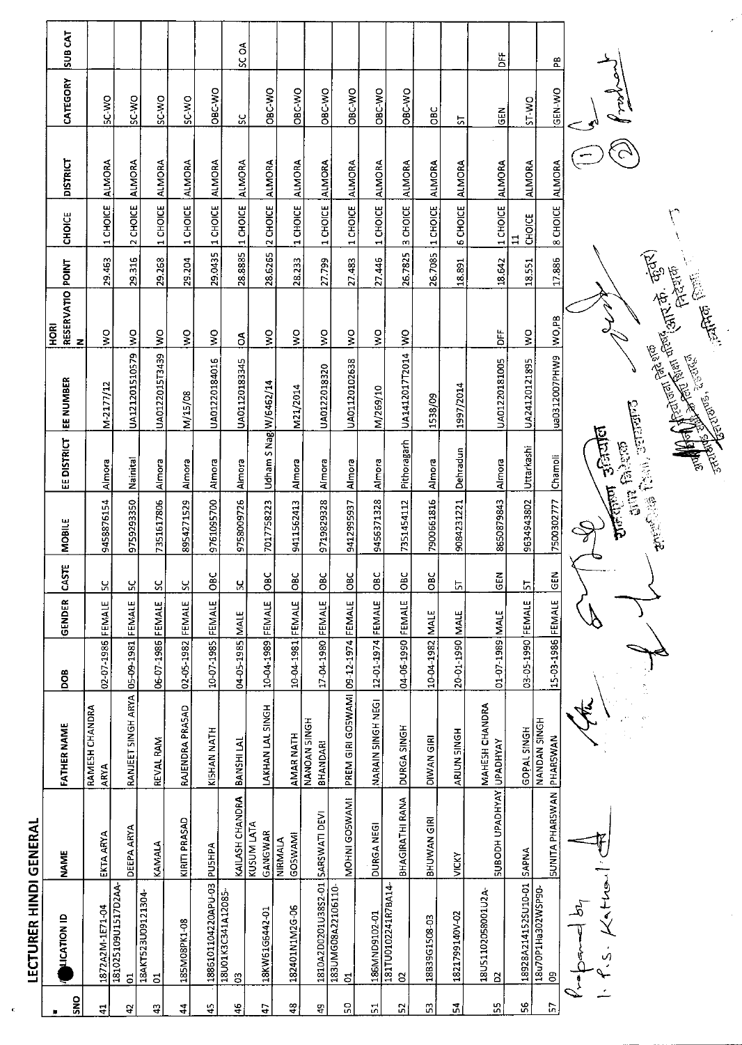## LECTURER HINDI GENERAL

| SNO | APPLICATION ID | NAME | FATHER NAME | DOB | GENDER | CASTE | MOBILE | EE DISTRICT | EE NUMBER | HORI RESERVATION | POINT | CHOICE | DISTRICT | CATEGORY | SUB CAT |
|---|---|---|---|---|---|---|---|---|---|---|---|---|---|---|---|
| 41 | 1872A2M-1E71-04 | EKTA ARYA | RAMESH CHANDRA ARYA | 02-07-1986 | FEMALE | SC | 9458876154 | Almora | M-2177/12 | WO | 29.463 | 1 CHOICE | ALMORA | SC-WO | |
| 42 | 181025109U1517D2AA-01 | DEEPA ARYA | RANJEET SINGH ARYA | 05-09-1981 | FEMALE | SC | 9759293350 | Nainital | UA12120151057 9 | WO | 29.316 | 2 CHOICE | ALMORA | SC-WO | |
| 43 | 18AKT523U0912 1304-01 | KAMALA | REVAL RAM | 06-07-1986 | FEMALE | SC | 7351617806 | Almora | UA01220151T3439 | WO | 29.268 | 1 CHOICE | ALMORA | SC-WO | |
| 44 | 185M08PK1-08 | KIRITI PRASAD | RAJENDRA PRASAD | 02-05-1982 | FEMALE | SC | 8954271529 | Almora | M/15/08 | WO | 29.204 | 1 CHOICE | ALMORA | SC-WO | |
| 45 | 18861011042 20APU-03 | PUSHPA | KISHAN NATH | 10-07-1985 | FEMALE | OBC | 9761095700 | Almora | UA01220184016 | WO | 29.0435 | 1 CHOICE | ALMORA | OBC-WO | |
| 46 | 18U01K3C341A12085-03 | KAILASH CHANDRA | BANSHI LAL | 04-05-1985 | MALE | SC | 9758009726 | Almora | UA01120183345 | OA | 28.8885 | 1 CHOICE | ALMORA | SC | SC OA |
| 47 | 18KW61G6442-01 | KUSUM LATA GANGWAR | LAKHAN LAL SINGH | 10-04-1989 | FEMALE | OBC | 7017758223 | Udham S Nag | W/6462/14 | WO | 28.6265 | 2 CHOICE | ALMORA | OBC-WO | |
| 48 | 182401N1M2G-06 | NIRMALA GOSWAMI | AMAR NATH | 10-04-1981 | FEMALE | OBC | 9411562413 | Almora | M21/2014 | WO | 28.233 | 1 CHOICE | ALMORA | OBC-WO | |
| 49 | 1810A2D0201U3 8S2-01 | SARSWATI DEVI | NANOAN SINGH BHANDARI | 17-04-1980 | FEMALE | OBC | 9719829328 | Almora | UA0122018320 | WO | 27.799 | 1 CHOICE | ALMORA | OBC-WO | |
| 50 | 183UMG08A22106110-01 | MOHNI GOSWAMI | PREM GIRI GOSWAMI | 09-12-1974 | FEMALE | OBC | 9412995937 | Almora | UA01120102638 | WO | 27.483 | 1 CHOICE | ALMORA | OBC-WO | |
| 51 | 186MND9102-01 | DURGA NEGI | NARAIN SINGH NEGI | 12-01-1974 | FEMALE | OBC | 9456371328 | Almora | M/269/10 | WO | 27.446 | 1 CHOICE | ALMORA | OBC-WO | |
| 52 | 181TU0102241R7BA14-02 | BHAGIRATHI RANA | DURGA SINGH | 04-06-1990 | FEMALE | OBC | 7351454112 | Pithoragarh | UA1412017T2014 | WO | 26.7825 | 3 CHOICE | ALMORA | OBC-WO | |
| 53 | 18B39G1508-03 | BHUWAN GIRI | DIWAN GIRI | 10-04-1982 | MALE | OBC | 7900661816 | Almora | 1538/09 | | 26.7085 | 1 CHOICE | ALMORA | OBC | |
| 54 | 1821799140V-02 | VICKY | ARJUN SINGH | 20-01-1990 | MALE | ST | 9084231221 | Dehradun | 1997/2014 | | 18.891 | 6 CHOICE | ALMORA | ST | |
| 55 | 18U5110205 8001U2A-02 | SUBODH UPADHYAY | MAHESH CHANDRA UPADHYAY | 01-07-1989 | MALE | GEN | 8650879843 | Almora | UA01220181005 | DFF | 18.642 | 1 CHOICE | ALMORA | GEN | DFF |
| 56 | 18928A2141525U10-01 | SAPNA | GOPAL SINGH | 03-05-1990 | FEMALE | ST | 9634943802 | Uttarkashi | UA24120121895 | WO | 18.551 | 11 CHOICE | ALMORA | ST-WO | |
| 57 | 18u70P1Ha302WSP90-09 | SUNITA PHARSWAN | NANDAN SINGH PHARSWAN | 15-03-1986 | FEMALE | GEN | 7500302777 | Chamoli | ua0312007PHW9 | WO,PB | 17.886 | 8 CHOICE | ALMORA | GEN-WO | PB |

Prepared by
I. P.S. Kathal

सहायक अभियन्ता
ग्रामीण निर्माण विभाग, उत्तराखण्ड

अपर निदेशक
उत्तराखण्ड विद्यालयी शिक्षा परिषद्, देहरादून

(आर.के. कुंवर)
निदेशक
माध्यमिक शिक्षा